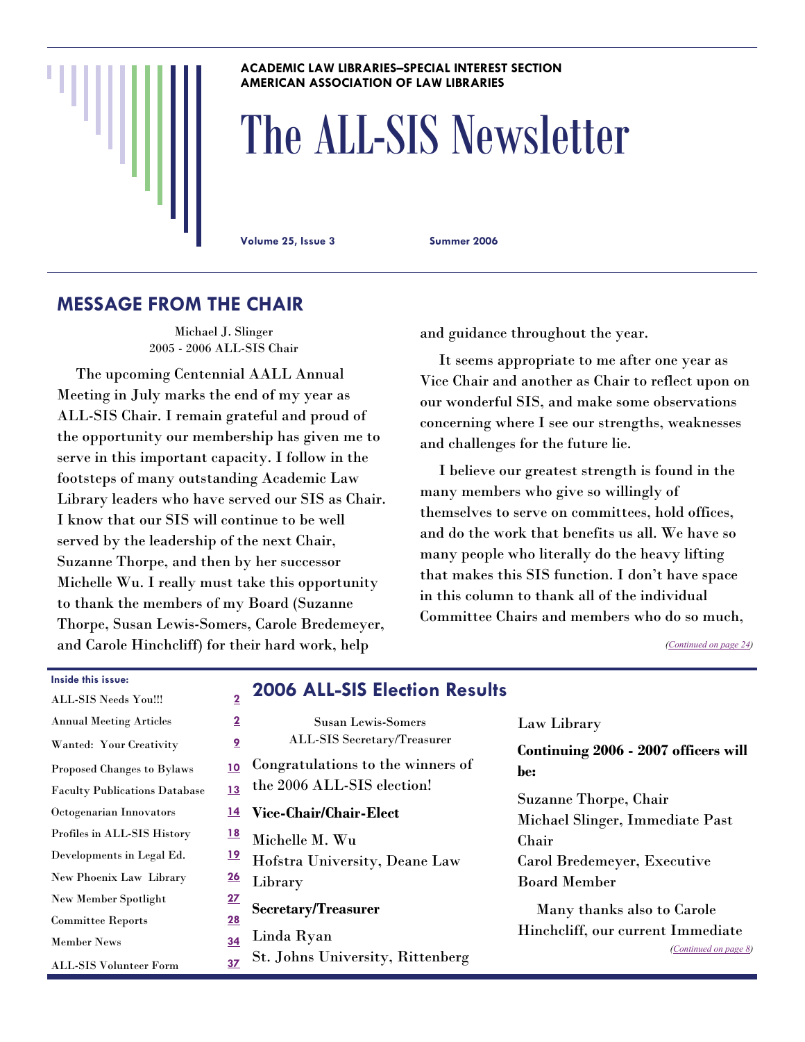ACADEMIC LAW LIBRARIES–SPECIAL INTEREST SECTION
AMERICAN ASSOCIATION OF LAW LIBRARIES

# The ALL-SIS Newsletter

**Volume 25, Issue 3** **Summer 2006**

## MESSAGE FROM THE CHAIR

Michael J. Slinger
2005 - 2006 ALL-SIS Chair

The upcoming Centennial AALL Annual Meeting in July marks the end of my year as ALL-SIS Chair. I remain grateful and proud of the opportunity our membership has given me to serve in this important capacity. I follow in the footsteps of many outstanding Academic Law Library leaders who have served our SIS as Chair. I know that our SIS will continue to be well served by the leadership of the next Chair, Suzanne Thorpe, and then by her successor Michelle Wu. I really must take this opportunity to thank the members of my Board (Suzanne Thorpe, Susan Lewis-Somers, Carole Bredemeyer, and Carole Hinchcliff) for their hard work, help and guidance throughout the year.

It seems appropriate to me after one year as Vice Chair and another as Chair to reflect upon on our wonderful SIS, and make some observations concerning where I see our strengths, weaknesses and challenges for the future lie.

I believe our greatest strength is found in the many members who give so willingly of themselves to serve on committees, hold offices, and do the work that benefits us all. We have so many people who literally do the heavy lifting that makes this SIS function. I don't have space in this column to thank all of the individual Committee Chairs and members who do so much,

*(Continued on page 24)*

**Inside this issue:**

| | |
|---|---|
| ALL-SIS Needs You!!! | 2 |
| Annual Meeting Articles | 2 |
| Wanted: Your Creativity | 9 |
| Proposed Changes to Bylaws | 10 |
| Faculty Publications Database | 13 |
| Octogenarian Innovators | 14 |
| Profiles in ALL-SIS History | 18 |
| Developments in Legal Ed. | 19 |
| New Phoenix Law Library | 26 |
| New Member Spotlight | 27 |
| Committee Reports | 28 |
| Member News | 34 |
| ALL-SIS Volunteer Form | 37 |

## 2006 ALL-SIS Election Results

Susan Lewis-Somers
ALL-SIS Secretary/Treasurer

Congratulations to the winners of the 2006 ALL-SIS election!

**Vice-Chair/Chair-Elect**

Michelle M. Wu
Hofstra University, Deane Law Library

**Secretary/Treasurer**

Linda Ryan
St. Johns University, Rittenberg Law Library

**Continuing 2006 - 2007 officers will be:**

Suzanne Thorpe, Chair
Michael Slinger, Immediate Past Chair
Carol Bredemeyer, Executive Board Member

Many thanks also to Carole Hinchcliff, our current Immediate

*(Continued on page 8)*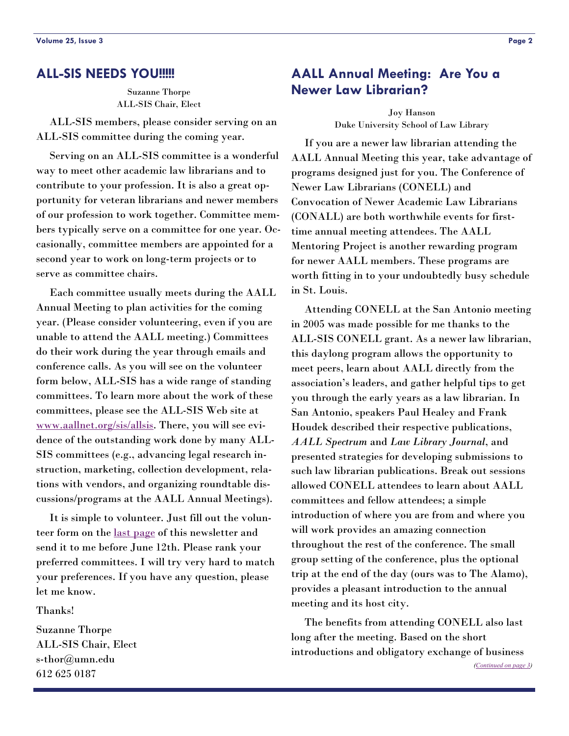## ALL-SIS NEEDS YOU!!!!!

Suzanne Thorpe
ALL-SIS Chair, Elect

ALL-SIS members, please consider serving on an ALL-SIS committee during the coming year.

Serving on an ALL-SIS committee is a wonderful way to meet other academic law librarians and to contribute to your profession. It is also a great opportunity for veteran librarians and newer members of our profession to work together. Committee members typically serve on a committee for one year. Occasionally, committee members are appointed for a second year to work on long-term projects or to serve as committee chairs.

Each committee usually meets during the AALL Annual Meeting to plan activities for the coming year. (Please consider volunteering, even if you are unable to attend the AALL meeting.) Committees do their work during the year through emails and conference calls. As you will see on the volunteer form below, ALL-SIS has a wide range of standing committees. To learn more about the work of these committees, please see the ALL-SIS Web site at www.aallnet.org/sis/allsis. There, you will see evidence of the outstanding work done by many ALL-SIS committees (e.g., advancing legal research instruction, marketing, collection development, relations with vendors, and organizing roundtable discussions/programs at the AALL Annual Meetings).

It is simple to volunteer. Just fill out the volunteer form on the last page of this newsletter and send it to me before June 12th. Please rank your preferred committees. I will try very hard to match your preferences. If you have any question, please let me know.

Thanks!

Suzanne Thorpe
ALL-SIS Chair, Elect
s-thor@umn.edu
612 625 0187

## AALL Annual Meeting: Are You a Newer Law Librarian?

Joy Hanson
Duke University School of Law Library

If you are a newer law librarian attending the AALL Annual Meeting this year, take advantage of programs designed just for you. The Conference of Newer Law Librarians (CONELL) and Convocation of Newer Academic Law Librarians (CONALL) are both worthwhile events for first-time annual meeting attendees. The AALL Mentoring Project is another rewarding program for newer AALL members. These programs are worth fitting in to your undoubtedly busy schedule in St. Louis.

Attending CONELL at the San Antonio meeting in 2005 was made possible for me thanks to the ALL-SIS CONELL grant. As a newer law librarian, this daylong program allows the opportunity to meet peers, learn about AALL directly from the association's leaders, and gather helpful tips to get you through the early years as a law librarian. In San Antonio, speakers Paul Healey and Frank Houdek described their respective publications, *AALL Spectrum* and *Law Library Journal*, and presented strategies for developing submissions to such law librarian publications. Break out sessions allowed CONELL attendees to learn about AALL committees and fellow attendees; a simple introduction of where you are from and where you will work provides an amazing connection throughout the rest of the conference. The small group setting of the conference, plus the optional trip at the end of the day (ours was to The Alamo), provides a pleasant introduction to the annual meeting and its host city.

The benefits from attending CONELL also last long after the meeting. Based on the short introductions and obligatory exchange of business

*(Continued on page 3)*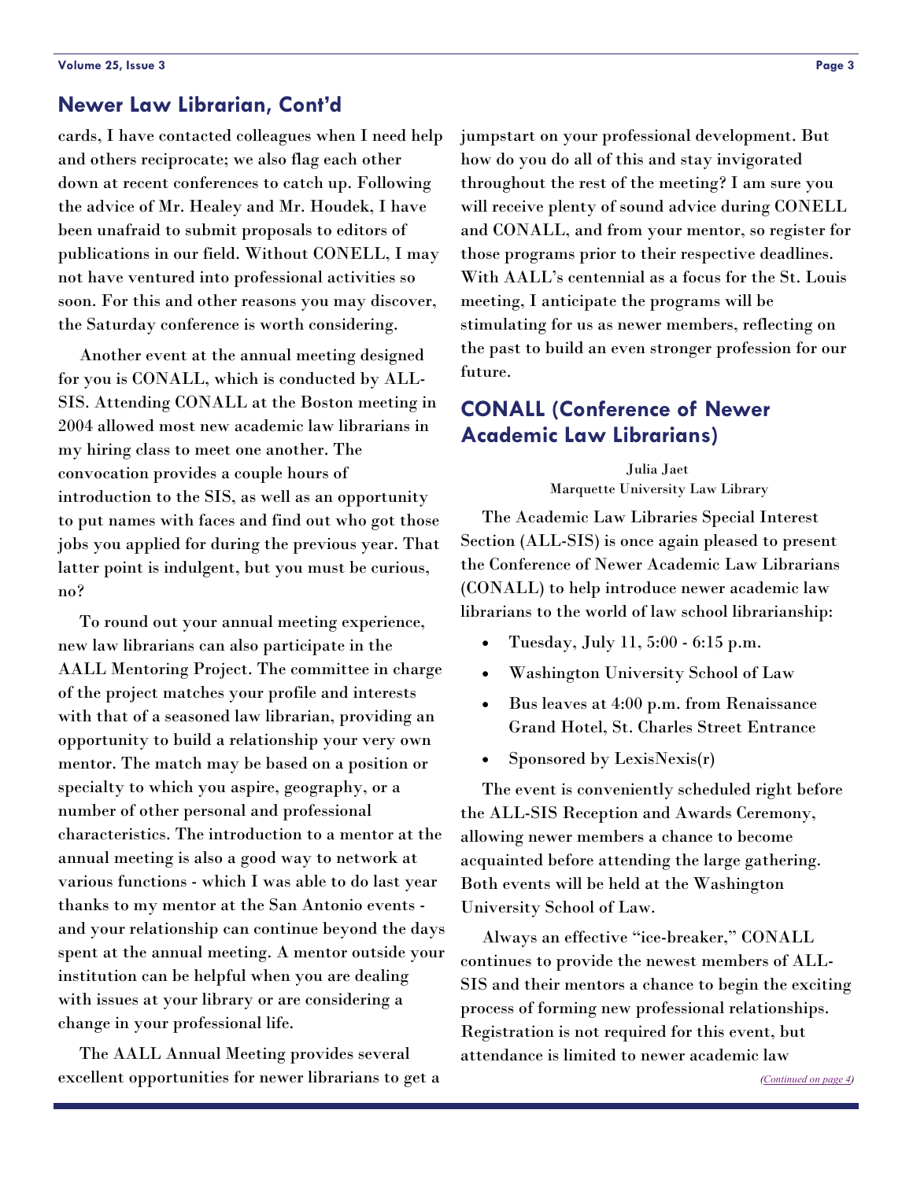## Newer Law Librarian, Cont'd

cards, I have contacted colleagues when I need help and others reciprocate; we also flag each other down at recent conferences to catch up. Following the advice of Mr. Healey and Mr. Houdek, I have been unafraid to submit proposals to editors of publications in our field. Without CONELL, I may not have ventured into professional activities so soon. For this and other reasons you may discover, the Saturday conference is worth considering.

Another event at the annual meeting designed for you is CONALL, which is conducted by ALL-SIS. Attending CONALL at the Boston meeting in 2004 allowed most new academic law librarians in my hiring class to meet one another. The convocation provides a couple hours of introduction to the SIS, as well as an opportunity to put names with faces and find out who got those jobs you applied for during the previous year. That latter point is indulgent, but you must be curious, no?

To round out your annual meeting experience, new law librarians can also participate in the AALL Mentoring Project. The committee in charge of the project matches your profile and interests with that of a seasoned law librarian, providing an opportunity to build a relationship your very own mentor. The match may be based on a position or specialty to which you aspire, geography, or a number of other personal and professional characteristics. The introduction to a mentor at the annual meeting is also a good way to network at various functions - which I was able to do last year thanks to my mentor at the San Antonio events - and your relationship can continue beyond the days spent at the annual meeting. A mentor outside your institution can be helpful when you are dealing with issues at your library or are considering a change in your professional life.

The AALL Annual Meeting provides several excellent opportunities for newer librarians to get a jumpstart on your professional development. But how do you do all of this and stay invigorated throughout the rest of the meeting? I am sure you will receive plenty of sound advice during CONELL and CONALL, and from your mentor, so register for those programs prior to their respective deadlines. With AALL's centennial as a focus for the St. Louis meeting, I anticipate the programs will be stimulating for us as newer members, reflecting on the past to build an even stronger profession for our future.

## CONALL (Conference of Newer Academic Law Librarians)

Julia Jaet
Marquette University Law Library

The Academic Law Libraries Special Interest Section (ALL-SIS) is once again pleased to present the Conference of Newer Academic Law Librarians (CONALL) to help introduce newer academic law librarians to the world of law school librarianship:

- Tuesday, July 11, 5:00 - 6:15 p.m.
- Washington University School of Law
- Bus leaves at 4:00 p.m. from Renaissance Grand Hotel, St. Charles Street Entrance
- Sponsored by LexisNexis(r)

The event is conveniently scheduled right before the ALL-SIS Reception and Awards Ceremony, allowing newer members a chance to become acquainted before attending the large gathering. Both events will be held at the Washington University School of Law.

Always an effective "ice-breaker," CONALL continues to provide the newest members of ALL-SIS and their mentors a chance to begin the exciting process of forming new professional relationships. Registration is not required for this event, but attendance is limited to newer academic law

*(Continued on page 4)*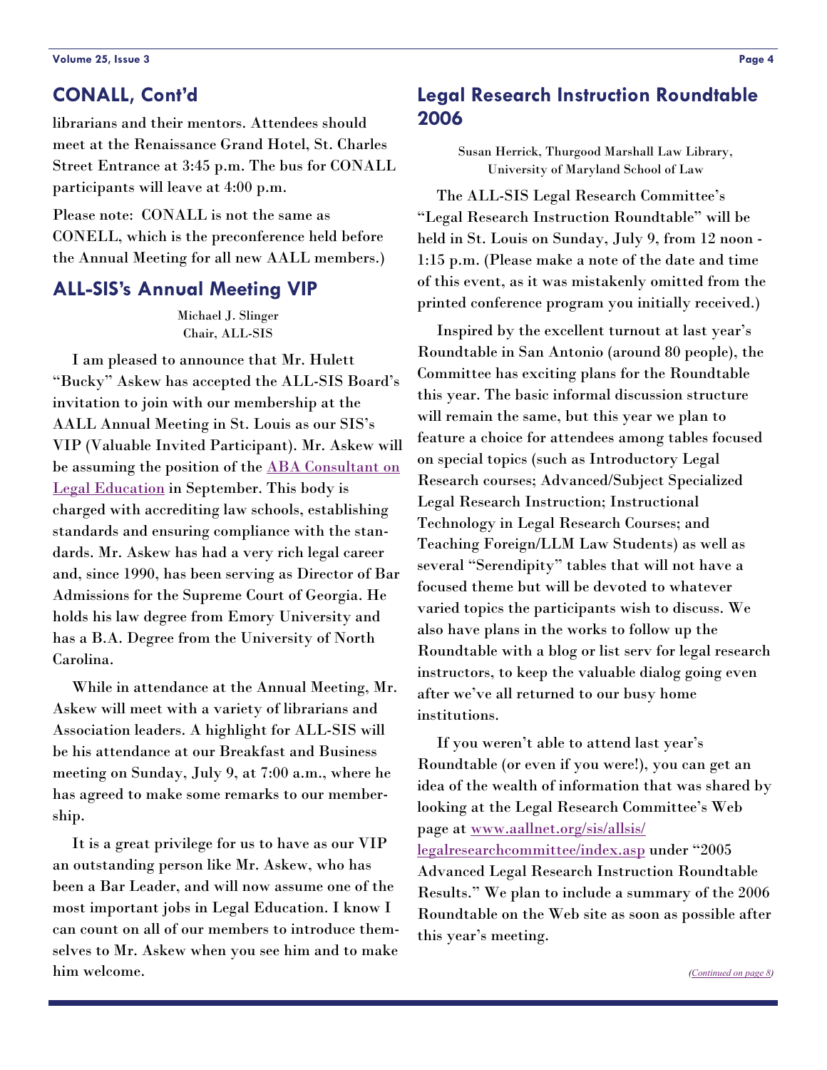## CONALL, Cont'd

librarians and their mentors. Attendees should meet at the Renaissance Grand Hotel, St. Charles Street Entrance at 3:45 p.m. The bus for CONALL participants will leave at 4:00 p.m.

Please note: CONALL is not the same as CONELL, which is the preconference held before the Annual Meeting for all new AALL members.)

## ALL-SIS's Annual Meeting VIP

Michael J. Slinger
Chair, ALL-SIS

I am pleased to announce that Mr. Hulett "Bucky" Askew has accepted the ALL-SIS Board's invitation to join with our membership at the AALL Annual Meeting in St. Louis as our SIS's VIP (Valuable Invited Participant). Mr. Askew will be assuming the position of the ABA Consultant on Legal Education in September. This body is charged with accrediting law schools, establishing standards and ensuring compliance with the standards. Mr. Askew has had a very rich legal career and, since 1990, has been serving as Director of Bar Admissions for the Supreme Court of Georgia. He holds his law degree from Emory University and has a B.A. Degree from the University of North Carolina.

While in attendance at the Annual Meeting, Mr. Askew will meet with a variety of librarians and Association leaders. A highlight for ALL-SIS will be his attendance at our Breakfast and Business meeting on Sunday, July 9, at 7:00 a.m., where he has agreed to make some remarks to our membership.

It is a great privilege for us to have as our VIP an outstanding person like Mr. Askew, who has been a Bar Leader, and will now assume one of the most important jobs in Legal Education. I know I can count on all of our members to introduce themselves to Mr. Askew when you see him and to make him welcome.

## Legal Research Instruction Roundtable 2006

Susan Herrick, Thurgood Marshall Law Library,
University of Maryland School of Law

The ALL-SIS Legal Research Committee's "Legal Research Instruction Roundtable" will be held in St. Louis on Sunday, July 9, from 12 noon - 1:15 p.m. (Please make a note of the date and time of this event, as it was mistakenly omitted from the printed conference program you initially received.)

Inspired by the excellent turnout at last year's Roundtable in San Antonio (around 80 people), the Committee has exciting plans for the Roundtable this year. The basic informal discussion structure will remain the same, but this year we plan to feature a choice for attendees among tables focused on special topics (such as Introductory Legal Research courses; Advanced/Subject Specialized Legal Research Instruction; Instructional Technology in Legal Research Courses; and Teaching Foreign/LLM Law Students) as well as several "Serendipity" tables that will not have a focused theme but will be devoted to whatever varied topics the participants wish to discuss. We also have plans in the works to follow up the Roundtable with a blog or list serv for legal research instructors, to keep the valuable dialog going even after we've all returned to our busy home institutions.

If you weren't able to attend last year's Roundtable (or even if you were!), you can get an idea of the wealth of information that was shared by looking at the Legal Research Committee's Web page at www.aallnet.org/sis/allsis/legalresearchcommittee/index.asp under "2005 Advanced Legal Research Instruction Roundtable Results." We plan to include a summary of the 2006 Roundtable on the Web site as soon as possible after this year's meeting.

*(Continued on page 8)*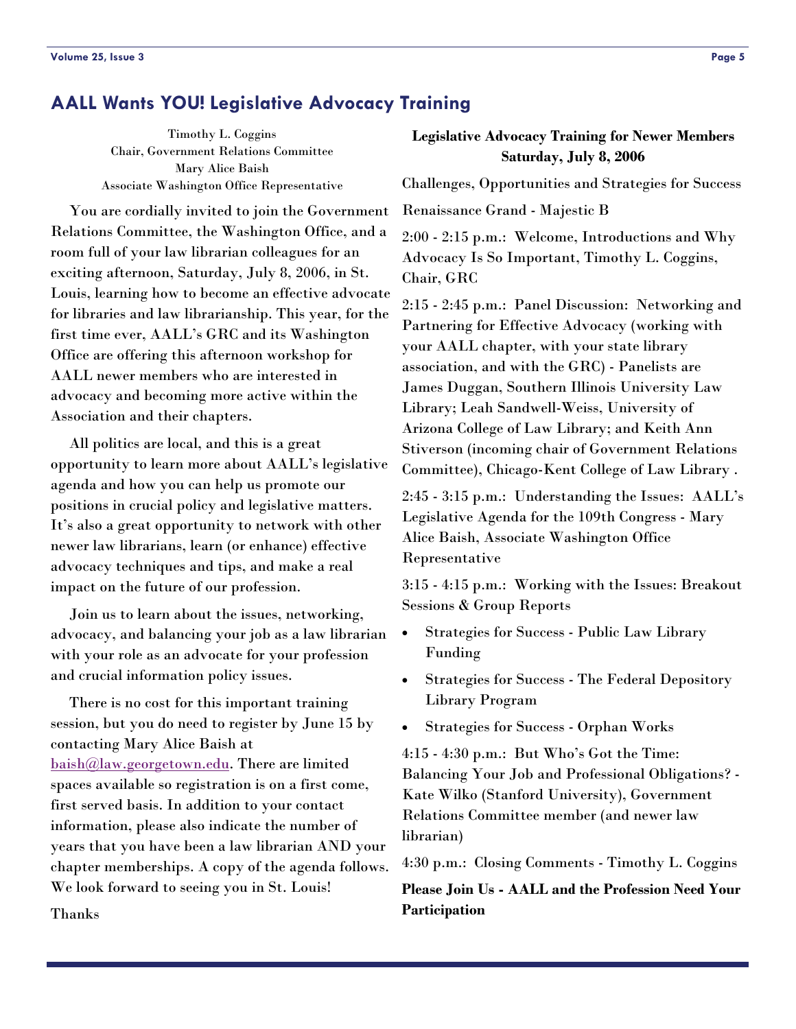## AALL Wants YOU! Legislative Advocacy Training

Timothy L. Coggins
Chair, Government Relations Committee
Mary Alice Baish
Associate Washington Office Representative

You are cordially invited to join the Government Relations Committee, the Washington Office, and a room full of your law librarian colleagues for an exciting afternoon, Saturday, July 8, 2006, in St. Louis, learning how to become an effective advocate for libraries and law librarianship. This year, for the first time ever, AALL's GRC and its Washington Office are offering this afternoon workshop for AALL newer members who are interested in advocacy and becoming more active within the Association and their chapters.

All politics are local, and this is a great opportunity to learn more about AALL's legislative agenda and how you can help us promote our positions in crucial policy and legislative matters. It's also a great opportunity to network with other newer law librarians, learn (or enhance) effective advocacy techniques and tips, and make a real impact on the future of our profession.

Join us to learn about the issues, networking, advocacy, and balancing your job as a law librarian with your role as an advocate for your profession and crucial information policy issues.

There is no cost for this important training session, but you do need to register by June 15 by contacting Mary Alice Baish at baish@law.georgetown.edu. There are limited spaces available so registration is on a first come, first served basis. In addition to your contact information, please also indicate the number of years that you have been a law librarian AND your chapter memberships. A copy of the agenda follows. We look forward to seeing you in St. Louis!

Thanks

**Legislative Advocacy Training for Newer Members**
**Saturday, July 8, 2006**

Challenges, Opportunities and Strategies for Success

Renaissance Grand - Majestic B

2:00 - 2:15 p.m.: Welcome, Introductions and Why Advocacy Is So Important, Timothy L. Coggins, Chair, GRC

2:15 - 2:45 p.m.: Panel Discussion: Networking and Partnering for Effective Advocacy (working with your AALL chapter, with your state library association, and with the GRC) - Panelists are James Duggan, Southern Illinois University Law Library; Leah Sandwell-Weiss, University of Arizona College of Law Library; and Keith Ann Stiverson (incoming chair of Government Relations Committee), Chicago-Kent College of Law Library .

2:45 - 3:15 p.m.: Understanding the Issues: AALL's Legislative Agenda for the 109th Congress - Mary Alice Baish, Associate Washington Office Representative

3:15 - 4:15 p.m.: Working with the Issues: Breakout Sessions & Group Reports

- Strategies for Success - Public Law Library Funding
- Strategies for Success - The Federal Depository Library Program
- Strategies for Success - Orphan Works

4:15 - 4:30 p.m.: But Who's Got the Time: Balancing Your Job and Professional Obligations? - Kate Wilko (Stanford University), Government Relations Committee member (and newer law librarian)

4:30 p.m.: Closing Comments - Timothy L. Coggins

**Please Join Us - AALL and the Profession Need Your Participation**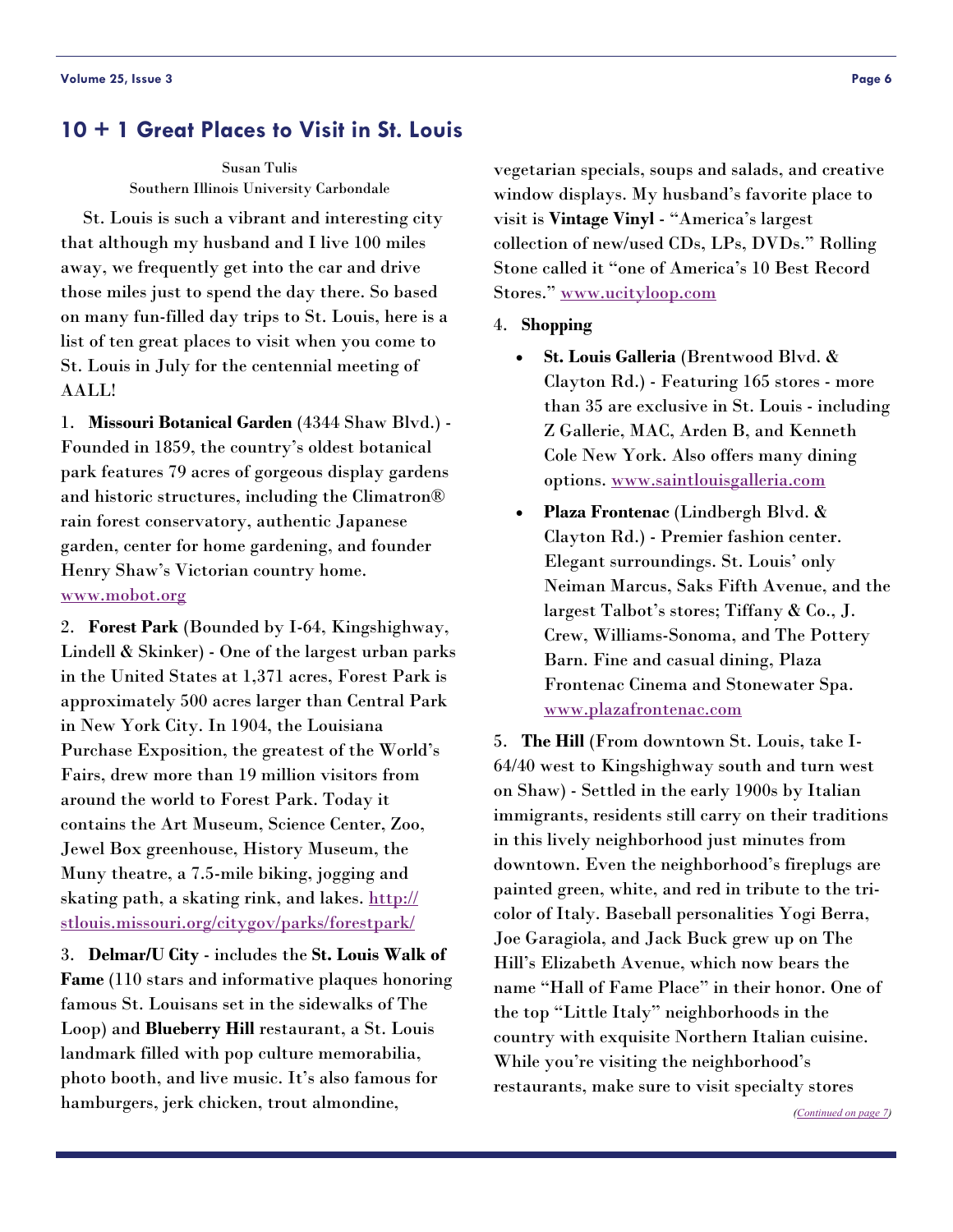## 10 + 1 Great Places to Visit in St. Louis

Susan Tulis
Southern Illinois University Carbondale

St. Louis is such a vibrant and interesting city that although my husband and I live 100 miles away, we frequently get into the car and drive those miles just to spend the day there. So based on many fun-filled day trips to St. Louis, here is a list of ten great places to visit when you come to St. Louis in July for the centennial meeting of AALL!

1. **Missouri Botanical Garden** (4344 Shaw Blvd.) - Founded in 1859, the country's oldest botanical park features 79 acres of gorgeous display gardens and historic structures, including the Climatron® rain forest conservatory, authentic Japanese garden, center for home gardening, and founder Henry Shaw's Victorian country home. www.mobot.org

2. **Forest Park** (Bounded by I-64, Kingshighway, Lindell & Skinker) - One of the largest urban parks in the United States at 1,371 acres, Forest Park is approximately 500 acres larger than Central Park in New York City. In 1904, the Louisiana Purchase Exposition, the greatest of the World's Fairs, drew more than 19 million visitors from around the world to Forest Park. Today it contains the Art Museum, Science Center, Zoo, Jewel Box greenhouse, History Museum, the Muny theatre, a 7.5-mile biking, jogging and skating path, a skating rink, and lakes. http://stlouis.missouri.org/citygov/parks/forestpark/

3. **Delmar/U City** - includes the **St. Louis Walk of Fame** (110 stars and informative plaques honoring famous St. Louisans set in the sidewalks of The Loop) and **Blueberry Hill** restaurant, a St. Louis landmark filled with pop culture memorabilia, photo booth, and live music. It's also famous for hamburgers, jerk chicken, trout almondine, vegetarian specials, soups and salads, and creative window displays. My husband's favorite place to visit is **Vintage Vinyl** - "America's largest collection of new/used CDs, LPs, DVDs." Rolling Stone called it "one of America's 10 Best Record Stores." www.ucityloop.com

4. **Shopping**

- **St. Louis Galleria** (Brentwood Blvd. & Clayton Rd.) - Featuring 165 stores - more than 35 are exclusive in St. Louis - including Z Gallerie, MAC, Arden B, and Kenneth Cole New York. Also offers many dining options. www.saintlouisgalleria.com
- **Plaza Frontenac** (Lindbergh Blvd. & Clayton Rd.) - Premier fashion center. Elegant surroundings. St. Louis' only Neiman Marcus, Saks Fifth Avenue, and the largest Talbot's stores; Tiffany & Co., J. Crew, Williams-Sonoma, and The Pottery Barn. Fine and casual dining, Plaza Frontenac Cinema and Stonewater Spa. www.plazafrontenac.com

5. **The Hill** (From downtown St. Louis, take I-64/40 west to Kingshighway south and turn west on Shaw) - Settled in the early 1900s by Italian immigrants, residents still carry on their traditions in this lively neighborhood just minutes from downtown. Even the neighborhood's fireplugs are painted green, white, and red in tribute to the tri-color of Italy. Baseball personalities Yogi Berra, Joe Garagiola, and Jack Buck grew up on The Hill's Elizabeth Avenue, which now bears the name "Hall of Fame Place" in their honor. One of the top "Little Italy" neighborhoods in the country with exquisite Northern Italian cuisine. While you're visiting the neighborhood's restaurants, make sure to visit specialty stores

*(Continued on page 7)*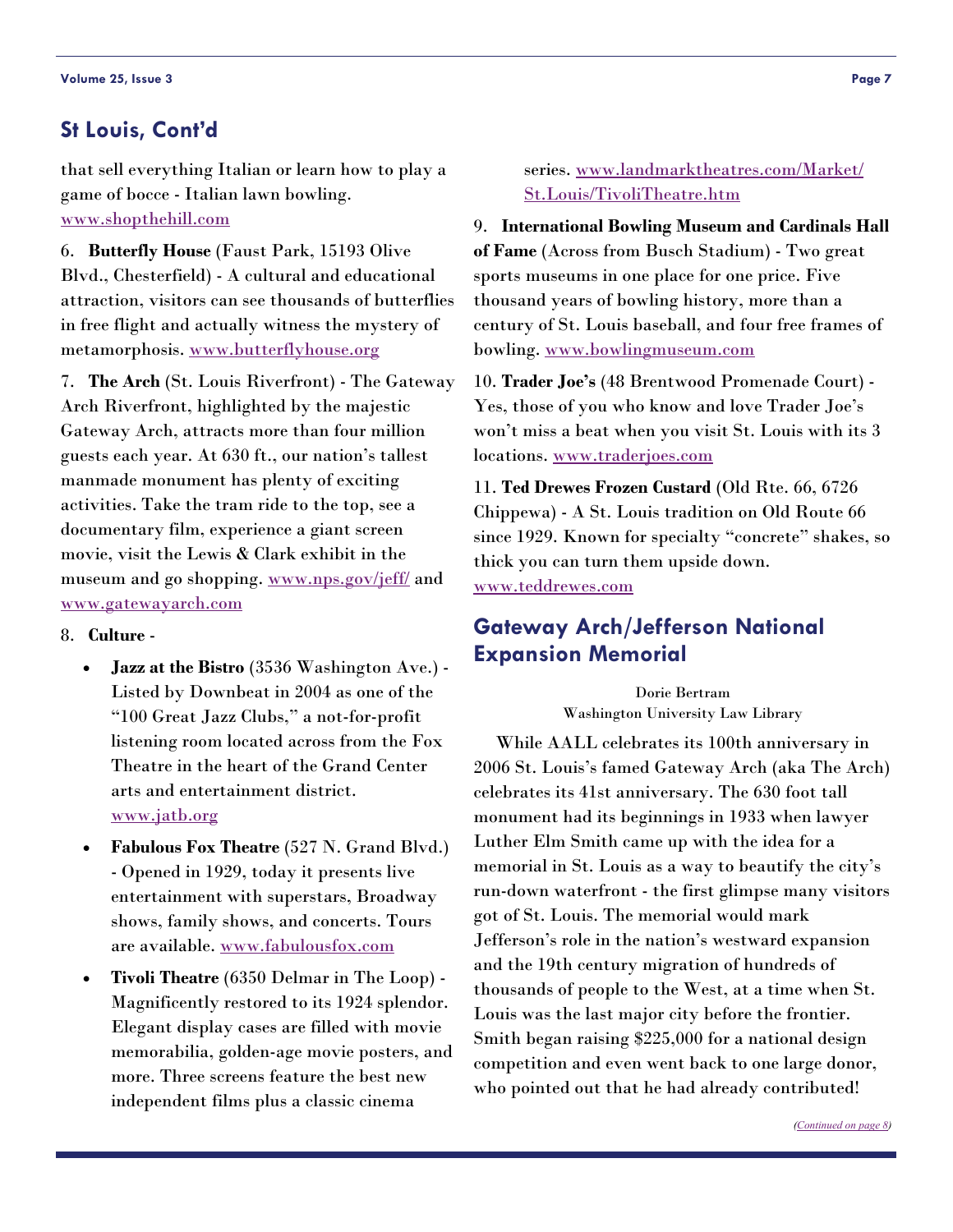## St Louis, Cont'd

that sell everything Italian or learn how to play a game of bocce - Italian lawn bowling. www.shopthehill.com

6. **Butterfly House** (Faust Park, 15193 Olive Blvd., Chesterfield) - A cultural and educational attraction, visitors can see thousands of butterflies in free flight and actually witness the mystery of metamorphosis. www.butterflyhouse.org

7. **The Arch** (St. Louis Riverfront) - The Gateway Arch Riverfront, highlighted by the majestic Gateway Arch, attracts more than four million guests each year. At 630 ft., our nation's tallest manmade monument has plenty of exciting activities. Take the tram ride to the top, see a documentary film, experience a giant screen movie, visit the Lewis & Clark exhibit in the museum and go shopping. www.nps.gov/jeff/ and www.gatewayarch.com

8. **Culture** -

- **Jazz at the Bistro** (3536 Washington Ave.) - Listed by Downbeat in 2004 as one of the "100 Great Jazz Clubs," a not-for-profit listening room located across from the Fox Theatre in the heart of the Grand Center arts and entertainment district. www.jatb.org
- **Fabulous Fox Theatre** (527 N. Grand Blvd.) - Opened in 1929, today it presents live entertainment with superstars, Broadway shows, family shows, and concerts. Tours are available. www.fabulousfox.com
- **Tivoli Theatre** (6350 Delmar in The Loop) - Magnificently restored to its 1924 splendor. Elegant display cases are filled with movie memorabilia, golden-age movie posters, and more. Three screens feature the best new independent films plus a classic cinema series. www.landmarktheatres.com/Market/St.Louis/TivoliTheatre.htm

9. **International Bowling Museum and Cardinals Hall of Fame** (Across from Busch Stadium) - Two great sports museums in one place for one price. Five thousand years of bowling history, more than a century of St. Louis baseball, and four free frames of bowling. www.bowlingmuseum.com

10. **Trader Joe's** (48 Brentwood Promenade Court) - Yes, those of you who know and love Trader Joe's won't miss a beat when you visit St. Louis with its 3 locations. www.traderjoes.com

11. **Ted Drewes Frozen Custard** (Old Rte. 66, 6726 Chippewa) - A St. Louis tradition on Old Route 66 since 1929. Known for specialty "concrete" shakes, so thick you can turn them upside down. www.teddrewes.com

## Gateway Arch/Jefferson National Expansion Memorial

Dorie Bertram
Washington University Law Library

While AALL celebrates its 100th anniversary in 2006 St. Louis's famed Gateway Arch (aka The Arch) celebrates its 41st anniversary. The 630 foot tall monument had its beginnings in 1933 when lawyer Luther Elm Smith came up with the idea for a memorial in St. Louis as a way to beautify the city's run-down waterfront - the first glimpse many visitors got of St. Louis. The memorial would mark Jefferson's role in the nation's westward expansion and the 19th century migration of hundreds of thousands of people to the West, at a time when St. Louis was the last major city before the frontier. Smith began raising $225,000 for a national design competition and even went back to one large donor, who pointed out that he had already contributed!

*(Continued on page 8)*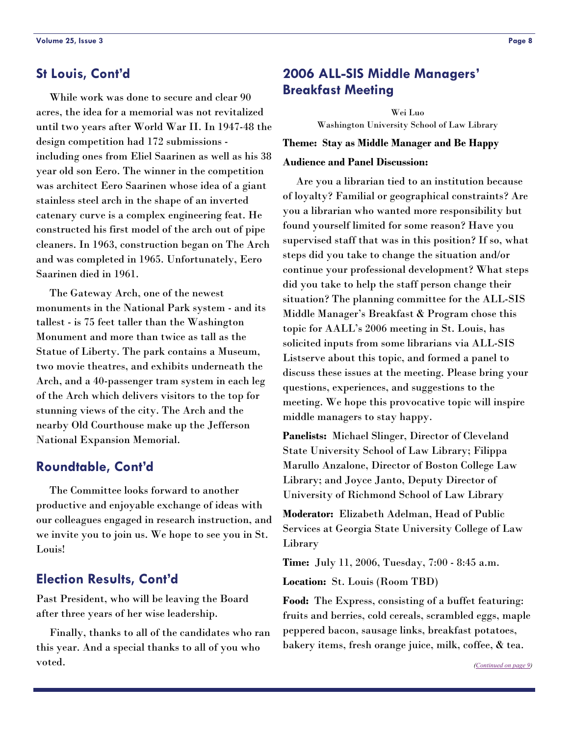## St Louis, Cont'd

While work was done to secure and clear 90 acres, the idea for a memorial was not revitalized until two years after World War II. In 1947-48 the design competition had 172 submissions - including ones from Eliel Saarinen as well as his 38 year old son Eero. The winner in the competition was architect Eero Saarinen whose idea of a giant stainless steel arch in the shape of an inverted catenary curve is a complex engineering feat. He constructed his first model of the arch out of pipe cleaners. In 1963, construction began on The Arch and was completed in 1965. Unfortunately, Eero Saarinen died in 1961.

The Gateway Arch, one of the newest monuments in the National Park system - and its tallest - is 75 feet taller than the Washington Monument and more than twice as tall as the Statue of Liberty. The park contains a Museum, two movie theatres, and exhibits underneath the Arch, and a 40-passenger tram system in each leg of the Arch which delivers visitors to the top for stunning views of the city. The Arch and the nearby Old Courthouse make up the Jefferson National Expansion Memorial.

## Roundtable, Cont'd

The Committee looks forward to another productive and enjoyable exchange of ideas with our colleagues engaged in research instruction, and we invite you to join us. We hope to see you in St. Louis!

## Election Results, Cont'd

Past President, who will be leaving the Board after three years of her wise leadership.

Finally, thanks to all of the candidates who ran this year. And a special thanks to all of you who voted.

## 2006 ALL-SIS Middle Managers' Breakfast Meeting

Wei Luo
Washington University School of Law Library

**Theme: Stay as Middle Manager and Be Happy**

**Audience and Panel Discussion:**

Are you a librarian tied to an institution because of loyalty? Familial or geographical constraints? Are you a librarian who wanted more responsibility but found yourself limited for some reason? Have you supervised staff that was in this position? If so, what steps did you take to change the situation and/or continue your professional development? What steps did you take to help the staff person change their situation? The planning committee for the ALL-SIS Middle Manager's Breakfast & Program chose this topic for AALL's 2006 meeting in St. Louis, has solicited inputs from some librarians via ALL-SIS Listserve about this topic, and formed a panel to discuss these issues at the meeting. Please bring your questions, experiences, and suggestions to the meeting. We hope this provocative topic will inspire middle managers to stay happy.

**Panelists:** Michael Slinger, Director of Cleveland State University School of Law Library; Filippa Marullo Anzalone, Director of Boston College Law Library; and Joyce Janto, Deputy Director of University of Richmond School of Law Library

**Moderator:** Elizabeth Adelman, Head of Public Services at Georgia State University College of Law Library

**Time:** July 11, 2006, Tuesday, 7:00 - 8:45 a.m.

**Location:** St. Louis (Room TBD)

**Food:** The Express, consisting of a buffet featuring: fruits and berries, cold cereals, scrambled eggs, maple peppered bacon, sausage links, breakfast potatoes, bakery items, fresh orange juice, milk, coffee, & tea.

*(Continued on page 9)*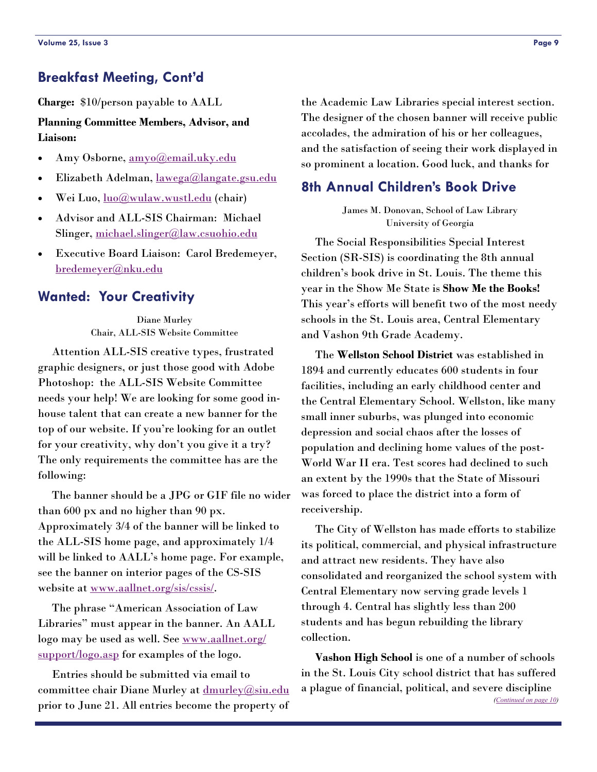## Breakfast Meeting, Cont'd

**Charge:** $10/person payable to AALL

**Planning Committee Members, Advisor, and Liaison:**

- Amy Osborne, amyo@email.uky.edu
- Elizabeth Adelman, lawega@langate.gsu.edu
- Wei Luo, luo@wulaw.wustl.edu (chair)
- Advisor and ALL-SIS Chairman: Michael Slinger, michael.slinger@law.csuohio.edu
- Executive Board Liaison: Carol Bredemeyer, bredemeyer@nku.edu

## Wanted: Your Creativity

Diane Murley
Chair, ALL-SIS Website Committee

Attention ALL-SIS creative types, frustrated graphic designers, or just those good with Adobe Photoshop: the ALL-SIS Website Committee needs your help! We are looking for some good in-house talent that can create a new banner for the top of our website. If you're looking for an outlet for your creativity, why don't you give it a try? The only requirements the committee has are the following:

The banner should be a JPG or GIF file no wider than 600 px and no higher than 90 px. Approximately 3/4 of the banner will be linked to the ALL-SIS home page, and approximately 1/4 will be linked to AALL's home page. For example, see the banner on interior pages of the CS-SIS website at www.aallnet.org/sis/cssis/.

The phrase "American Association of Law Libraries" must appear in the banner. An AALL logo may be used as well. See www.aallnet.org/support/logo.asp for examples of the logo.

Entries should be submitted via email to committee chair Diane Murley at dmurley@siu.edu prior to June 21. All entries become the property of the Academic Law Libraries special interest section. The designer of the chosen banner will receive public accolades, the admiration of his or her colleagues, and the satisfaction of seeing their work displayed in so prominent a location. Good luck, and thanks for

## 8th Annual Children's Book Drive

James M. Donovan, School of Law Library
University of Georgia

The Social Responsibilities Special Interest Section (SR-SIS) is coordinating the 8th annual children's book drive in St. Louis. The theme this year in the Show Me State is **Show Me the Books!** This year's efforts will benefit two of the most needy schools in the St. Louis area, Central Elementary and Vashon 9th Grade Academy.

The **Wellston School District** was established in 1894 and currently educates 600 students in four facilities, including an early childhood center and the Central Elementary School. Wellston, like many small inner suburbs, was plunged into economic depression and social chaos after the losses of population and declining home values of the post-World War II era. Test scores had declined to such an extent by the 1990s that the State of Missouri was forced to place the district into a form of receivership.

The City of Wellston has made efforts to stabilize its political, commercial, and physical infrastructure and attract new residents. They have also consolidated and reorganized the school system with Central Elementary now serving grade levels 1 through 4. Central has slightly less than 200 students and has begun rebuilding the library collection.

**Vashon High School** is one of a number of schools in the St. Louis City school district that has suffered a plague of financial, political, and severe discipline

*(Continued on page 10)*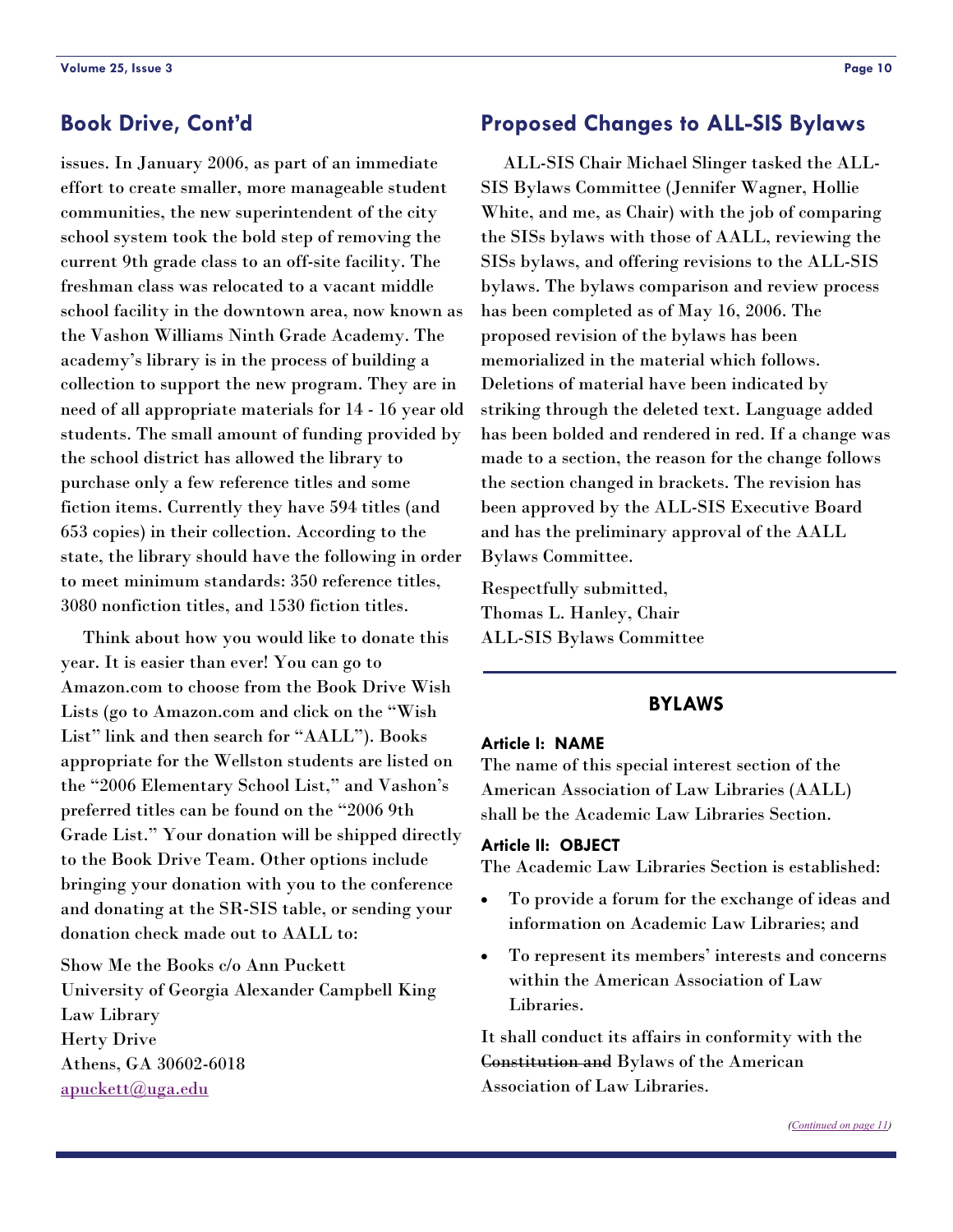## Book Drive, Cont'd

issues. In January 2006, as part of an immediate effort to create smaller, more manageable student communities, the new superintendent of the city school system took the bold step of removing the current 9th grade class to an off-site facility. The freshman class was relocated to a vacant middle school facility in the downtown area, now known as the Vashon Williams Ninth Grade Academy. The academy's library is in the process of building a collection to support the new program. They are in need of all appropriate materials for 14 - 16 year old students. The small amount of funding provided by the school district has allowed the library to purchase only a few reference titles and some fiction items. Currently they have 594 titles (and 653 copies) in their collection. According to the state, the library should have the following in order to meet minimum standards: 350 reference titles, 3080 nonfiction titles, and 1530 fiction titles.

Think about how you would like to donate this year. It is easier than ever! You can go to Amazon.com to choose from the Book Drive Wish Lists (go to Amazon.com and click on the "Wish List" link and then search for "AALL"). Books appropriate for the Wellston students are listed on the "2006 Elementary School List," and Vashon's preferred titles can be found on the "2006 9th Grade List." Your donation will be shipped directly to the Book Drive Team. Other options include bringing your donation with you to the conference and donating at the SR-SIS table, or sending your donation check made out to AALL to:

Show Me the Books c/o Ann Puckett
University of Georgia Alexander Campbell King Law Library
Herty Drive
Athens, GA 30602-6018
apuckett@uga.edu

## Proposed Changes to ALL-SIS Bylaws

ALL-SIS Chair Michael Slinger tasked the ALL-SIS Bylaws Committee (Jennifer Wagner, Hollie White, and me, as Chair) with the job of comparing the SISs bylaws with those of AALL, reviewing the SISs bylaws, and offering revisions to the ALL-SIS bylaws. The bylaws comparison and review process has been completed as of May 16, 2006. The proposed revision of the bylaws has been memorialized in the material which follows. Deletions of material have been indicated by striking through the deleted text. Language added has been bolded and rendered in red. If a change was made to a section, the reason for the change follows the section changed in brackets. The revision has been approved by the ALL-SIS Executive Board and has the preliminary approval of the AALL Bylaws Committee.

Respectfully submitted,
Thomas L. Hanley, Chair
ALL-SIS Bylaws Committee

### BYLAWS

#### Article I: NAME

The name of this special interest section of the American Association of Law Libraries (AALL) shall be the Academic Law Libraries Section.

#### Article II: OBJECT

The Academic Law Libraries Section is established:

- To provide a forum for the exchange of ideas and information on Academic Law Libraries; and
- To represent its members' interests and concerns within the American Association of Law Libraries.

It shall conduct its affairs in conformity with the ~~Constitution and~~ Bylaws of the American Association of Law Libraries.

*(Continued on page 11)*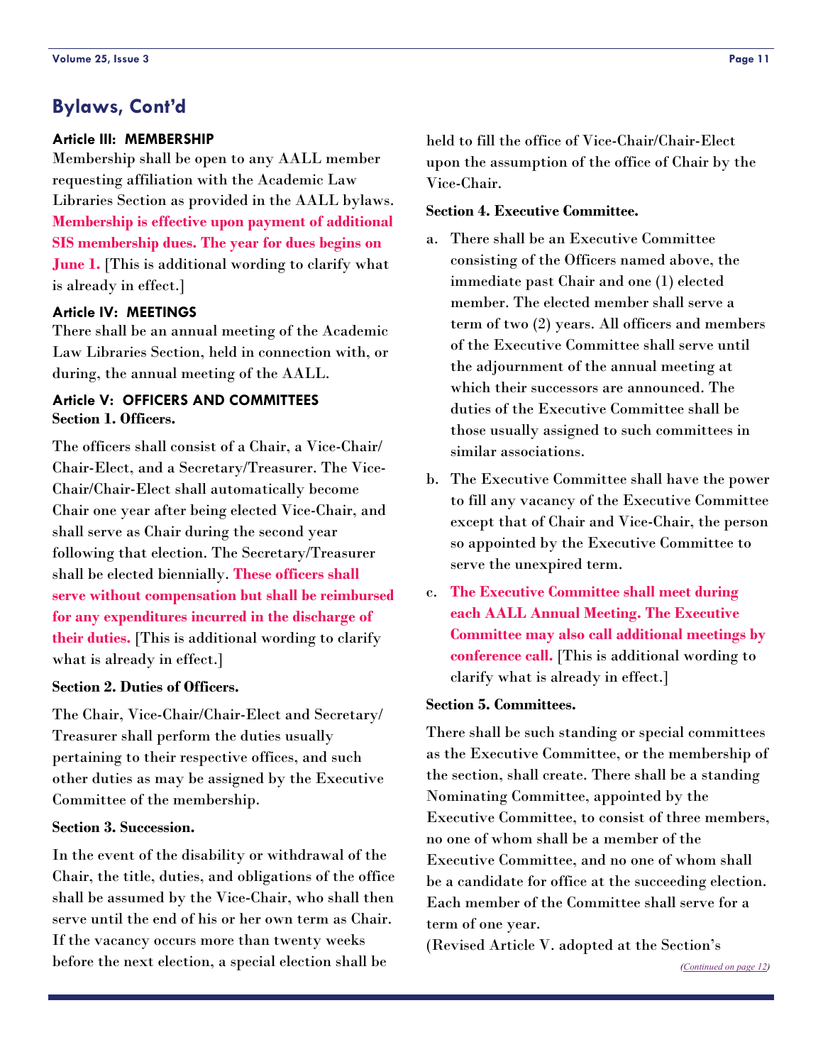## Bylaws, Cont'd

### Article III: MEMBERSHIP

Membership shall be open to any AALL member requesting affiliation with the Academic Law Libraries Section as provided in the AALL bylaws. **Membership is effective upon payment of additional SIS membership dues. The year for dues begins on June 1.** [This is additional wording to clarify what is already in effect.]

### Article IV: MEETINGS

There shall be an annual meeting of the Academic Law Libraries Section, held in connection with, or during, the annual meeting of the AALL.

### Article V: OFFICERS AND COMMITTEES

**Section 1. Officers.**

The officers shall consist of a Chair, a Vice-Chair/Chair-Elect, and a Secretary/Treasurer. The Vice-Chair/Chair-Elect shall automatically become Chair one year after being elected Vice-Chair, and shall serve as Chair during the second year following that election. The Secretary/Treasurer shall be elected biennially. **These officers shall serve without compensation but shall be reimbursed for any expenditures incurred in the discharge of their duties.** [This is additional wording to clarify what is already in effect.]

**Section 2. Duties of Officers.**

The Chair, Vice-Chair/Chair-Elect and Secretary/Treasurer shall perform the duties usually pertaining to their respective offices, and such other duties as may be assigned by the Executive Committee of the membership.

**Section 3. Succession.**

In the event of the disability or withdrawal of the Chair, the title, duties, and obligations of the office shall be assumed by the Vice-Chair, who shall then serve until the end of his or her own term as Chair. If the vacancy occurs more than twenty weeks before the next election, a special election shall be held to fill the office of Vice-Chair/Chair-Elect upon the assumption of the office of Chair by the Vice-Chair.

**Section 4. Executive Committee.**

a. There shall be an Executive Committee consisting of the Officers named above, the immediate past Chair and one (1) elected member. The elected member shall serve a term of two (2) years. All officers and members of the Executive Committee shall serve until the adjournment of the annual meeting at which their successors are announced. The duties of the Executive Committee shall be those usually assigned to such committees in similar associations.

b. The Executive Committee shall have the power to fill any vacancy of the Executive Committee except that of Chair and Vice-Chair, the person so appointed by the Executive Committee to serve the unexpired term.

c. **The Executive Committee shall meet during each AALL Annual Meeting. The Executive Committee may also call additional meetings by conference call.** [This is additional wording to clarify what is already in effect.]

**Section 5. Committees.**

There shall be such standing or special committees as the Executive Committee, or the membership of the section, shall create. There shall be a standing Nominating Committee, appointed by the Executive Committee, to consist of three members, no one of whom shall be a member of the Executive Committee, and no one of whom shall be a candidate for office at the succeeding election. Each member of the Committee shall serve for a term of one year.

(Revised Article V. adopted at the Section's

*(Continued on page 12)*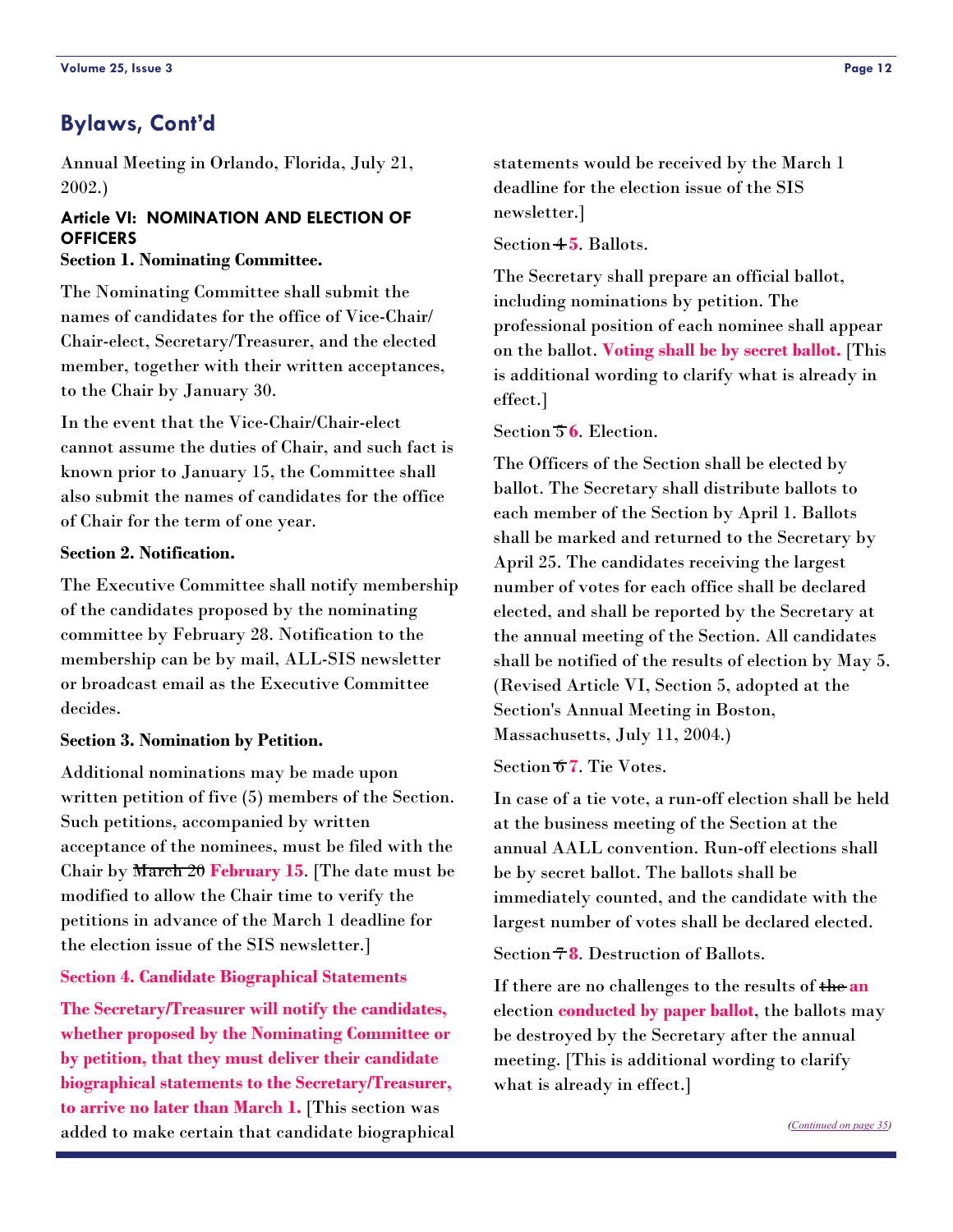## Bylaws, Cont'd

Annual Meeting in Orlando, Florida, July 21, 2002.)

### Article VI: NOMINATION AND ELECTION OF OFFICERS

**Section 1. Nominating Committee.**

The Nominating Committee shall submit the names of candidates for the office of Vice-Chair/ Chair-elect, Secretary/Treasurer, and the elected member, together with their written acceptances, to the Chair by January 30.

In the event that the Vice-Chair/Chair-elect cannot assume the duties of Chair, and such fact is known prior to January 15, the Committee shall also submit the names of candidates for the office of Chair for the term of one year.

**Section 2. Notification.**

The Executive Committee shall notify membership of the candidates proposed by the nominating committee by February 28. Notification to the membership can be by mail, ALL-SIS newsletter or broadcast email as the Executive Committee decides.

**Section 3. Nomination by Petition.**

Additional nominations may be made upon written petition of five (5) members of the Section. Such petitions, accompanied by written acceptance of the nominees, must be filed with the Chair by ~~March 20~~ **February 15**. [The date must be modified to allow the Chair time to verify the petitions in advance of the March 1 deadline for the election issue of the SIS newsletter.]

**Section 4. Candidate Biographical Statements**

**The Secretary/Treasurer will notify the candidates, whether proposed by the Nominating Committee or by petition, that they must deliver their candidate biographical statements to the Secretary/Treasurer, to arrive no later than March 1.** [This section was added to make certain that candidate biographical statements would be received by the March 1 deadline for the election issue of the SIS newsletter.]

Section ~~4~~ **5**. Ballots.

The Secretary shall prepare an official ballot, including nominations by petition. The professional position of each nominee shall appear on the ballot. **Voting shall be by secret ballot.** [This is additional wording to clarify what is already in effect.]

Section ~~5~~ **6**. Election.

The Officers of the Section shall be elected by ballot. The Secretary shall distribute ballots to each member of the Section by April 1. Ballots shall be marked and returned to the Secretary by April 25. The candidates receiving the largest number of votes for each office shall be declared elected, and shall be reported by the Secretary at the annual meeting of the Section. All candidates shall be notified of the results of election by May 5. (Revised Article VI, Section 5, adopted at the Section's Annual Meeting in Boston, Massachusetts, July 11, 2004.)

Section ~~6~~ **7**. Tie Votes.

In case of a tie vote, a run-off election shall be held at the business meeting of the Section at the annual AALL convention. Run-off elections shall be by secret ballot. The ballots shall be immediately counted, and the candidate with the largest number of votes shall be declared elected.

Section ~~7~~ **8**. Destruction of Ballots.

If there are no challenges to the results of ~~the~~ **an** election **conducted by paper ballot**, the ballots may be destroyed by the Secretary after the annual meeting. [This is additional wording to clarify what is already in effect.]

*(Continued on page 35)*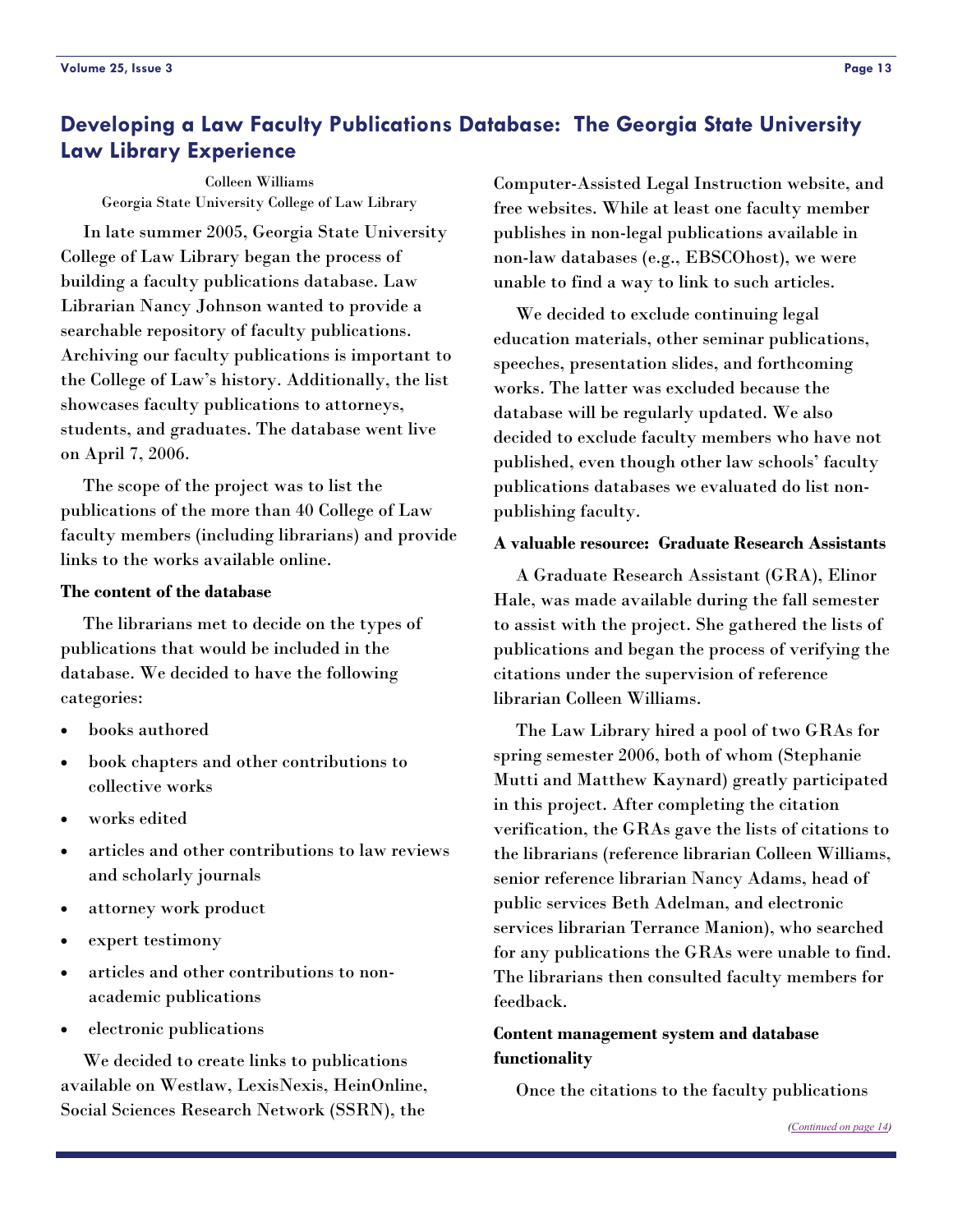## Developing a Law Faculty Publications Database: The Georgia State University Law Library Experience

Colleen Williams
Georgia State University College of Law Library

In late summer 2005, Georgia State University College of Law Library began the process of building a faculty publications database. Law Librarian Nancy Johnson wanted to provide a searchable repository of faculty publications. Archiving our faculty publications is important to the College of Law's history. Additionally, the list showcases faculty publications to attorneys, students, and graduates. The database went live on April 7, 2006.

The scope of the project was to list the publications of the more than 40 College of Law faculty members (including librarians) and provide links to the works available online.

**The content of the database**

The librarians met to decide on the types of publications that would be included in the database. We decided to have the following categories:

- books authored
- book chapters and other contributions to collective works
- works edited
- articles and other contributions to law reviews and scholarly journals
- attorney work product
- expert testimony
- articles and other contributions to non-academic publications
- electronic publications

We decided to create links to publications available on Westlaw, LexisNexis, HeinOnline, Social Sciences Research Network (SSRN), the Computer-Assisted Legal Instruction website, and free websites. While at least one faculty member publishes in non-legal publications available in non-law databases (e.g., EBSCOhost), we were unable to find a way to link to such articles.

We decided to exclude continuing legal education materials, other seminar publications, speeches, presentation slides, and forthcoming works. The latter was excluded because the database will be regularly updated. We also decided to exclude faculty members who have not published, even though other law schools' faculty publications databases we evaluated do list non-publishing faculty.

**A valuable resource: Graduate Research Assistants**

A Graduate Research Assistant (GRA), Elinor Hale, was made available during the fall semester to assist with the project. She gathered the lists of publications and began the process of verifying the citations under the supervision of reference librarian Colleen Williams.

The Law Library hired a pool of two GRAs for spring semester 2006, both of whom (Stephanie Mutti and Matthew Kaynard) greatly participated in this project. After completing the citation verification, the GRAs gave the lists of citations to the librarians (reference librarian Colleen Williams, senior reference librarian Nancy Adams, head of public services Beth Adelman, and electronic services librarian Terrance Manion), who searched for any publications the GRAs were unable to find. The librarians then consulted faculty members for feedback.

**Content management system and database functionality**

Once the citations to the faculty publications

*(Continued on page 14)*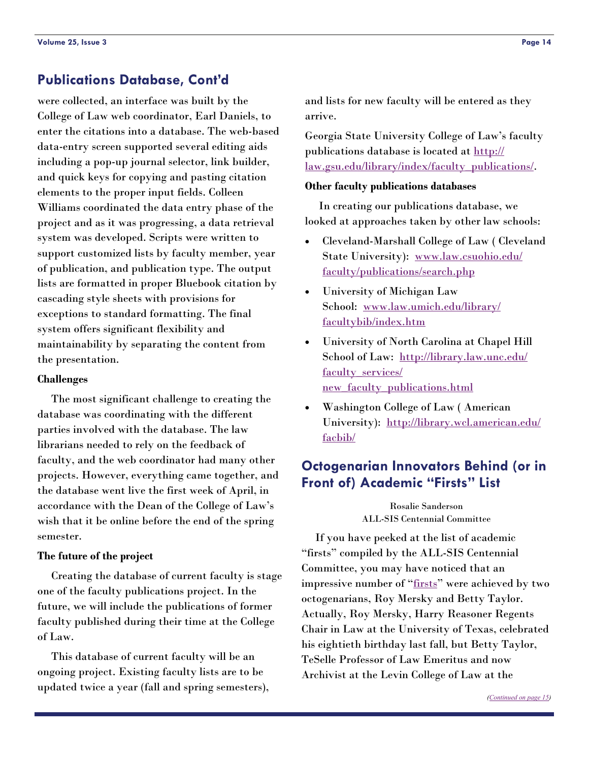## Publications Database, Cont'd

were collected, an interface was built by the College of Law web coordinator, Earl Daniels, to enter the citations into a database. The web-based data-entry screen supported several editing aids including a pop-up journal selector, link builder, and quick keys for copying and pasting citation elements to the proper input fields. Colleen Williams coordinated the data entry phase of the project and as it was progressing, a data retrieval system was developed. Scripts were written to support customized lists by faculty member, year of publication, and publication type. The output lists are formatted in proper Bluebook citation by cascading style sheets with provisions for exceptions to standard formatting. The final system offers significant flexibility and maintainability by separating the content from the presentation.

**Challenges**

The most significant challenge to creating the database was coordinating with the different parties involved with the database. The law librarians needed to rely on the feedback of faculty, and the web coordinator had many other projects. However, everything came together, and the database went live the first week of April, in accordance with the Dean of the College of Law's wish that it be online before the end of the spring semester.

**The future of the project**

Creating the database of current faculty is stage one of the faculty publications project. In the future, we will include the publications of former faculty published during their time at the College of Law.

This database of current faculty will be an ongoing project. Existing faculty lists are to be updated twice a year (fall and spring semesters), and lists for new faculty will be entered as they arrive.

Georgia State University College of Law's faculty publications database is located at http://law.gsu.edu/library/index/faculty_publications/.

**Other faculty publications databases**

In creating our publications database, we looked at approaches taken by other law schools:

- Cleveland-Marshall College of Law ( Cleveland State University): www.law.csuohio.edu/faculty/publications/search.php
- University of Michigan Law School: www.law.umich.edu/library/facultybib/index.htm
- University of North Carolina at Chapel Hill School of Law: http://library.law.unc.edu/faculty_services/new_faculty_publications.html
- Washington College of Law ( American University): http://library.wcl.american.edu/facbib/

## Octogenarian Innovators Behind (or in Front of) Academic "Firsts" List

Rosalie Sanderson
ALL-SIS Centennial Committee

If you have peeked at the list of academic "firsts" compiled by the ALL-SIS Centennial Committee, you may have noticed that an impressive number of "firsts" were achieved by two octogenarians, Roy Mersky and Betty Taylor. Actually, Roy Mersky, Harry Reasoner Regents Chair in Law at the University of Texas, celebrated his eightieth birthday last fall, but Betty Taylor, TeSelle Professor of Law Emeritus and now Archivist at the Levin College of Law at the

*(Continued on page 15)*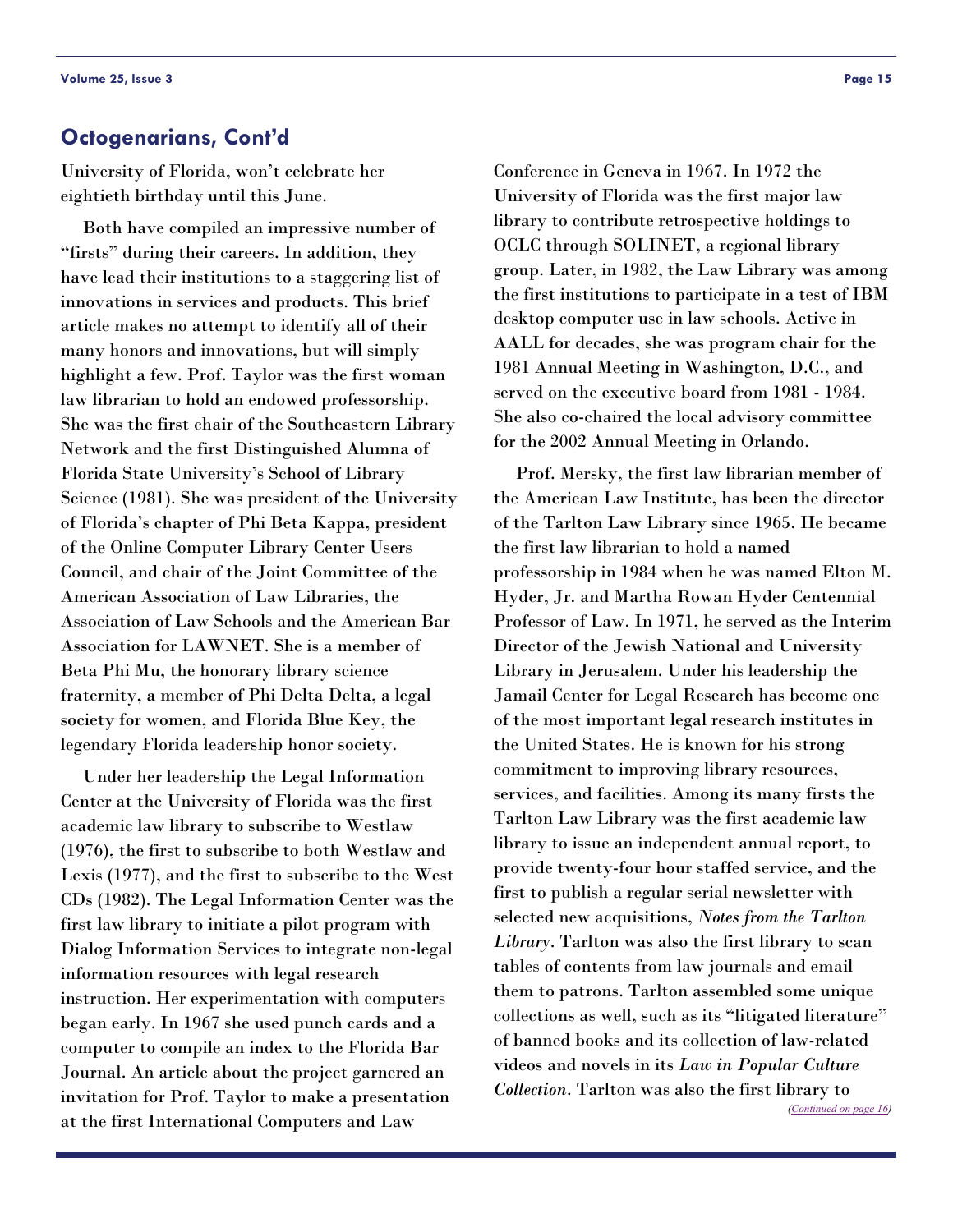## Octogenarians, Cont'd

University of Florida, won't celebrate her eightieth birthday until this June.

Both have compiled an impressive number of "firsts" during their careers. In addition, they have lead their institutions to a staggering list of innovations in services and products. This brief article makes no attempt to identify all of their many honors and innovations, but will simply highlight a few. Prof. Taylor was the first woman law librarian to hold an endowed professorship. She was the first chair of the Southeastern Library Network and the first Distinguished Alumna of Florida State University's School of Library Science (1981). She was president of the University of Florida's chapter of Phi Beta Kappa, president of the Online Computer Library Center Users Council, and chair of the Joint Committee of the American Association of Law Libraries, the Association of Law Schools and the American Bar Association for LAWNET. She is a member of Beta Phi Mu, the honorary library science fraternity, a member of Phi Delta Delta, a legal society for women, and Florida Blue Key, the legendary Florida leadership honor society.

Under her leadership the Legal Information Center at the University of Florida was the first academic law library to subscribe to Westlaw (1976), the first to subscribe to both Westlaw and Lexis (1977), and the first to subscribe to the West CDs (1982). The Legal Information Center was the first law library to initiate a pilot program with Dialog Information Services to integrate non-legal information resources with legal research instruction. Her experimentation with computers began early. In 1967 she used punch cards and a computer to compile an index to the Florida Bar Journal. An article about the project garnered an invitation for Prof. Taylor to make a presentation at the first International Computers and Law Conference in Geneva in 1967. In 1972 the University of Florida was the first major law library to contribute retrospective holdings to OCLC through SOLINET, a regional library group. Later, in 1982, the Law Library was among the first institutions to participate in a test of IBM desktop computer use in law schools. Active in AALL for decades, she was program chair for the 1981 Annual Meeting in Washington, D.C., and served on the executive board from 1981 - 1984. She also co-chaired the local advisory committee for the 2002 Annual Meeting in Orlando.

Prof. Mersky, the first law librarian member of the American Law Institute, has been the director of the Tarlton Law Library since 1965. He became the first law librarian to hold a named professorship in 1984 when he was named Elton M. Hyder, Jr. and Martha Rowan Hyder Centennial Professor of Law. In 1971, he served as the Interim Director of the Jewish National and University Library in Jerusalem. Under his leadership the Jamail Center for Legal Research has become one of the most important legal research institutes in the United States. He is known for his strong commitment to improving library resources, services, and facilities. Among its many firsts the Tarlton Law Library was the first academic law library to issue an independent annual report, to provide twenty-four hour staffed service, and the first to publish a regular serial newsletter with selected new acquisitions, *Notes from the Tarlton Library*. Tarlton was also the first library to scan tables of contents from law journals and email them to patrons. Tarlton assembled some unique collections as well, such as its "litigated literature" of banned books and its collection of law-related videos and novels in its *Law in Popular Culture Collection*. Tarlton was also the first library to

*(Continued on page 16)*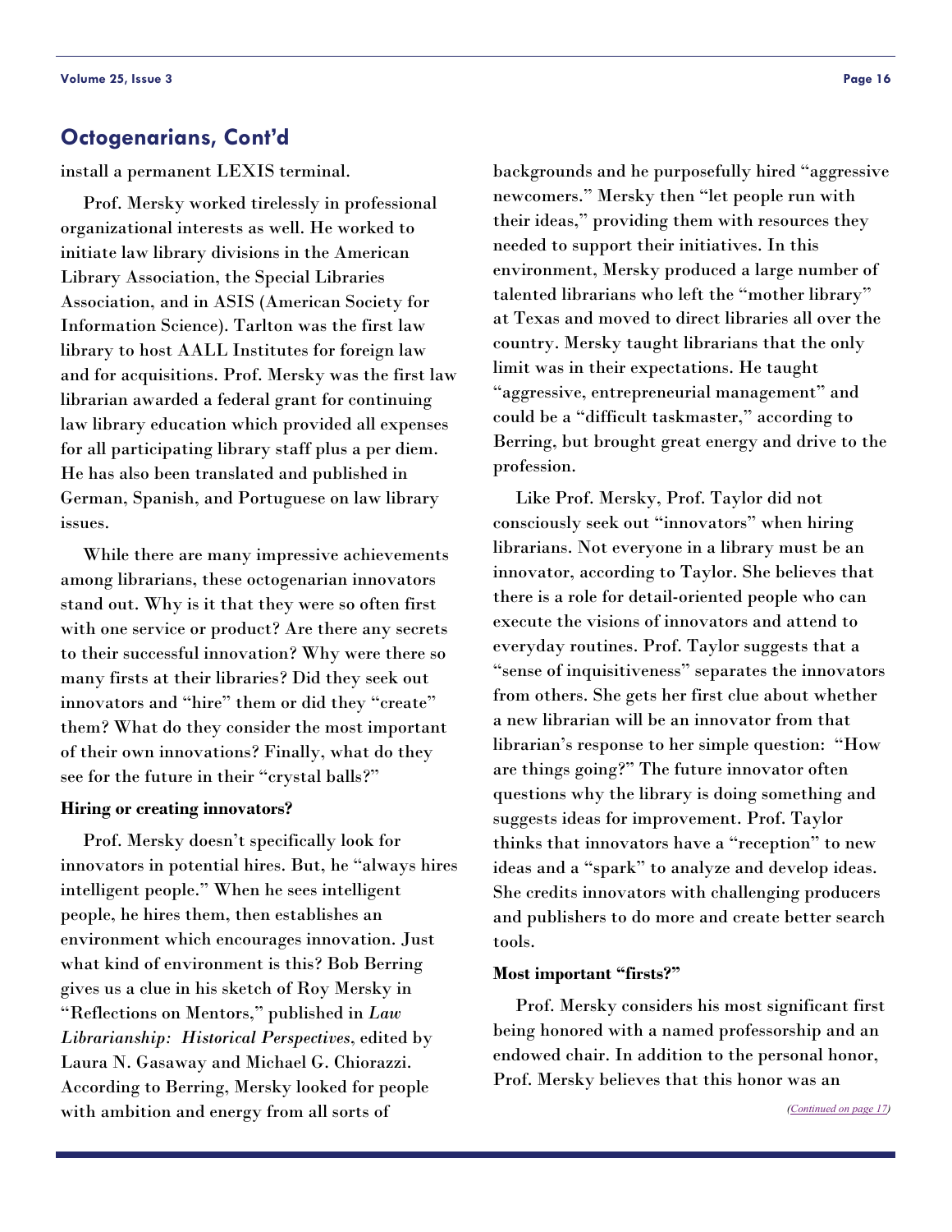## Octogenarians, Cont'd

install a permanent LEXIS terminal.

Prof. Mersky worked tirelessly in professional organizational interests as well. He worked to initiate law library divisions in the American Library Association, the Special Libraries Association, and in ASIS (American Society for Information Science). Tarlton was the first law library to host AALL Institutes for foreign law and for acquisitions. Prof. Mersky was the first law librarian awarded a federal grant for continuing law library education which provided all expenses for all participating library staff plus a per diem. He has also been translated and published in German, Spanish, and Portuguese on law library issues.

While there are many impressive achievements among librarians, these octogenarian innovators stand out. Why is it that they were so often first with one service or product? Are there any secrets to their successful innovation? Why were there so many firsts at their libraries? Did they seek out innovators and "hire" them or did they "create" them? What do they consider the most important of their own innovations? Finally, what do they see for the future in their "crystal balls?"

**Hiring or creating innovators?**

Prof. Mersky doesn't specifically look for innovators in potential hires. But, he "always hires intelligent people." When he sees intelligent people, he hires them, then establishes an environment which encourages innovation. Just what kind of environment is this? Bob Berring gives us a clue in his sketch of Roy Mersky in "Reflections on Mentors," published in *Law Librarianship: Historical Perspectives*, edited by Laura N. Gasaway and Michael G. Chiorazzi. According to Berring, Mersky looked for people with ambition and energy from all sorts of backgrounds and he purposefully hired "aggressive newcomers." Mersky then "let people run with their ideas," providing them with resources they needed to support their initiatives. In this environment, Mersky produced a large number of talented librarians who left the "mother library" at Texas and moved to direct libraries all over the country. Mersky taught librarians that the only limit was in their expectations. He taught "aggressive, entrepreneurial management" and could be a "difficult taskmaster," according to Berring, but brought great energy and drive to the profession.

Like Prof. Mersky, Prof. Taylor did not consciously seek out "innovators" when hiring librarians. Not everyone in a library must be an innovator, according to Taylor. She believes that there is a role for detail-oriented people who can execute the visions of innovators and attend to everyday routines. Prof. Taylor suggests that a "sense of inquisitiveness" separates the innovators from others. She gets her first clue about whether a new librarian will be an innovator from that librarian's response to her simple question: "How are things going?" The future innovator often questions why the library is doing something and suggests ideas for improvement. Prof. Taylor thinks that innovators have a "reception" to new ideas and a "spark" to analyze and develop ideas. She credits innovators with challenging producers and publishers to do more and create better search tools.

**Most important "firsts?"**

Prof. Mersky considers his most significant first being honored with a named professorship and an endowed chair. In addition to the personal honor, Prof. Mersky believes that this honor was an

*(Continued on page 17)*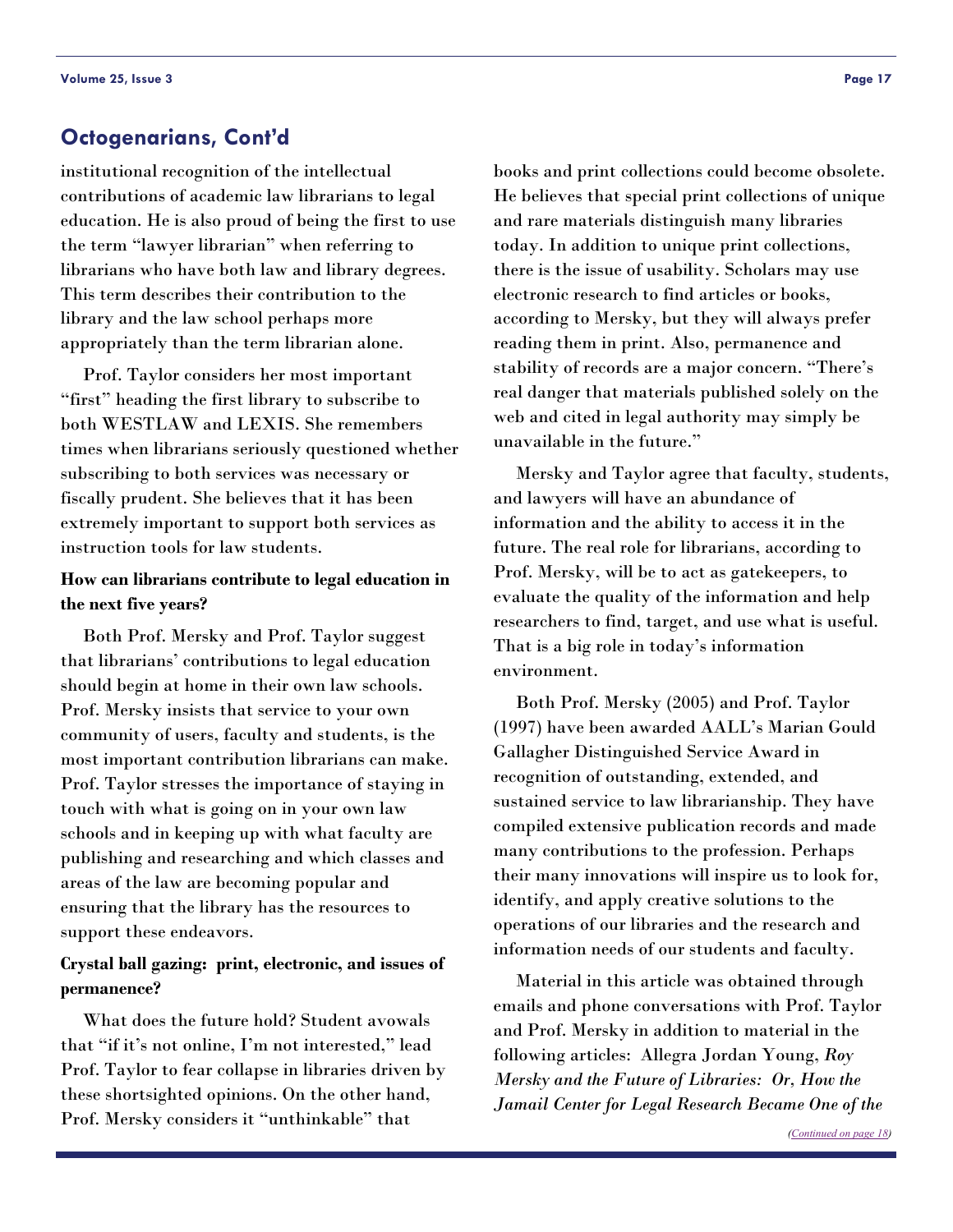## Octogenarians, Cont'd

institutional recognition of the intellectual contributions of academic law librarians to legal education. He is also proud of being the first to use the term "lawyer librarian" when referring to librarians who have both law and library degrees. This term describes their contribution to the library and the law school perhaps more appropriately than the term librarian alone.

Prof. Taylor considers her most important "first" heading the first library to subscribe to both WESTLAW and LEXIS. She remembers times when librarians seriously questioned whether subscribing to both services was necessary or fiscally prudent. She believes that it has been extremely important to support both services as instruction tools for law students.

**How can librarians contribute to legal education in the next five years?**

Both Prof. Mersky and Prof. Taylor suggest that librarians' contributions to legal education should begin at home in their own law schools. Prof. Mersky insists that service to your own community of users, faculty and students, is the most important contribution librarians can make. Prof. Taylor stresses the importance of staying in touch with what is going on in your own law schools and in keeping up with what faculty are publishing and researching and which classes and areas of the law are becoming popular and ensuring that the library has the resources to support these endeavors.

**Crystal ball gazing: print, electronic, and issues of permanence?**

What does the future hold? Student avowals that "if it's not online, I'm not interested," lead Prof. Taylor to fear collapse in libraries driven by these shortsighted opinions. On the other hand, Prof. Mersky considers it "unthinkable" that books and print collections could become obsolete. He believes that special print collections of unique and rare materials distinguish many libraries today. In addition to unique print collections, there is the issue of usability. Scholars may use electronic research to find articles or books, according to Mersky, but they will always prefer reading them in print. Also, permanence and stability of records are a major concern. "There's real danger that materials published solely on the web and cited in legal authority may simply be unavailable in the future."

Mersky and Taylor agree that faculty, students, and lawyers will have an abundance of information and the ability to access it in the future. The real role for librarians, according to Prof. Mersky, will be to act as gatekeepers, to evaluate the quality of the information and help researchers to find, target, and use what is useful. That is a big role in today's information environment.

Both Prof. Mersky (2005) and Prof. Taylor (1997) have been awarded AALL's Marian Gould Gallagher Distinguished Service Award in recognition of outstanding, extended, and sustained service to law librarianship. They have compiled extensive publication records and made many contributions to the profession. Perhaps their many innovations will inspire us to look for, identify, and apply creative solutions to the operations of our libraries and the research and information needs of our students and faculty.

Material in this article was obtained through emails and phone conversations with Prof. Taylor and Prof. Mersky in addition to material in the following articles: Allegra Jordan Young, *Roy Mersky and the Future of Libraries: Or, How the Jamail Center for Legal Research Became One of the*

*(Continued on page 18)*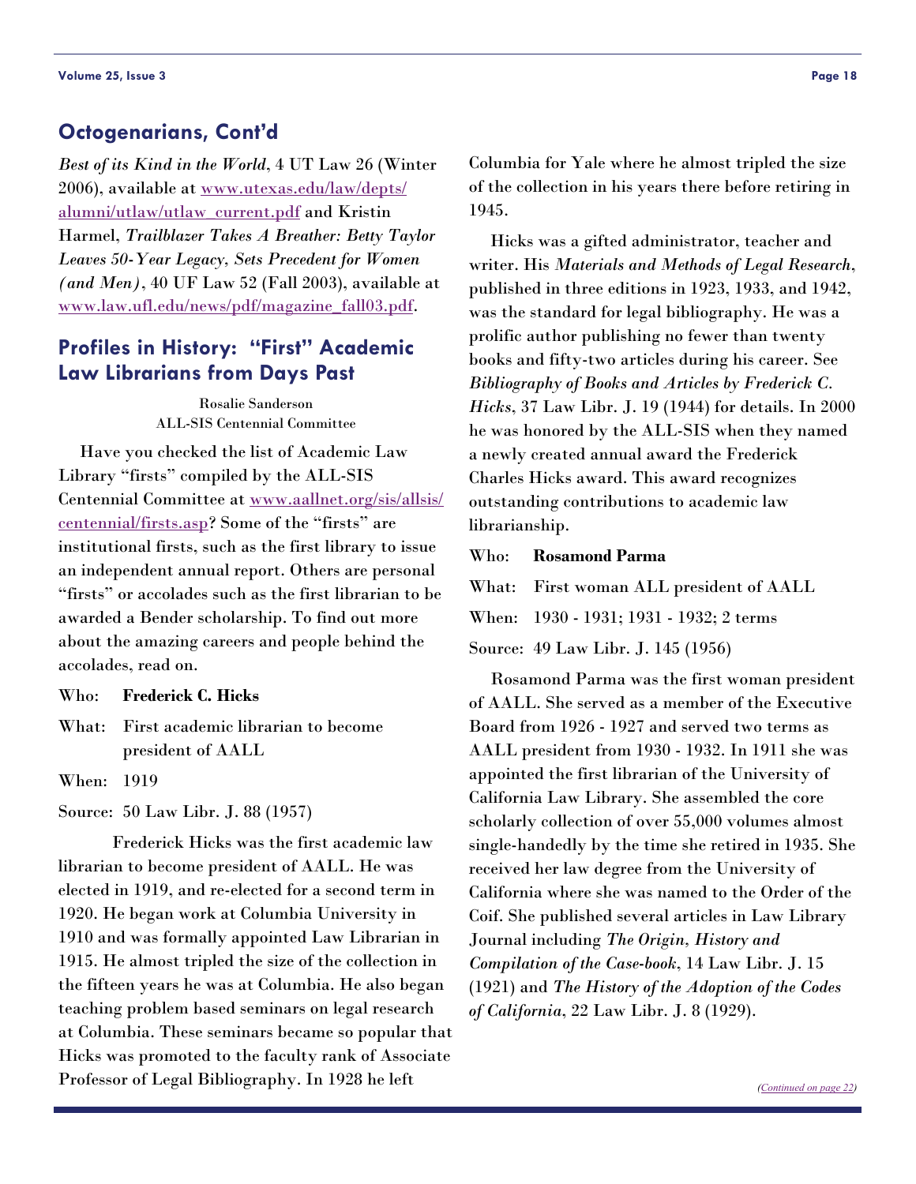## Octogenarians, Cont'd

*Best of its Kind in the World*, 4 UT Law 26 (Winter 2006), available at [www.utexas.edu/law/depts/alumni/utlaw/utlaw_current.pdf](www.utexas.edu/law/depts/alumni/utlaw/utlaw_current.pdf) and Kristin Harmel, *Trailblazer Takes A Breather: Betty Taylor Leaves 50-Year Legacy, Sets Precedent for Women (and Men)*, 40 UF Law 52 (Fall 2003), available at [www.law.ufl.edu/news/pdf/magazine_fall03.pdf](www.law.ufl.edu/news/pdf/magazine_fall03.pdf).

## Profiles in History: "First" Academic Law Librarians from Days Past

Rosalie Sanderson
ALL-SIS Centennial Committee

Have you checked the list of Academic Law Library "firsts" compiled by the ALL-SIS Centennial Committee at [www.aallnet.org/sis/allsis/centennial/firsts.asp](www.aallnet.org/sis/allsis/centennial/firsts.asp)? Some of the "firsts" are institutional firsts, such as the first library to issue an independent annual report. Others are personal "firsts" or accolades such as the first librarian to be awarded a Bender scholarship. To find out more about the amazing careers and people behind the accolades, read on.

Who: **Frederick C. Hicks**

What: First academic librarian to become president of AALL

When: 1919

Source: 50 Law Libr. J. 88 (1957)

Frederick Hicks was the first academic law librarian to become president of AALL. He was elected in 1919, and re-elected for a second term in 1920. He began work at Columbia University in 1910 and was formally appointed Law Librarian in 1915. He almost tripled the size of the collection in the fifteen years he was at Columbia. He also began teaching problem based seminars on legal research at Columbia. These seminars became so popular that Hicks was promoted to the faculty rank of Associate Professor of Legal Bibliography. In 1928 he left Columbia for Yale where he almost tripled the size of the collection in his years there before retiring in 1945.

Hicks was a gifted administrator, teacher and writer. His *Materials and Methods of Legal Research*, published in three editions in 1923, 1933, and 1942, was the standard for legal bibliography. He was a prolific author publishing no fewer than twenty books and fifty-two articles during his career. See *Bibliography of Books and Articles by Frederick C. Hicks*, 37 Law Libr. J. 19 (1944) for details. In 2000 he was honored by the ALL-SIS when they named a newly created annual award the Frederick Charles Hicks award. This award recognizes outstanding contributions to academic law librarianship.

Who: **Rosamond Parma**

What: First woman ALL president of AALL

When: 1930 - 1931; 1931 - 1932; 2 terms

Source: 49 Law Libr. J. 145 (1956)

Rosamond Parma was the first woman president of AALL. She served as a member of the Executive Board from 1926 - 1927 and served two terms as AALL president from 1930 - 1932. In 1911 she was appointed the first librarian of the University of California Law Library. She assembled the core scholarly collection of over 55,000 volumes almost single-handedly by the time she retired in 1935. She received her law degree from the University of California where she was named to the Order of the Coif. She published several articles in Law Library Journal including *The Origin, History and Compilation of the Case-book*, 14 Law Libr. J. 15 (1921) and *The History of the Adoption of the Codes of California*, 22 Law Libr. J. 8 (1929).

*(Continued on page 22)*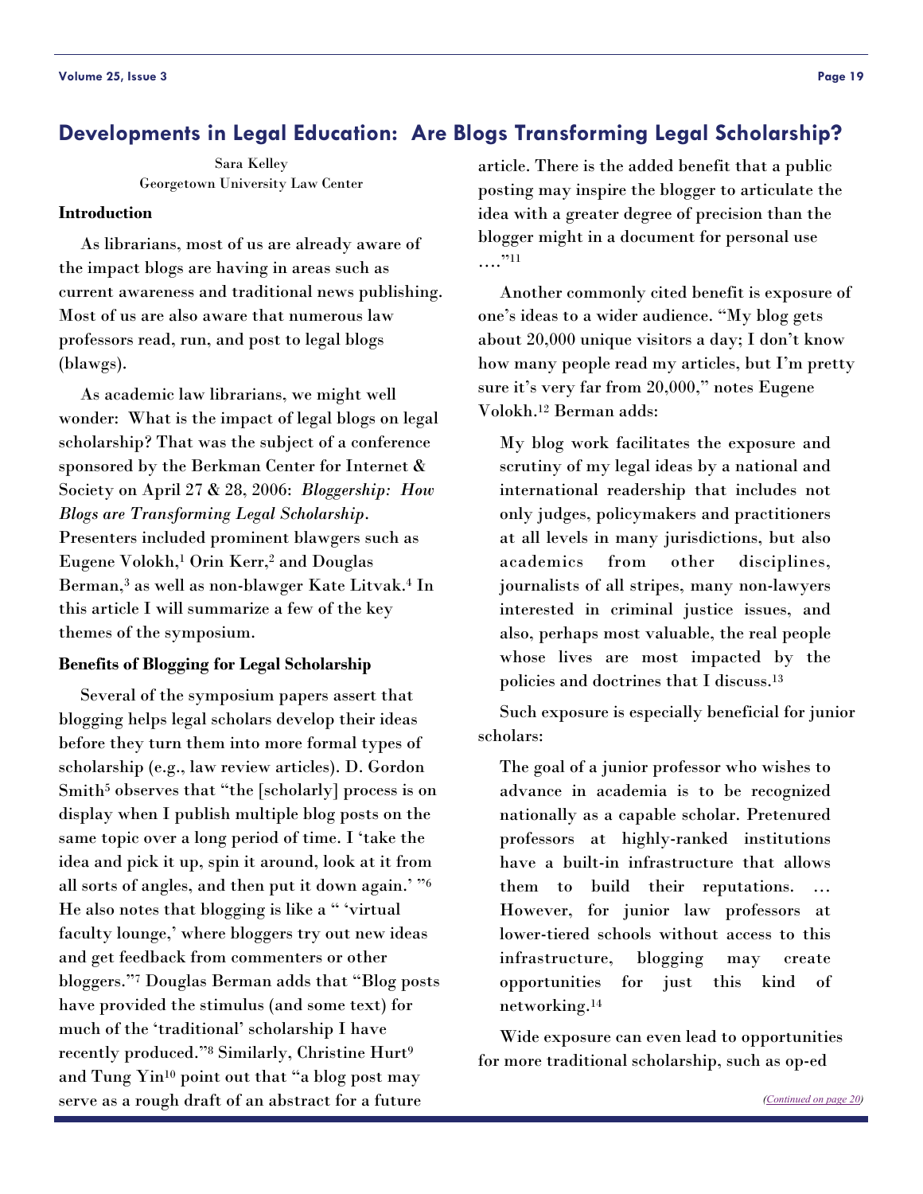## Developments in Legal Education: Are Blogs Transforming Legal Scholarship?

Sara Kelley
Georgetown University Law Center

### Introduction

As librarians, most of us are already aware of the impact blogs are having in areas such as current awareness and traditional news publishing. Most of us are also aware that numerous law professors read, run, and post to legal blogs (blawgs).

As academic law librarians, we might well wonder: What is the impact of legal blogs on legal scholarship? That was the subject of a conference sponsored by the Berkman Center for Internet & Society on April 27 & 28, 2006: *Bloggership: How Blogs are Transforming Legal Scholarship*. Presenters included prominent blawgers such as Eugene Volokh,[1] Orin Kerr,[2] and Douglas Berman,[3] as well as non-blawger Kate Litvak.[4] In this article I will summarize a few of the key themes of the symposium.

### Benefits of Blogging for Legal Scholarship

Several of the symposium papers assert that blogging helps legal scholars develop their ideas before they turn them into more formal types of scholarship (e.g., law review articles). D. Gordon Smith[5] observes that "the [scholarly] process is on display when I publish multiple blog posts on the same topic over a long period of time. I 'take the idea and pick it up, spin it around, look at it from all sorts of angles, and then put it down again.' "[6] He also notes that blogging is like a " 'virtual faculty lounge,' where bloggers try out new ideas and get feedback from commenters or other bloggers."[7] Douglas Berman adds that "Blog posts have provided the stimulus (and some text) for much of the 'traditional' scholarship I have recently produced."[8] Similarly, Christine Hurt[9] and Tung Yin[10] point out that "a blog post may serve as a rough draft of an abstract for a future article. There is the added benefit that a public posting may inspire the blogger to articulate the idea with a greater degree of precision than the blogger might in a document for personal use ...."[11]

Another commonly cited benefit is exposure of one's ideas to a wider audience. "My blog gets about 20,000 unique visitors a day; I don't know how many people read my articles, but I'm pretty sure it's very far from 20,000," notes Eugene Volokh.[12] Berman adds:

> My blog work facilitates the exposure and scrutiny of my legal ideas by a national and international readership that includes not only judges, policymakers and practitioners at all levels in many jurisdictions, but also academics from other disciplines, journalists of all stripes, many non-lawyers interested in criminal justice issues, and also, perhaps most valuable, the real people whose lives are most impacted by the policies and doctrines that I discuss.[13]

Such exposure is especially beneficial for junior scholars:

> The goal of a junior professor who wishes to advance in academia is to be recognized nationally as a capable scholar. Pretenured professors at highly-ranked institutions have a built-in infrastructure that allows them to build their reputations. … However, for junior law professors at lower-tiered schools without access to this infrastructure, blogging may create opportunities for just this kind of networking.[14]

Wide exposure can even lead to opportunities for more traditional scholarship, such as op-ed

*(Continued on page 20)*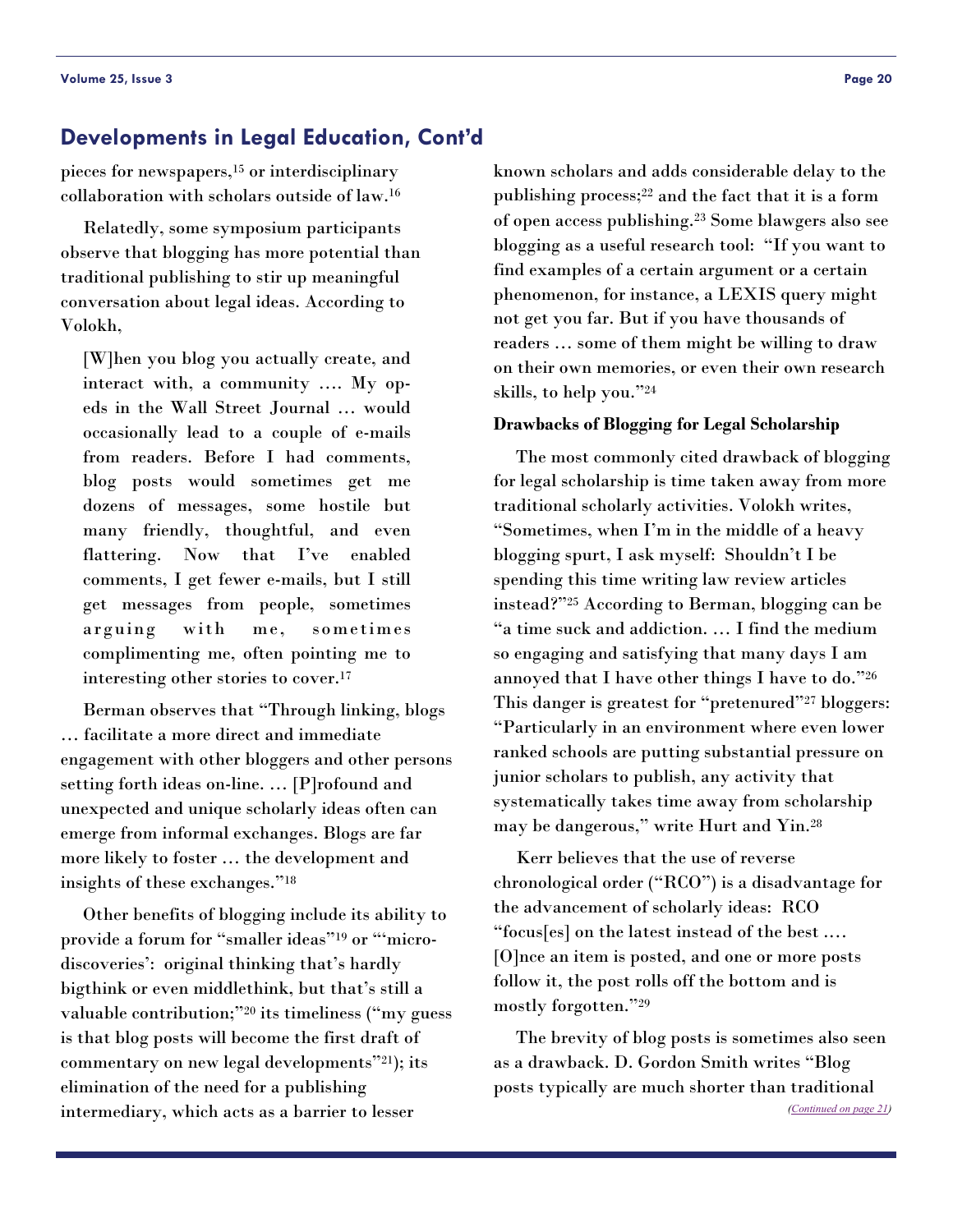## Developments in Legal Education, Cont'd

pieces for newspapers,[15] or interdisciplinary collaboration with scholars outside of law.[16]

Relatedly, some symposium participants observe that blogging has more potential than traditional publishing to stir up meaningful conversation about legal ideas. According to Volokh,

> [W]hen you blog you actually create, and interact with, a community .... My op-eds in the Wall Street Journal … would occasionally lead to a couple of e-mails from readers. Before I had comments, blog posts would sometimes get me dozens of messages, some hostile but many friendly, thoughtful, and even flattering. Now that I've enabled comments, I get fewer e-mails, but I still get messages from people, sometimes arguing with me, sometimes complimenting me, often pointing me to interesting other stories to cover.[17]

Berman observes that "Through linking, blogs … facilitate a more direct and immediate engagement with other bloggers and other persons setting forth ideas on-line. … [P]rofound and unexpected and unique scholarly ideas often can emerge from informal exchanges. Blogs are far more likely to foster … the development and insights of these exchanges."[18]

Other benefits of blogging include its ability to provide a forum for "smaller ideas"[19] or "'micro-discoveries': original thinking that's hardly bigthink or even middlethink, but that's still a valuable contribution;"[20] its timeliness ("my guess is that blog posts will become the first draft of commentary on new legal developments"[21]); its elimination of the need for a publishing intermediary, which acts as a barrier to lesser known scholars and adds considerable delay to the publishing process;[22] and the fact that it is a form of open access publishing.[23] Some blawgers also see blogging as a useful research tool: "If you want to find examples of a certain argument or a certain phenomenon, for instance, a LEXIS query might not get you far. But if you have thousands of readers … some of them might be willing to draw on their own memories, or even their own research skills, to help you."[24]

### Drawbacks of Blogging for Legal Scholarship

The most commonly cited drawback of blogging for legal scholarship is time taken away from more traditional scholarly activities. Volokh writes, "Sometimes, when I'm in the middle of a heavy blogging spurt, I ask myself: Shouldn't I be spending this time writing law review articles instead?"[25] According to Berman, blogging can be "a time suck and addiction. … I find the medium so engaging and satisfying that many days I am annoyed that I have other things I have to do."[26] This danger is greatest for "pretenured"[27] bloggers: "Particularly in an environment where even lower ranked schools are putting substantial pressure on junior scholars to publish, any activity that systematically takes time away from scholarship may be dangerous," write Hurt and Yin.[28]

Kerr believes that the use of reverse chronological order ("RCO") is a disadvantage for the advancement of scholarly ideas: RCO "focus[es] on the latest instead of the best …. [O]nce an item is posted, and one or more posts follow it, the post rolls off the bottom and is mostly forgotten."[29]

The brevity of blog posts is sometimes also seen as a drawback. D. Gordon Smith writes "Blog posts typically are much shorter than traditional

*(Continued on page 21)*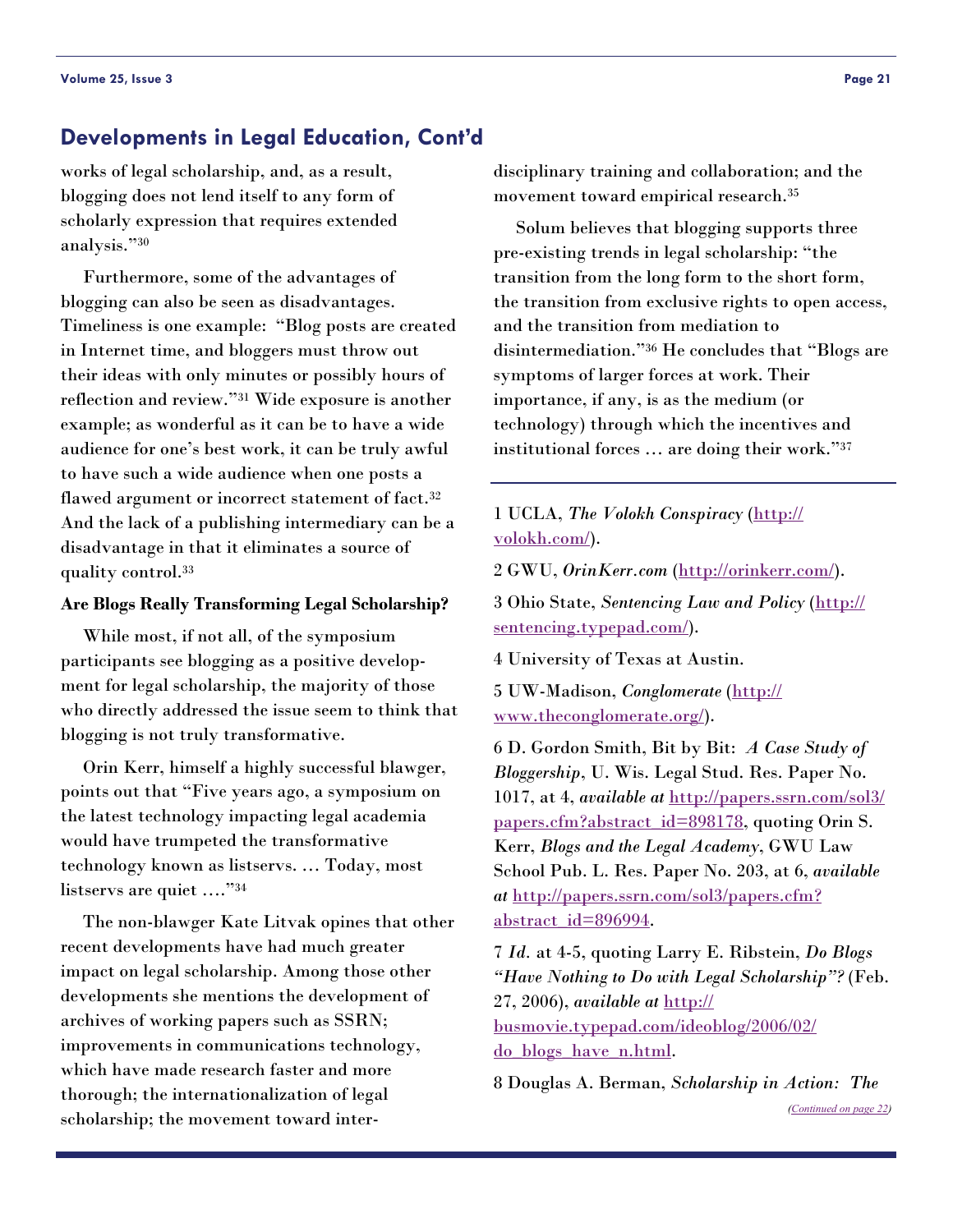## Developments in Legal Education, Cont'd

works of legal scholarship, and, as a result, blogging does not lend itself to any form of scholarly expression that requires extended analysis."[30]

Furthermore, some of the advantages of blogging can also be seen as disadvantages. Timeliness is one example: "Blog posts are created in Internet time, and bloggers must throw out their ideas with only minutes or possibly hours of reflection and review."[31] Wide exposure is another example; as wonderful as it can be to have a wide audience for one's best work, it can be truly awful to have such a wide audience when one posts a flawed argument or incorrect statement of fact.[32] And the lack of a publishing intermediary can be a disadvantage in that it eliminates a source of quality control.[33]

**Are Blogs Really Transforming Legal Scholarship?**

While most, if not all, of the symposium participants see blogging as a positive development for legal scholarship, the majority of those who directly addressed the issue seem to think that blogging is not truly transformative.

Orin Kerr, himself a highly successful blawger, points out that "Five years ago, a symposium on the latest technology impacting legal academia would have trumpeted the transformative technology known as listservs. … Today, most listservs are quiet …."[34]

The non-blawger Kate Litvak opines that other recent developments have had much greater impact on legal scholarship. Among those other developments she mentions the development of archives of working papers such as SSRN; improvements in communications technology, which have made research faster and more thorough; the internationalization of legal scholarship; the movement toward inter-disciplinary training and collaboration; and the movement toward empirical research.[35]

Solum believes that blogging supports three pre-existing trends in legal scholarship: "the transition from the long form to the short form, the transition from exclusive rights to open access, and the transition from mediation to disintermediation."[36] He concludes that "Blogs are symptoms of larger forces at work. Their importance, if any, is as the medium (or technology) through which the incentives and institutional forces … are doing their work."[37]

---

1 UCLA, *The Volokh Conspiracy* (http://volokh.com/).

2 GWU, *OrinKerr.com* (http://orinkerr.com/).

3 Ohio State, *Sentencing Law and Policy* (http://sentencing.typepad.com/).

4 University of Texas at Austin.

5 UW-Madison, *Conglomerate* (http://www.theconglomerate.org/).

6 D. Gordon Smith, Bit by Bit: *A Case Study of Bloggership*, U. Wis. Legal Stud. Res. Paper No. 1017, at 4, *available at* http://papers.ssrn.com/sol3/papers.cfm?abstract_id=898178, quoting Orin S. Kerr, *Blogs and the Legal Academy*, GWU Law School Pub. L. Res. Paper No. 203, at 6, *available at* http://papers.ssrn.com/sol3/papers.cfm?abstract_id=896994.

7 *Id.* at 4-5, quoting Larry E. Ribstein, *Do Blogs "Have Nothing to Do with Legal Scholarship"?* (Feb. 27, 2006), *available at* http://busmovie.typepad.com/ideoblog/2006/02/do_blogs_have_n.html.

8 Douglas A. Berman, *Scholarship in Action: The*

*(Continued on page 22)*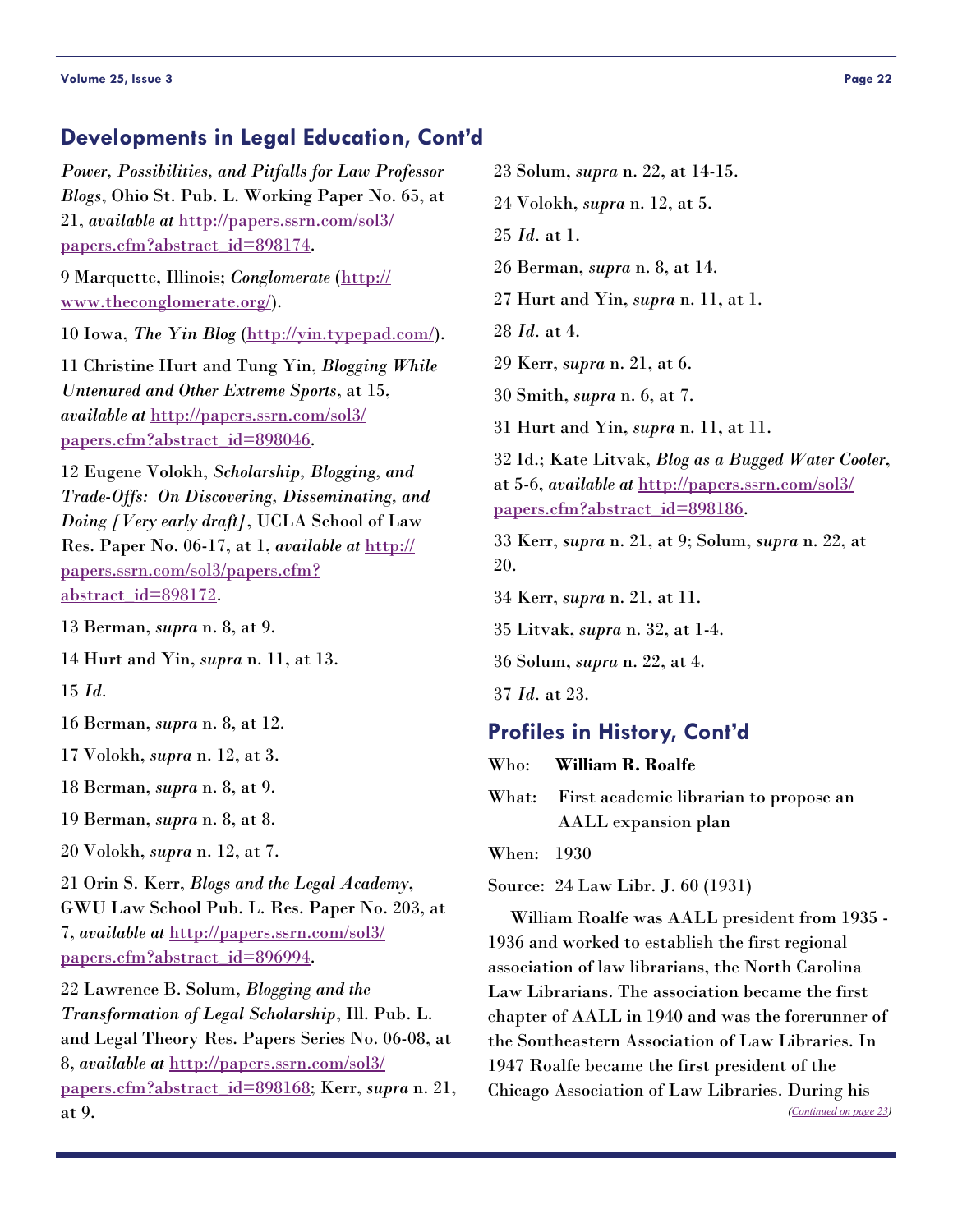## Developments in Legal Education, Cont'd

*Power, Possibilities, and Pitfalls for Law Professor Blogs*, Ohio St. Pub. L. Working Paper No. 65, at 21, *available at* http://papers.ssrn.com/sol3/papers.cfm?abstract_id=898174.

9 Marquette, Illinois; *Conglomerate* (http://www.theconglomerate.org/).

10 Iowa, *The Yin Blog* (http://yin.typepad.com/).

11 Christine Hurt and Tung Yin, *Blogging While Untenured and Other Extreme Sports*, at 15, *available at* http://papers.ssrn.com/sol3/papers.cfm?abstract_id=898046.

12 Eugene Volokh, *Scholarship, Blogging, and Trade-Offs: On Discovering, Disseminating, and Doing [Very early draft]*, UCLA School of Law Res. Paper No. 06-17, at 1, *available at* http://papers.ssrn.com/sol3/papers.cfm?abstract_id=898172.

13 Berman, *supra* n. 8, at 9.

14 Hurt and Yin, *supra* n. 11, at 13.

15 *Id*.

16 Berman, *supra* n. 8, at 12.

17 Volokh, *supra* n. 12, at 3.

18 Berman, *supra* n. 8, at 9.

19 Berman, *supra* n. 8, at 8.

20 Volokh, *supra* n. 12, at 7.

21 Orin S. Kerr, *Blogs and the Legal Academy*, GWU Law School Pub. L. Res. Paper No. 203, at 7, *available at* http://papers.ssrn.com/sol3/papers.cfm?abstract_id=896994.

22 Lawrence B. Solum, *Blogging and the Transformation of Legal Scholarship*, Ill. Pub. L. and Legal Theory Res. Papers Series No. 06-08, at 8, *available at* http://papers.ssrn.com/sol3/papers.cfm?abstract_id=898168; Kerr, *supra* n. 21, at 9.

23 Solum, *supra* n. 22, at 14-15.

24 Volokh, *supra* n. 12, at 5.

25 *Id*. at 1.

26 Berman, *supra* n. 8, at 14.

27 Hurt and Yin, *supra* n. 11, at 1.

28 *Id*. at 4.

29 Kerr, *supra* n. 21, at 6.

30 Smith, *supra* n. 6, at 7.

31 Hurt and Yin, *supra* n. 11, at 11.

32 Id.; Kate Litvak, *Blog as a Bugged Water Cooler*, at 5-6, *available at* http://papers.ssrn.com/sol3/papers.cfm?abstract_id=898186.

33 Kerr, *supra* n. 21, at 9; Solum, *supra* n. 22, at 20.

34 Kerr, *supra* n. 21, at 11.

35 Litvak, *supra* n. 32, at 1-4.

36 Solum, *supra* n. 22, at 4.

37 *Id*. at 23.

## Profiles in History, Cont'd

Who: **William R. Roalfe**

What: First academic librarian to propose an AALL expansion plan

When: 1930

Source: 24 Law Libr. J. 60 (1931)

William Roalfe was AALL president from 1935 - 1936 and worked to establish the first regional association of law librarians, the North Carolina Law Librarians. The association became the first chapter of AALL in 1940 and was the forerunner of the Southeastern Association of Law Libraries. In 1947 Roalfe became the first president of the Chicago Association of Law Libraries. During his

*(Continued on page 23)*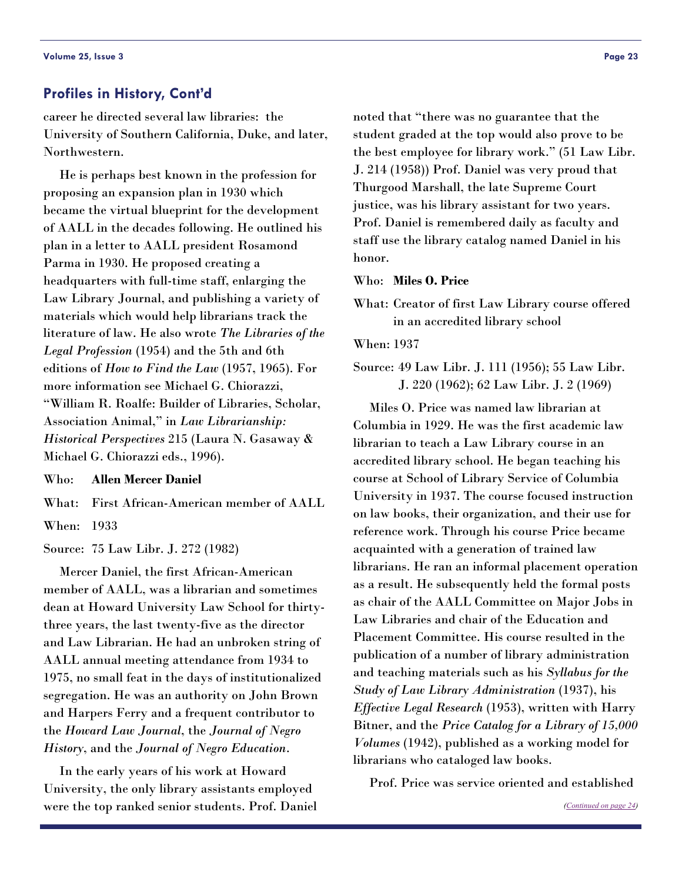## Profiles in History, Cont'd

career he directed several law libraries: the University of Southern California, Duke, and later, Northwestern.

He is perhaps best known in the profession for proposing an expansion plan in 1930 which became the virtual blueprint for the development of AALL in the decades following. He outlined his plan in a letter to AALL president Rosamond Parma in 1930. He proposed creating a headquarters with full-time staff, enlarging the Law Library Journal, and publishing a variety of materials which would help librarians track the literature of law. He also wrote *The Libraries of the Legal Profession* (1954) and the 5th and 6th editions of *How to Find the Law* (1957, 1965). For more information see Michael G. Chiorazzi, "William R. Roalfe: Builder of Libraries, Scholar, Association Animal," in *Law Librarianship: Historical Perspectives* 215 (Laura N. Gasaway & Michael G. Chiorazzi eds., 1996).

Who: **Allen Mercer Daniel**

What: First African-American member of AALL

When: 1933

Source: 75 Law Libr. J. 272 (1982)

Mercer Daniel, the first African-American member of AALL, was a librarian and sometimes dean at Howard University Law School for thirty-three years, the last twenty-five as the director and Law Librarian. He had an unbroken string of AALL annual meeting attendance from 1934 to 1975, no small feat in the days of institutionalized segregation. He was an authority on John Brown and Harpers Ferry and a frequent contributor to the *Howard Law Journal*, the *Journal of Negro History*, and the *Journal of Negro Education*.

In the early years of his work at Howard University, the only library assistants employed were the top ranked senior students. Prof. Daniel noted that "there was no guarantee that the student graded at the top would also prove to be the best employee for library work." (51 Law Libr. J. 214 (1958)) Prof. Daniel was very proud that Thurgood Marshall, the late Supreme Court justice, was his library assistant for two years. Prof. Daniel is remembered daily as faculty and staff use the library catalog named Daniel in his honor.

Who: **Miles O. Price**

What: Creator of first Law Library course offered in an accredited library school

When: 1937

Source: 49 Law Libr. J. 111 (1956); 55 Law Libr. J. 220 (1962); 62 Law Libr. J. 2 (1969)

Miles O. Price was named law librarian at Columbia in 1929. He was the first academic law librarian to teach a Law Library course in an accredited library school. He began teaching his course at School of Library Service of Columbia University in 1937. The course focused instruction on law books, their organization, and their use for reference work. Through his course Price became acquainted with a generation of trained law librarians. He ran an informal placement operation as a result. He subsequently held the formal posts as chair of the AALL Committee on Major Jobs in Law Libraries and chair of the Education and Placement Committee. His course resulted in the publication of a number of library administration and teaching materials such as his *Syllabus for the Study of Law Library Administration* (1937), his *Effective Legal Research* (1953), written with Harry Bitner, and the *Price Catalog for a Library of 15,000 Volumes* (1942), published as a working model for librarians who cataloged law books.

Prof. Price was service oriented and established

*(Continued on page 24)*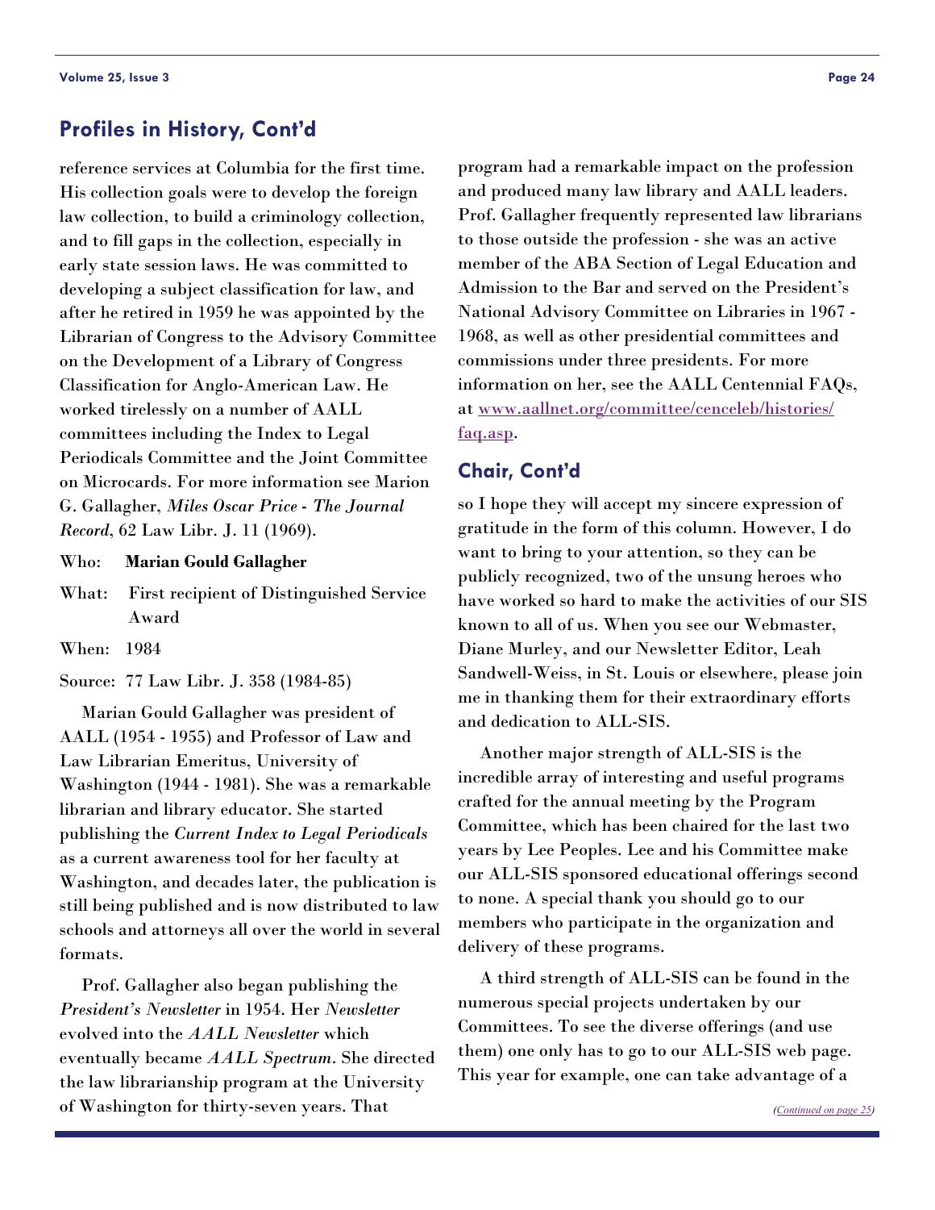## Profiles in History, Cont'd

reference services at Columbia for the first time. His collection goals were to develop the foreign law collection, to build a criminology collection, and to fill gaps in the collection, especially in early state session laws. He was committed to developing a subject classification for law, and after he retired in 1959 he was appointed by the Librarian of Congress to the Advisory Committee on the Development of a Library of Congress Classification for Anglo-American Law. He worked tirelessly on a number of AALL committees including the Index to Legal Periodicals Committee and the Joint Committee on Microcards. For more information see Marion G. Gallagher, *Miles Oscar Price - The Journal Record*, 62 Law Libr. J. 11 (1969).

Who: **Marian Gould Gallagher**

What: First recipient of Distinguished Service Award

When: 1984

Source: 77 Law Libr. J. 358 (1984-85)

Marian Gould Gallagher was president of AALL (1954 - 1955) and Professor of Law and Law Librarian Emeritus, University of Washington (1944 - 1981). She was a remarkable librarian and library educator. She started publishing the *Current Index to Legal Periodicals* as a current awareness tool for her faculty at Washington, and decades later, the publication is still being published and is now distributed to law schools and attorneys all over the world in several formats.

Prof. Gallagher also began publishing the *President's Newsletter* in 1954. Her *Newsletter* evolved into the *AALL Newsletter* which eventually became *AALL Spectrum*. She directed the law librarianship program at the University of Washington for thirty-seven years. That program had a remarkable impact on the profession and produced many law library and AALL leaders. Prof. Gallagher frequently represented law librarians to those outside the profession - she was an active member of the ABA Section of Legal Education and Admission to the Bar and served on the President's National Advisory Committee on Libraries in 1967 - 1968, as well as other presidential committees and commissions under three presidents. For more information on her, see the AALL Centennial FAQs, at www.aallnet.org/committee/cenceleb/histories/faq.asp.

## Chair, Cont'd

so I hope they will accept my sincere expression of gratitude in the form of this column. However, I do want to bring to your attention, so they can be publicly recognized, two of the unsung heroes who have worked so hard to make the activities of our SIS known to all of us. When you see our Webmaster, Diane Murley, and our Newsletter Editor, Leah Sandwell-Weiss, in St. Louis or elsewhere, please join me in thanking them for their extraordinary efforts and dedication to ALL-SIS.

Another major strength of ALL-SIS is the incredible array of interesting and useful programs crafted for the annual meeting by the Program Committee, which has been chaired for the last two years by Lee Peoples. Lee and his Committee make our ALL-SIS sponsored educational offerings second to none. A special thank you should go to our members who participate in the organization and delivery of these programs.

A third strength of ALL-SIS can be found in the numerous special projects undertaken by our Committees. To see the diverse offerings (and use them) one only has to go to our ALL-SIS web page. This year for example, one can take advantage of a

*(Continued on page 25)*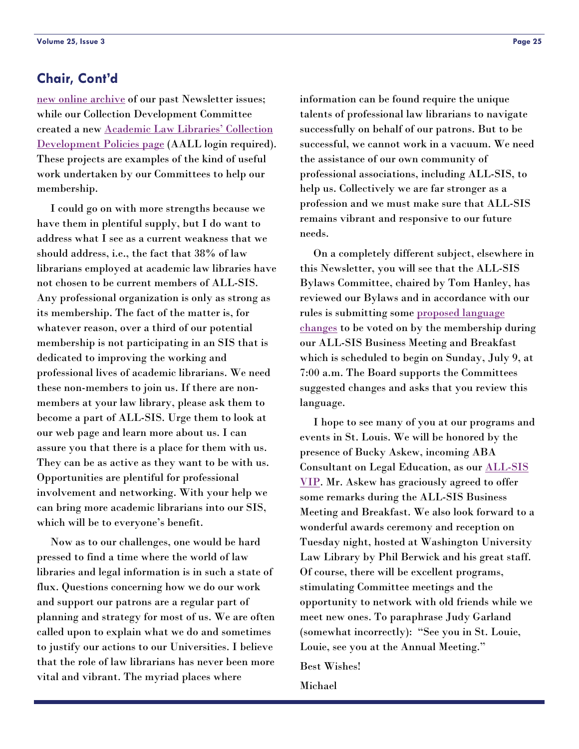## Chair, Cont'd

new online archive of our past Newsletter issues; while our Collection Development Committee created a new Academic Law Libraries' Collection Development Policies page (AALL login required). These projects are examples of the kind of useful work undertaken by our Committees to help our membership.

I could go on with more strengths because we have them in plentiful supply, but I do want to address what I see as a current weakness that we should address, i.e., the fact that 38% of law librarians employed at academic law libraries have not chosen to be current members of ALL-SIS. Any professional organization is only as strong as its membership. The fact of the matter is, for whatever reason, over a third of our potential membership is not participating in an SIS that is dedicated to improving the working and professional lives of academic librarians. We need these non-members to join us. If there are non-members at your law library, please ask them to become a part of ALL-SIS. Urge them to look at our web page and learn more about us. I can assure you that there is a place for them with us. They can be as active as they want to be with us. Opportunities are plentiful for professional involvement and networking. With your help we can bring more academic librarians into our SIS, which will be to everyone's benefit.

Now as to our challenges, one would be hard pressed to find a time where the world of law libraries and legal information is in such a state of flux. Questions concerning how we do our work and support our patrons are a regular part of planning and strategy for most of us. We are often called upon to explain what we do and sometimes to justify our actions to our Universities. I believe that the role of law librarians has never been more vital and vibrant. The myriad places where information can be found require the unique talents of professional law librarians to navigate successfully on behalf of our patrons. But to be successful, we cannot work in a vacuum. We need the assistance of our own community of professional associations, including ALL-SIS, to help us. Collectively we are far stronger as a profession and we must make sure that ALL-SIS remains vibrant and responsive to our future needs.

On a completely different subject, elsewhere in this Newsletter, you will see that the ALL-SIS Bylaws Committee, chaired by Tom Hanley, has reviewed our Bylaws and in accordance with our rules is submitting some proposed language changes to be voted on by the membership during our ALL-SIS Business Meeting and Breakfast which is scheduled to begin on Sunday, July 9, at 7:00 a.m. The Board supports the Committees suggested changes and asks that you review this language.

I hope to see many of you at our programs and events in St. Louis. We will be honored by the presence of Bucky Askew, incoming ABA Consultant on Legal Education, as our ALL-SIS VIP. Mr. Askew has graciously agreed to offer some remarks during the ALL-SIS Business Meeting and Breakfast. We also look forward to a wonderful awards ceremony and reception on Tuesday night, hosted at Washington University Law Library by Phil Berwick and his great staff. Of course, there will be excellent programs, stimulating Committee meetings and the opportunity to network with old friends while we meet new ones. To paraphrase Judy Garland (somewhat incorrectly): "See you in St. Louie, Louie, see you at the Annual Meeting."

Best Wishes!

Michael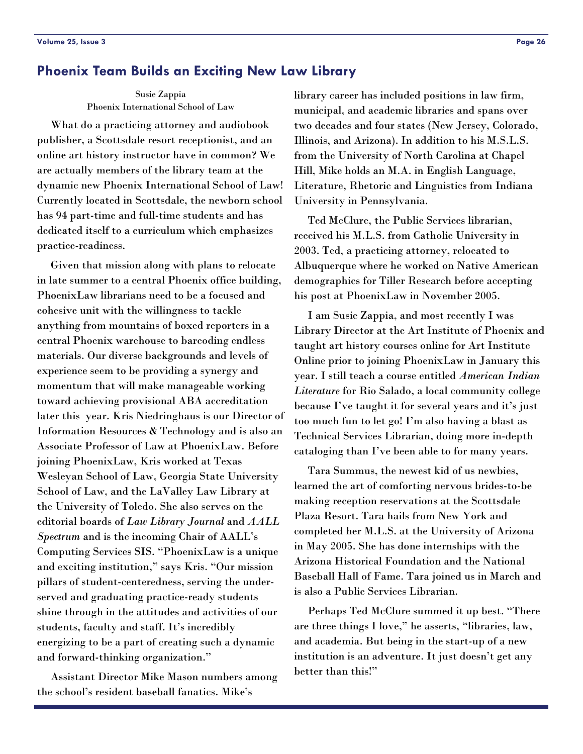## Phoenix Team Builds an Exciting New Law Library

Susie Zappia
Phoenix International School of Law

What do a practicing attorney and audiobook publisher, a Scottsdale resort receptionist, and an online art history instructor have in common? We are actually members of the library team at the dynamic new Phoenix International School of Law! Currently located in Scottsdale, the newborn school has 94 part-time and full-time students and has dedicated itself to a curriculum which emphasizes practice-readiness.

Given that mission along with plans to relocate in late summer to a central Phoenix office building, PhoenixLaw librarians need to be a focused and cohesive unit with the willingness to tackle anything from mountains of boxed reporters in a central Phoenix warehouse to barcoding endless materials. Our diverse backgrounds and levels of experience seem to be providing a synergy and momentum that will make manageable working toward achieving provisional ABA accreditation later this year. Kris Niedringhaus is our Director of Information Resources & Technology and is also an Associate Professor of Law at PhoenixLaw. Before joining PhoenixLaw, Kris worked at Texas Wesleyan School of Law, Georgia State University School of Law, and the LaValley Law Library at the University of Toledo. She also serves on the editorial boards of *Law Library Journal* and *AALL Spectrum* and is the incoming Chair of AALL's Computing Services SIS. "PhoenixLaw is a unique and exciting institution," says Kris. "Our mission pillars of student-centeredness, serving the under-served and graduating practice-ready students shine through in the attitudes and activities of our students, faculty and staff. It's incredibly energizing to be a part of creating such a dynamic and forward-thinking organization."

Assistant Director Mike Mason numbers among the school's resident baseball fanatics. Mike's library career has included positions in law firm, municipal, and academic libraries and spans over two decades and four states (New Jersey, Colorado, Illinois, and Arizona). In addition to his M.S.L.S. from the University of North Carolina at Chapel Hill, Mike holds an M.A. in English Language, Literature, Rhetoric and Linguistics from Indiana University in Pennsylvania.

Ted McClure, the Public Services librarian, received his M.L.S. from Catholic University in 2003. Ted, a practicing attorney, relocated to Albuquerque where he worked on Native American demographics for Tiller Research before accepting his post at PhoenixLaw in November 2005.

I am Susie Zappia, and most recently I was Library Director at the Art Institute of Phoenix and taught art history courses online for Art Institute Online prior to joining PhoenixLaw in January this year. I still teach a course entitled *American Indian Literature* for Rio Salado, a local community college because I've taught it for several years and it's just too much fun to let go! I'm also having a blast as Technical Services Librarian, doing more in-depth cataloging than I've been able to for many years.

Tara Summus, the newest kid of us newbies, learned the art of comforting nervous brides-to-be making reception reservations at the Scottsdale Plaza Resort. Tara hails from New York and completed her M.L.S. at the University of Arizona in May 2005. She has done internships with the Arizona Historical Foundation and the National Baseball Hall of Fame. Tara joined us in March and is also a Public Services Librarian.

Perhaps Ted McClure summed it up best. "There are three things I love," he asserts, "libraries, law, and academia. But being in the start-up of a new institution is an adventure. It just doesn't get any better than this!"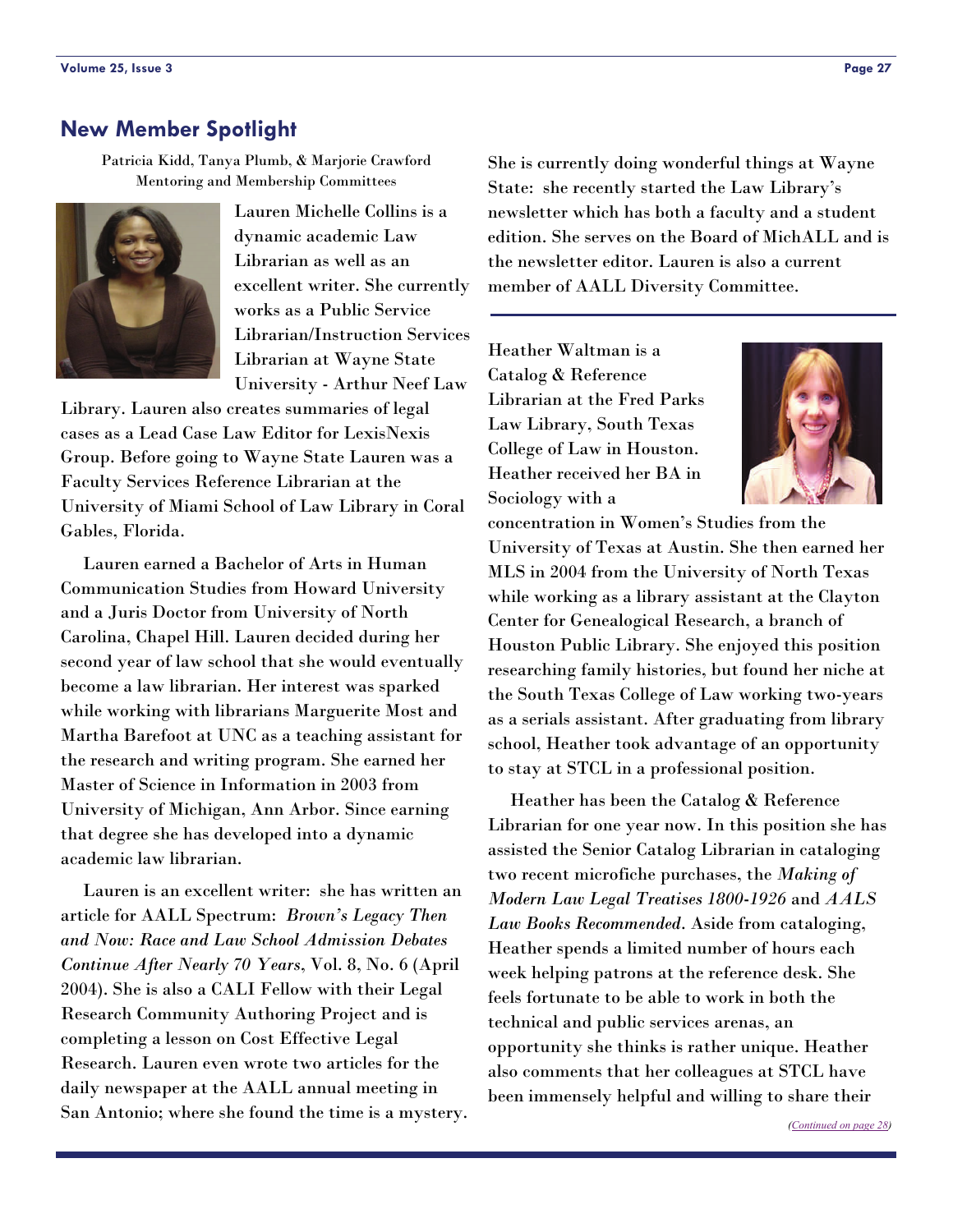## New Member Spotlight

Patricia Kidd, Tanya Plumb, & Marjorie Crawford
Mentoring and Membership Committees

Lauren Michelle Collins is a dynamic academic Law Librarian as well as an excellent writer. She currently works as a Public Service Librarian/Instruction Services Librarian at Wayne State University - Arthur Neef Law Library. Lauren also creates summaries of legal cases as a Lead Case Law Editor for LexisNexis Group. Before going to Wayne State Lauren was a Faculty Services Reference Librarian at the University of Miami School of Law Library in Coral Gables, Florida.

Lauren earned a Bachelor of Arts in Human Communication Studies from Howard University and a Juris Doctor from University of North Carolina, Chapel Hill. Lauren decided during her second year of law school that she would eventually become a law librarian. Her interest was sparked while working with librarians Marguerite Most and Martha Barefoot at UNC as a teaching assistant for the research and writing program. She earned her Master of Science in Information in 2003 from University of Michigan, Ann Arbor. Since earning that degree she has developed into a dynamic academic law librarian.

Lauren is an excellent writer: she has written an article for AALL Spectrum: *Brown's Legacy Then and Now: Race and Law School Admission Debates Continue After Nearly 70 Years*, Vol. 8, No. 6 (April 2004). She is also a CALI Fellow with their Legal Research Community Authoring Project and is completing a lesson on Cost Effective Legal Research. Lauren even wrote two articles for the daily newspaper at the AALL annual meeting in San Antonio; where she found the time is a mystery. She is currently doing wonderful things at Wayne State: she recently started the Law Library's newsletter which has both a faculty and a student edition. She serves on the Board of MichALL and is the newsletter editor. Lauren is also a current member of AALL Diversity Committee.

---

Heather Waltman is a Catalog & Reference Librarian at the Fred Parks Law Library, South Texas College of Law in Houston. Heather received her BA in Sociology with a concentration in Women's Studies from the University of Texas at Austin. She then earned her MLS in 2004 from the University of North Texas while working as a library assistant at the Clayton Center for Genealogical Research, a branch of Houston Public Library. She enjoyed this position researching family histories, but found her niche at the South Texas College of Law working two-years as a serials assistant. After graduating from library school, Heather took advantage of an opportunity to stay at STCL in a professional position.

Heather has been the Catalog & Reference Librarian for one year now. In this position she has assisted the Senior Catalog Librarian in cataloging two recent microfiche purchases, the *Making of Modern Law Legal Treatises 1800-1926* and *AALS Law Books Recommended*. Aside from cataloging, Heather spends a limited number of hours each week helping patrons at the reference desk. She feels fortunate to be able to work in both the technical and public services arenas, an opportunity she thinks is rather unique. Heather also comments that her colleagues at STCL have been immensely helpful and willing to share their

*(Continued on page 28)*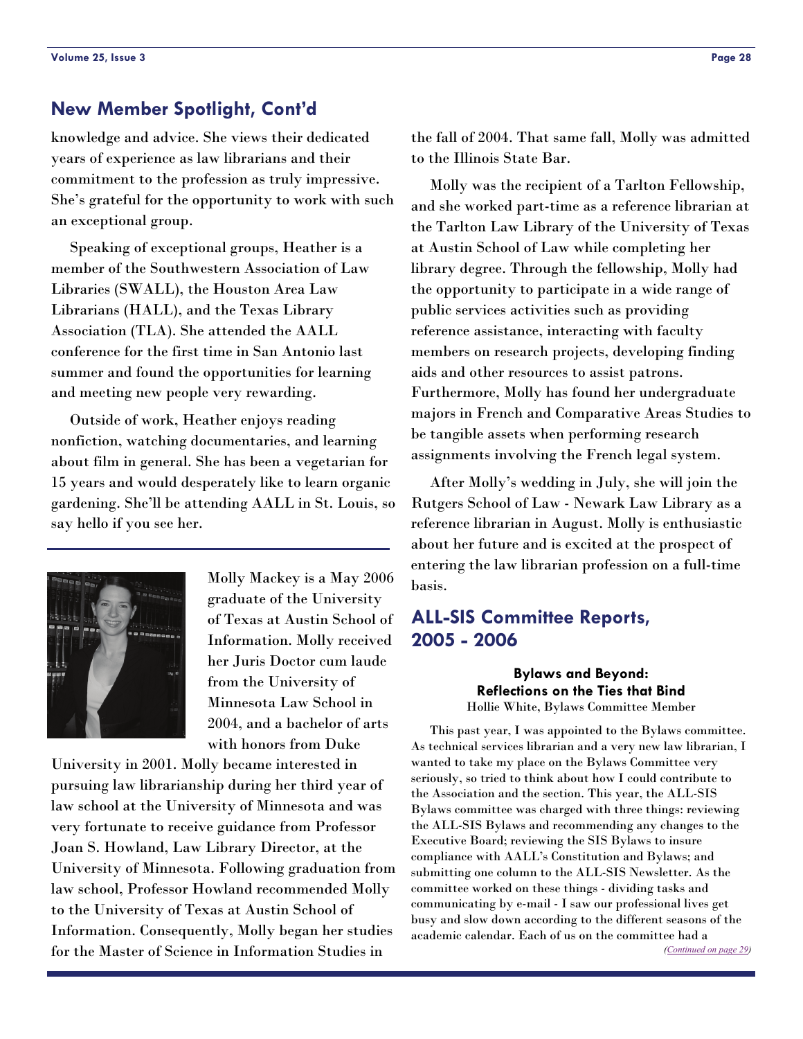## New Member Spotlight, Cont'd

knowledge and advice. She views their dedicated years of experience as law librarians and their commitment to the profession as truly impressive. She's grateful for the opportunity to work with such an exceptional group.

Speaking of exceptional groups, Heather is a member of the Southwestern Association of Law Libraries (SWALL), the Houston Area Law Librarians (HALL), and the Texas Library Association (TLA). She attended the AALL conference for the first time in San Antonio last summer and found the opportunities for learning and meeting new people very rewarding.

Outside of work, Heather enjoys reading nonfiction, watching documentaries, and learning about film in general. She has been a vegetarian for 15 years and would desperately like to learn organic gardening. She'll be attending AALL in St. Louis, so say hello if you see her.

---

Molly Mackey is a May 2006 graduate of the University of Texas at Austin School of Information. Molly received her Juris Doctor cum laude from the University of Minnesota Law School in 2004, and a bachelor of arts with honors from Duke University in 2001. Molly became interested in pursuing law librarianship during her third year of law school at the University of Minnesota and was very fortunate to receive guidance from Professor Joan S. Howland, Law Library Director, at the University of Minnesota. Following graduation from law school, Professor Howland recommended Molly to the University of Texas at Austin School of Information. Consequently, Molly began her studies for the Master of Science in Information Studies in the fall of 2004. That same fall, Molly was admitted to the Illinois State Bar.

Molly was the recipient of a Tarlton Fellowship, and she worked part-time as a reference librarian at the Tarlton Law Library of the University of Texas at Austin School of Law while completing her library degree. Through the fellowship, Molly had the opportunity to participate in a wide range of public services activities such as providing reference assistance, interacting with faculty members on research projects, developing finding aids and other resources to assist patrons. Furthermore, Molly has found her undergraduate majors in French and Comparative Areas Studies to be tangible assets when performing research assignments involving the French legal system.

After Molly's wedding in July, she will join the Rutgers School of Law - Newark Law Library as a reference librarian in August. Molly is enthusiastic about her future and is excited at the prospect of entering the law librarian profession on a full-time basis.

## ALL-SIS Committee Reports, 2005 - 2006

### Bylaws and Beyond: Reflections on the Ties that Bind

Hollie White, Bylaws Committee Member

This past year, I was appointed to the Bylaws committee. As technical services librarian and a very new law librarian, I wanted to take my place on the Bylaws Committee very seriously, so tried to think about how I could contribute to the Association and the section. This year, the ALL-SIS Bylaws committee was charged with three things: reviewing the ALL-SIS Bylaws and recommending any changes to the Executive Board; reviewing the SIS Bylaws to insure compliance with AALL's Constitution and Bylaws; and submitting one column to the ALL-SIS Newsletter. As the committee worked on these things - dividing tasks and communicating by e-mail - I saw our professional lives get busy and slow down according to the different seasons of the academic calendar. Each of us on the committee had a

*(Continued on page 29)*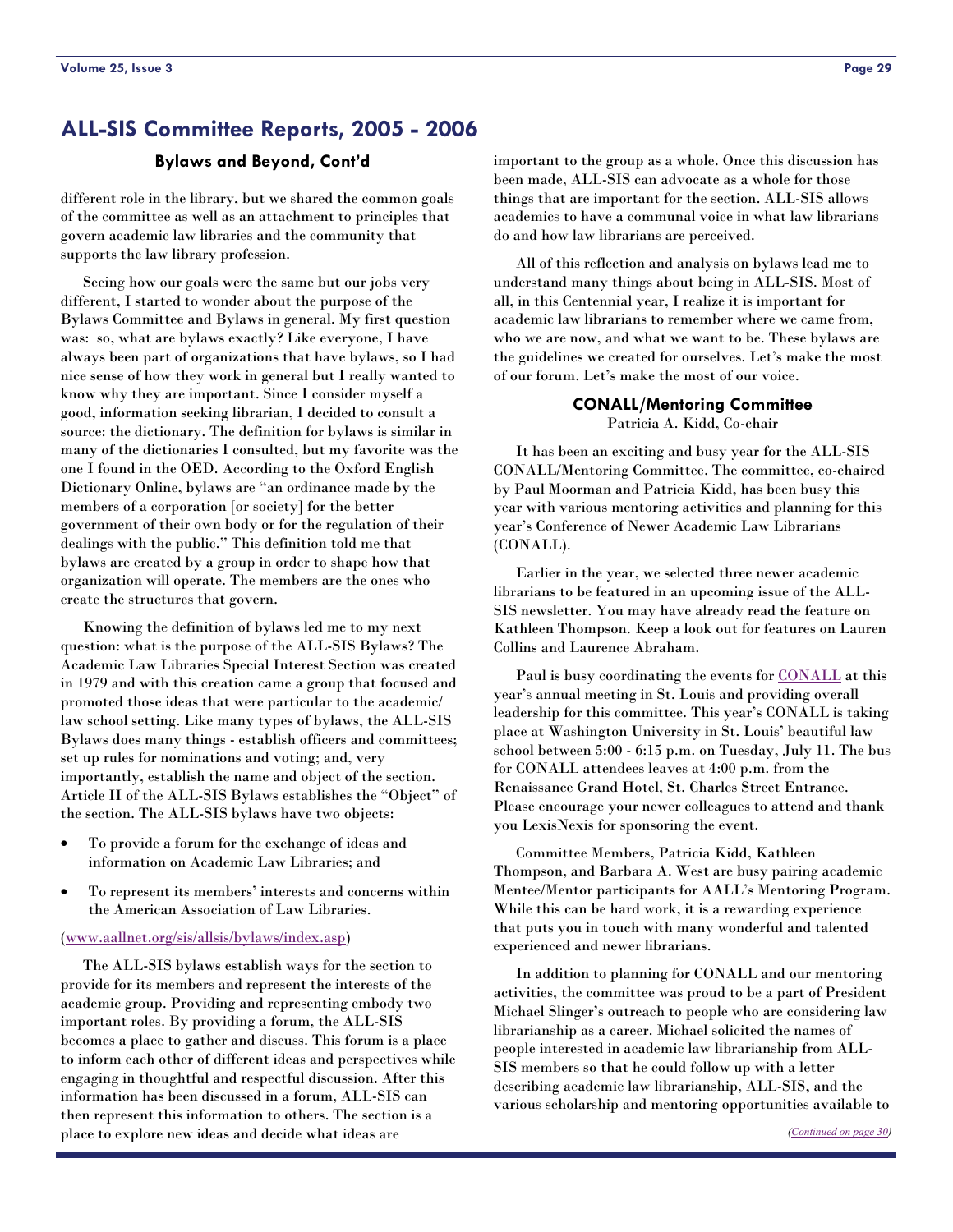# ALL-SIS Committee Reports, 2005 - 2006

### Bylaws and Beyond, Cont'd

different role in the library, but we shared the common goals of the committee as well as an attachment to principles that govern academic law libraries and the community that supports the law library profession.

Seeing how our goals were the same but our jobs very different, I started to wonder about the purpose of the Bylaws Committee and Bylaws in general. My first question was: so, what are bylaws exactly? Like everyone, I have always been part of organizations that have bylaws, so I had nice sense of how they work in general but I really wanted to know why they are important. Since I consider myself a good, information seeking librarian, I decided to consult a source: the dictionary. The definition for bylaws is similar in many of the dictionaries I consulted, but my favorite was the one I found in the OED. According to the Oxford English Dictionary Online, bylaws are "an ordinance made by the members of a corporation [or society] for the better government of their own body or for the regulation of their dealings with the public." This definition told me that bylaws are created by a group in order to shape how that organization will operate. The members are the ones who create the structures that govern.

Knowing the definition of bylaws led me to my next question: what is the purpose of the ALL-SIS Bylaws? The Academic Law Libraries Special Interest Section was created in 1979 and with this creation came a group that focused and promoted those ideas that were particular to the academic/law school setting. Like many types of bylaws, the ALL-SIS Bylaws does many things - establish officers and committees; set up rules for nominations and voting; and, very importantly, establish the name and object of the section. Article II of the ALL-SIS Bylaws establishes the "Object" of the section. The ALL-SIS bylaws have two objects:

- To provide a forum for the exchange of ideas and information on Academic Law Libraries; and
- To represent its members' interests and concerns within the American Association of Law Libraries.

(www.aallnet.org/sis/allsis/bylaws/index.asp)

The ALL-SIS bylaws establish ways for the section to provide for its members and represent the interests of the academic group. Providing and representing embody two important roles. By providing a forum, the ALL-SIS becomes a place to gather and discuss. This forum is a place to inform each other of different ideas and perspectives while engaging in thoughtful and respectful discussion. After this information has been discussed in a forum, ALL-SIS can then represent this information to others. The section is a place to explore new ideas and decide what ideas are important to the group as a whole. Once this discussion has been made, ALL-SIS can advocate as a whole for those things that are important for the section. ALL-SIS allows academics to have a communal voice in what law librarians do and how law librarians are perceived.

All of this reflection and analysis on bylaws lead me to understand many things about being in ALL-SIS. Most of all, in this Centennial year, I realize it is important for academic law librarians to remember where we came from, who we are now, and what we want to be. These bylaws are the guidelines we created for ourselves. Let's make the most of our forum. Let's make the most of our voice.

### CONALL/Mentoring Committee

Patricia A. Kidd, Co-chair

It has been an exciting and busy year for the ALL-SIS CONALL/Mentoring Committee. The committee, co-chaired by Paul Moorman and Patricia Kidd, has been busy this year with various mentoring activities and planning for this year's Conference of Newer Academic Law Librarians (CONALL).

Earlier in the year, we selected three newer academic librarians to be featured in an upcoming issue of the ALL-SIS newsletter. You may have already read the feature on Kathleen Thompson. Keep a look out for features on Lauren Collins and Laurence Abraham.

Paul is busy coordinating the events for CONALL at this year's annual meeting in St. Louis and providing overall leadership for this committee. This year's CONALL is taking place at Washington University in St. Louis' beautiful law school between 5:00 - 6:15 p.m. on Tuesday, July 11. The bus for CONALL attendees leaves at 4:00 p.m. from the Renaissance Grand Hotel, St. Charles Street Entrance. Please encourage your newer colleagues to attend and thank you LexisNexis for sponsoring the event.

Committee Members, Patricia Kidd, Kathleen Thompson, and Barbara A. West are busy pairing academic Mentee/Mentor participants for AALL's Mentoring Program. While this can be hard work, it is a rewarding experience that puts you in touch with many wonderful and talented experienced and newer librarians.

In addition to planning for CONALL and our mentoring activities, the committee was proud to be a part of President Michael Slinger's outreach to people who are considering law librarianship as a career. Michael solicited the names of people interested in academic law librarianship from ALL-SIS members so that he could follow up with a letter describing academic law librarianship, ALL-SIS, and the various scholarship and mentoring opportunities available to

*(Continued on page 30)*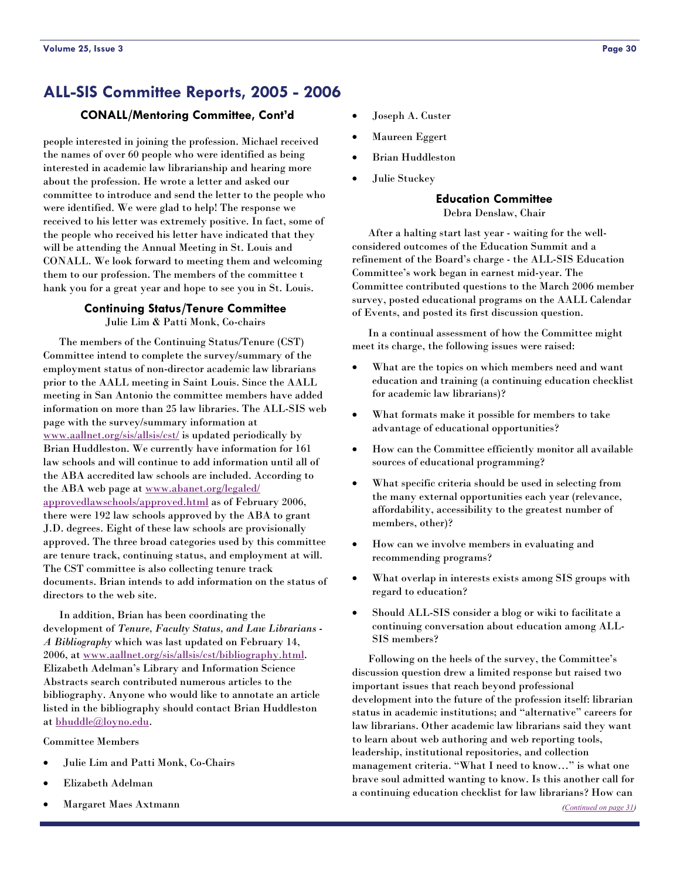## ALL-SIS Committee Reports, 2005 - 2006

### CONALL/Mentoring Committee, Cont'd

people interested in joining the profession. Michael received the names of over 60 people who were identified as being interested in academic law librarianship and hearing more about the profession. He wrote a letter and asked our committee to introduce and send the letter to the people who were identified. We were glad to help! The response we received to his letter was extremely positive. In fact, some of the people who received his letter have indicated that they will be attending the Annual Meeting in St. Louis and CONALL. We look forward to meeting them and welcoming them to our profession. The members of the committee t hank you for a great year and hope to see you in St. Louis.

### Continuing Status/Tenure Committee

Julie Lim & Patti Monk, Co-chairs

The members of the Continuing Status/Tenure (CST) Committee intend to complete the survey/summary of the employment status of non-director academic law librarians prior to the AALL meeting in Saint Louis. Since the AALL meeting in San Antonio the committee members have added information on more than 25 law libraries. The ALL-SIS web page with the survey/summary information at www.aallnet.org/sis/allsis/cst/ is updated periodically by Brian Huddleston. We currently have information for 161 law schools and will continue to add information until all of the ABA accredited law schools are included. According to the ABA web page at www.abanet.org/legaled/approvedlawschools/approved.html as of February 2006, there were 192 law schools approved by the ABA to grant J.D. degrees. Eight of these law schools are provisionally approved. The three broad categories used by this committee are tenure track, continuing status, and employment at will. The CST committee is also collecting tenure track documents. Brian intends to add information on the status of directors to the web site.

In addition, Brian has been coordinating the development of ***Tenure, Faculty Status, and Law Librarians - A Bibliography*** which was last updated on February 14, 2006, at www.aallnet.org/sis/allsis/cst/bibliography.html. Elizabeth Adelman's Library and Information Science Abstracts search contributed numerous articles to the bibliography. Anyone who would like to annotate an article listed in the bibliography should contact Brian Huddleston at bhuddle@loyno.edu.

Committee Members

- Julie Lim and Patti Monk, Co-Chairs
- Elizabeth Adelman
- Margaret Maes Axtmann
- Joseph A. Custer
- Maureen Eggert
- Brian Huddleston
- Julie Stuckey

### Education Committee

Debra Denslaw, Chair

After a halting start last year - waiting for the well-considered outcomes of the Education Summit and a refinement of the Board's charge - the ALL-SIS Education Committee's work began in earnest mid-year. The Committee contributed questions to the March 2006 member survey, posted educational programs on the AALL Calendar of Events, and posted its first discussion question.

In a continual assessment of how the Committee might meet its charge, the following issues were raised:

- What are the topics on which members need and want education and training (a continuing education checklist for academic law librarians)?
- What formats make it possible for members to take advantage of educational opportunities?
- How can the Committee efficiently monitor all available sources of educational programming?
- What specific criteria should be used in selecting from the many external opportunities each year (relevance, affordability, accessibility to the greatest number of members, other)?
- How can we involve members in evaluating and recommending programs?
- What overlap in interests exists among SIS groups with regard to education?
- Should ALL-SIS consider a blog or wiki to facilitate a continuing conversation about education among ALL-SIS members?

Following on the heels of the survey, the Committee's discussion question drew a limited response but raised two important issues that reach beyond professional development into the future of the profession itself: librarian status in academic institutions; and "alternative" careers for law librarians. Other academic law librarians said they want to learn about web authoring and web reporting tools, leadership, institutional repositories, and collection management criteria. "What I need to know…" is what one brave soul admitted wanting to know. Is this another call for a continuing education checklist for law librarians? How can

*(Continued on page 31)*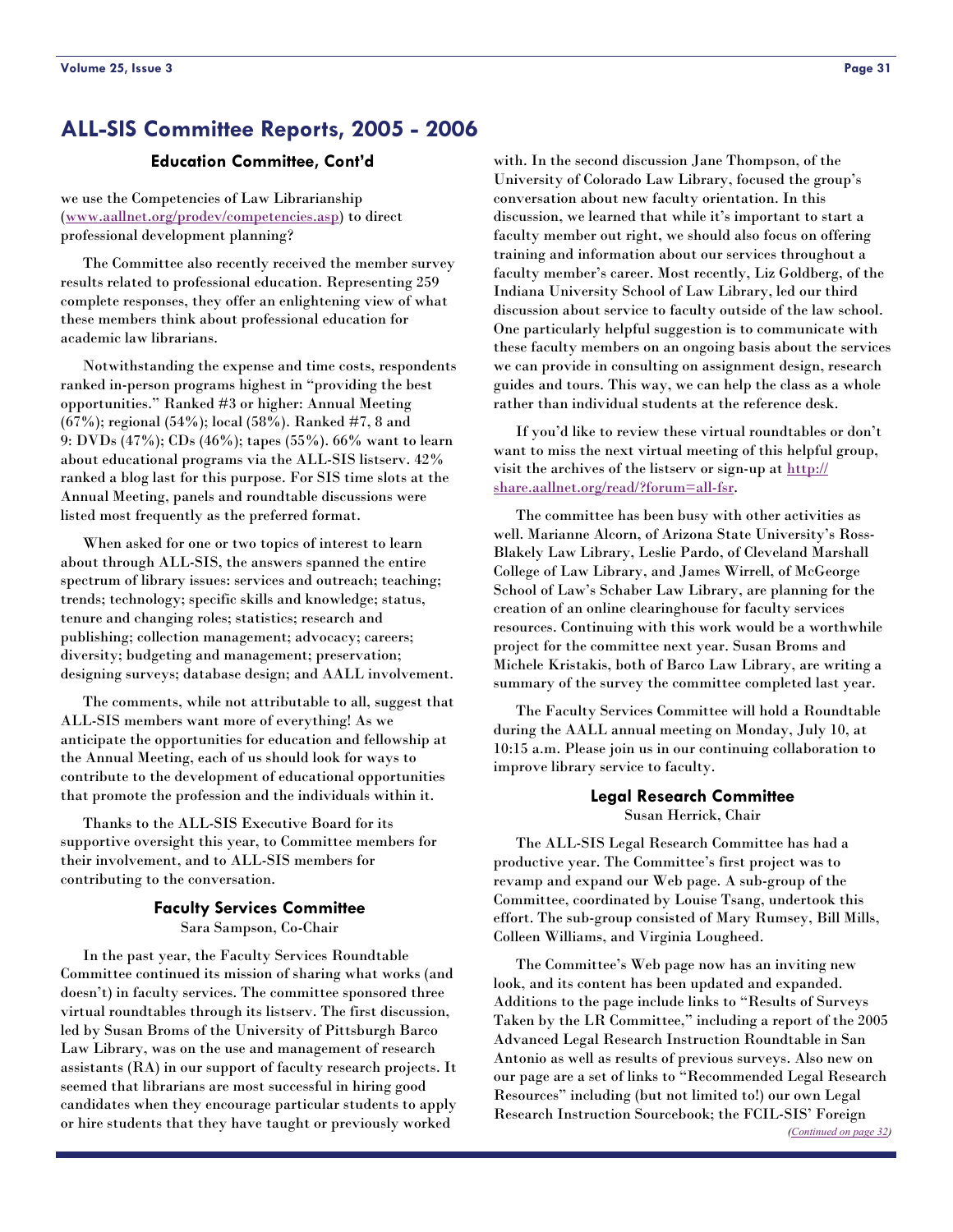# ALL-SIS Committee Reports, 2005 - 2006

### Education Committee, Cont'd

we use the Competencies of Law Librarianship (www.aallnet.org/prodev/competencies.asp) to direct professional development planning?

The Committee also recently received the member survey results related to professional education. Representing 259 complete responses, they offer an enlightening view of what these members think about professional education for academic law librarians.

Notwithstanding the expense and time costs, respondents ranked in-person programs highest in "providing the best opportunities." Ranked #3 or higher: Annual Meeting (67%); regional (54%); local (58%). Ranked #7, 8 and 9: DVDs (47%); CDs (46%); tapes (55%). 66% want to learn about educational programs via the ALL-SIS listserv. 42% ranked a blog last for this purpose. For SIS time slots at the Annual Meeting, panels and roundtable discussions were listed most frequently as the preferred format.

When asked for one or two topics of interest to learn about through ALL-SIS, the answers spanned the entire spectrum of library issues: services and outreach; teaching; trends; technology; specific skills and knowledge; status, tenure and changing roles; statistics; research and publishing; collection management; advocacy; careers; diversity; budgeting and management; preservation; designing surveys; database design; and AALL involvement.

The comments, while not attributable to all, suggest that ALL-SIS members want more of everything! As we anticipate the opportunities for education and fellowship at the Annual Meeting, each of us should look for ways to contribute to the development of educational opportunities that promote the profession and the individuals within it.

Thanks to the ALL-SIS Executive Board for its supportive oversight this year, to Committee members for their involvement, and to ALL-SIS members for contributing to the conversation.

### Faculty Services Committee

Sara Sampson, Co-Chair

In the past year, the Faculty Services Roundtable Committee continued its mission of sharing what works (and doesn't) in faculty services. The committee sponsored three virtual roundtables through its listserv. The first discussion, led by Susan Broms of the University of Pittsburgh Barco Law Library, was on the use and management of research assistants (RA) in our support of faculty research projects. It seemed that librarians are most successful in hiring good candidates when they encourage particular students to apply or hire students that they have taught or previously worked with. In the second discussion Jane Thompson, of the University of Colorado Law Library, focused the group's conversation about new faculty orientation. In this discussion, we learned that while it's important to start a faculty member out right, we should also focus on offering training and information about our services throughout a faculty member's career. Most recently, Liz Goldberg, of the Indiana University School of Law Library, led our third discussion about service to faculty outside of the law school. One particularly helpful suggestion is to communicate with these faculty members on an ongoing basis about the services we can provide in consulting on assignment design, research guides and tours. This way, we can help the class as a whole rather than individual students at the reference desk.

If you'd like to review these virtual roundtables or don't want to miss the next virtual meeting of this helpful group, visit the archives of the listserv or sign-up at http://share.aallnet.org/read/?forum=all-fsr.

The committee has been busy with other activities as well. Marianne Alcorn, of Arizona State University's Ross-Blakely Law Library, Leslie Pardo, of Cleveland Marshall College of Law Library, and James Wirrell, of McGeorge School of Law's Schaber Law Library, are planning for the creation of an online clearinghouse for faculty services resources. Continuing with this work would be a worthwhile project for the committee next year. Susan Broms and Michele Kristakis, both of Barco Law Library, are writing a summary of the survey the committee completed last year.

The Faculty Services Committee will hold a Roundtable during the AALL annual meeting on Monday, July 10, at 10:15 a.m. Please join us in our continuing collaboration to improve library service to faculty.

### Legal Research Committee

Susan Herrick, Chair

The ALL-SIS Legal Research Committee has had a productive year. The Committee's first project was to revamp and expand our Web page. A sub-group of the Committee, coordinated by Louise Tsang, undertook this effort. The sub-group consisted of Mary Rumsey, Bill Mills, Colleen Williams, and Virginia Lougheed.

The Committee's Web page now has an inviting new look, and its content has been updated and expanded. Additions to the page include links to "Results of Surveys Taken by the LR Committee," including a report of the 2005 Advanced Legal Research Instruction Roundtable in San Antonio as well as results of previous surveys. Also new on our page are a set of links to "Recommended Legal Research Resources" including (but not limited to!) our own Legal Research Instruction Sourcebook; the FCIL-SIS' Foreign

*(Continued on page 32)*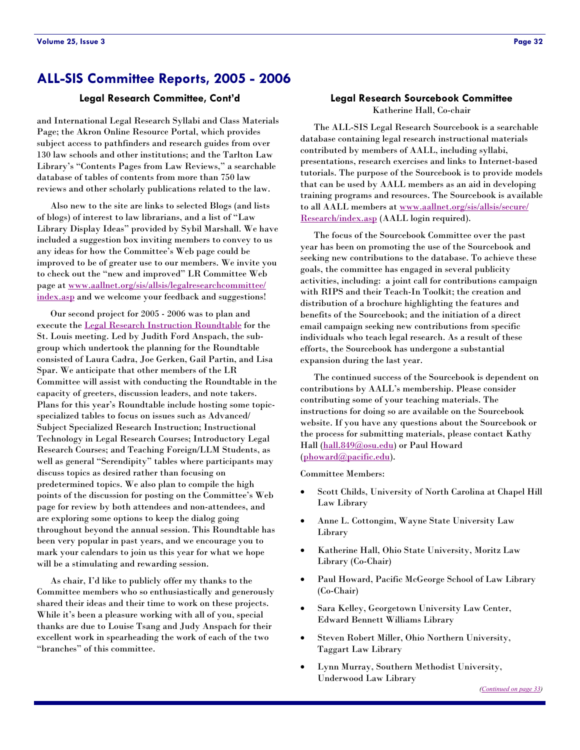## ALL-SIS Committee Reports, 2005 - 2006

### Legal Research Committee, Cont'd

and International Legal Research Syllabi and Class Materials Page; the Akron Online Resource Portal, which provides subject access to pathfinders and research guides from over 130 law schools and other institutions; and the Tarlton Law Library's "Contents Pages from Law Reviews," a searchable database of tables of contents from more than 750 law reviews and other scholarly publications related to the law.

Also new to the site are links to selected Blogs (and lists of blogs) of interest to law librarians, and a list of "Law Library Display Ideas" provided by Sybil Marshall. We have included a suggestion box inviting members to convey to us any ideas for how the Committee's Web page could be improved to be of greater use to our members. We invite you to check out the "new and improved" LR Committee Web page at www.aallnet.org/sis/allsis/legalresearchcommittee/index.asp and we welcome your feedback and suggestions!

Our second project for 2005 - 2006 was to plan and execute the Legal Research Instruction Roundtable for the St. Louis meeting. Led by Judith Ford Anspach, the subgroup which undertook the planning for the Roundtable consisted of Laura Cadra, Joe Gerken, Gail Partin, and Lisa Spar. We anticipate that other members of the LR Committee will assist with conducting the Roundtable in the capacity of greeters, discussion leaders, and note takers. Plans for this year's Roundtable include hosting some topic-specialized tables to focus on issues such as Advanced/Subject Specialized Research Instruction; Instructional Technology in Legal Research Courses; Introductory Legal Research Courses; and Teaching Foreign/LLM Students, as well as general "Serendipity" tables where participants may discuss topics as desired rather than focusing on predetermined topics. We also plan to compile the high points of the discussion for posting on the Committee's Web page for review by both attendees and non-attendees, and are exploring some options to keep the dialog going throughout beyond the annual session. This Roundtable has been very popular in past years, and we encourage you to mark your calendars to join us this year for what we hope will be a stimulating and rewarding session.

As chair, I'd like to publicly offer my thanks to the Committee members who so enthusiastically and generously shared their ideas and their time to work on these projects. While it's been a pleasure working with all of you, special thanks are due to Louise Tsang and Judy Anspach for their excellent work in spearheading the work of each of the two "branches" of this committee.

### Legal Research Sourcebook Committee

Katherine Hall, Co-chair

The ALL-SIS Legal Research Sourcebook is a searchable database containing legal research instructional materials contributed by members of AALL, including syllabi, presentations, research exercises and links to Internet-based tutorials. The purpose of the Sourcebook is to provide models that can be used by AALL members as an aid in developing training programs and resources. The Sourcebook is available to all AALL members at www.aallnet.org/sis/allsis/secure/Research/index.asp (AALL login required).

The focus of the Sourcebook Committee over the past year has been on promoting the use of the Sourcebook and seeking new contributions to the database. To achieve these goals, the committee has engaged in several publicity activities, including: a joint call for contributions campaign with RIPS and their Teach-In Toolkit; the creation and distribution of a brochure highlighting the features and benefits of the Sourcebook; and the initiation of a direct email campaign seeking new contributions from specific individuals who teach legal research. As a result of these efforts, the Sourcebook has undergone a substantial expansion during the last year.

The continued success of the Sourcebook is dependent on contributions by AALL's membership. Please consider contributing some of your teaching materials. The instructions for doing so are available on the Sourcebook website. If you have any questions about the Sourcebook or the process for submitting materials, please contact Kathy Hall (hall.849@osu.edu) or Paul Howard (phoward@pacific.edu).

Committee Members:

- Scott Childs, University of North Carolina at Chapel Hill Law Library
- Anne L. Cottongim, Wayne State University Law Library
- Katherine Hall, Ohio State University, Moritz Law Library (Co-Chair)
- Paul Howard, Pacific McGeorge School of Law Library (Co-Chair)
- Sara Kelley, Georgetown University Law Center, Edward Bennett Williams Library
- Steven Robert Miller, Ohio Northern University, Taggart Law Library
- Lynn Murray, Southern Methodist University, Underwood Law Library

*(Continued on page 33)*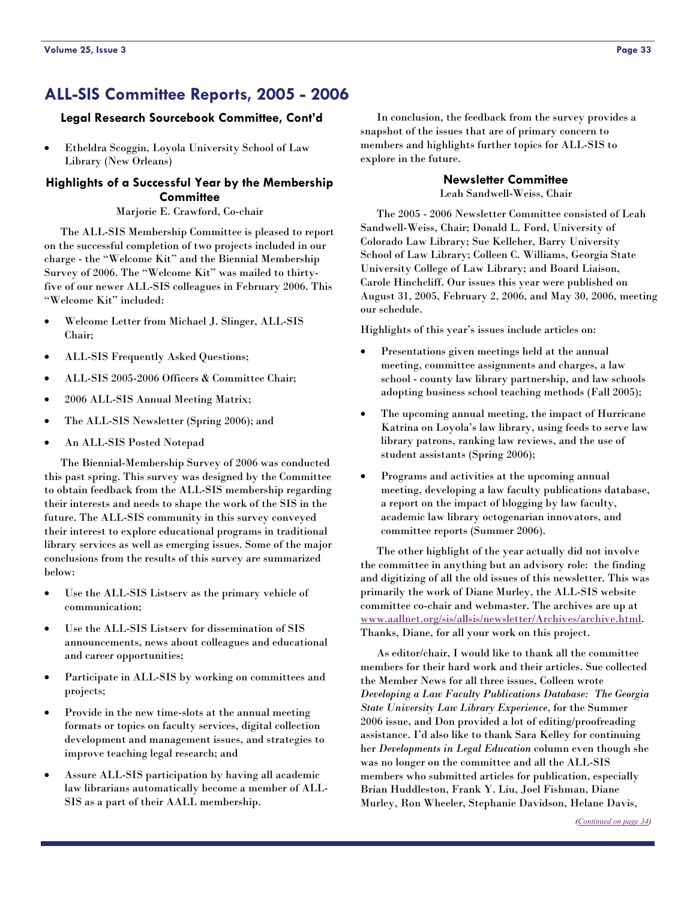# ALL-SIS Committee Reports, 2005 - 2006

### Legal Research Sourcebook Committee, Cont'd

- Etheldra Scoggin, Loyola University School of Law Library (New Orleans)

### Highlights of a Successful Year by the Membership Committee

Marjorie E. Crawford, Co-chair

The ALL-SIS Membership Committee is pleased to report on the successful completion of two projects included in our charge - the "Welcome Kit" and the Biennial Membership Survey of 2006. The "Welcome Kit" was mailed to thirty-five of our newer ALL-SIS colleagues in February 2006. This "Welcome Kit" included:

- Welcome Letter from Michael J. Slinger, ALL-SIS Chair;
- ALL-SIS Frequently Asked Questions;
- ALL-SIS 2005-2006 Officers & Committee Chair;
- 2006 ALL-SIS Annual Meeting Matrix;
- The ALL-SIS Newsletter (Spring 2006); and
- An ALL-SIS Posted Notepad

The Biennial-Membership Survey of 2006 was conducted this past spring. This survey was designed by the Committee to obtain feedback from the ALL-SIS membership regarding their interests and needs to shape the work of the SIS in the future. The ALL-SIS community in this survey conveyed their interest to explore educational programs in traditional library services as well as emerging issues. Some of the major conclusions from the results of this survey are summarized below:

- Use the ALL-SIS Listserv as the primary vehicle of communication;
- Use the ALL-SIS Listserv for dissemination of SIS announcements, news about colleagues and educational and career opportunities;
- Participate in ALL-SIS by working on committees and projects;
- Provide in the new time-slots at the annual meeting formats or topics on faculty services, digital collection development and management issues, and strategies to improve teaching legal research; and
- Assure ALL-SIS participation by having all academic law librarians automatically become a member of ALL-SIS as a part of their AALL membership.

In conclusion, the feedback from the survey provides a snapshot of the issues that are of primary concern to members and highlights further topics for ALL-SIS to explore in the future.

### Newsletter Committee

Leah Sandwell-Weiss, Chair

The 2005 - 2006 Newsletter Committee consisted of Leah Sandwell-Weiss, Chair; Donald L. Ford, University of Colorado Law Library; Sue Kelleher, Barry University School of Law Library; Colleen C. Williams, Georgia State University College of Law Library; and Board Liaison, Carole Hinchcliff. Our issues this year were published on August 31, 2005, February 2, 2006, and May 30, 2006, meeting our schedule.

Highlights of this year's issues include articles on:

- Presentations given meetings held at the annual meeting, committee assignments and charges, a law school - county law library partnership, and law schools adopting business school teaching methods (Fall 2005);
- The upcoming annual meeting, the impact of Hurricane Katrina on Loyola's law library, using feeds to serve law library patrons, ranking law reviews, and the use of student assistants (Spring 2006);
- Programs and activities at the upcoming annual meeting, developing a law faculty publications database, a report on the impact of blogging by law faculty, academic law library octogenarian innovators, and committee reports (Summer 2006).

The other highlight of the year actually did not involve the committee in anything but an advisory role: the finding and digitizing of all the old issues of this newsletter. This was primarily the work of Diane Murley, the ALL-SIS website committee co-chair and webmaster. The archives are up at www.aallnet.org/sis/allsis/newsletter/Archives/archive.html. Thanks, Diane, for all your work on this project.

As editor/chair, I would like to thank all the committee members for their hard work and their articles. Sue collected the Member News for all three issues, Colleen wrote *Developing a Law Faculty Publications Database: The Georgia State University Law Library Experience*, for the Summer 2006 issue, and Don provided a lot of editing/proofreading assistance. I'd also like to thank Sara Kelley for continuing her *Developments in Legal Education* column even though she was no longer on the committee and all the ALL-SIS members who submitted articles for publication, especially Brian Huddleston, Frank Y. Liu, Joel Fishman, Diane Murley, Ron Wheeler, Stephanie Davidson, Helane Davis,

*(Continued on page 34)*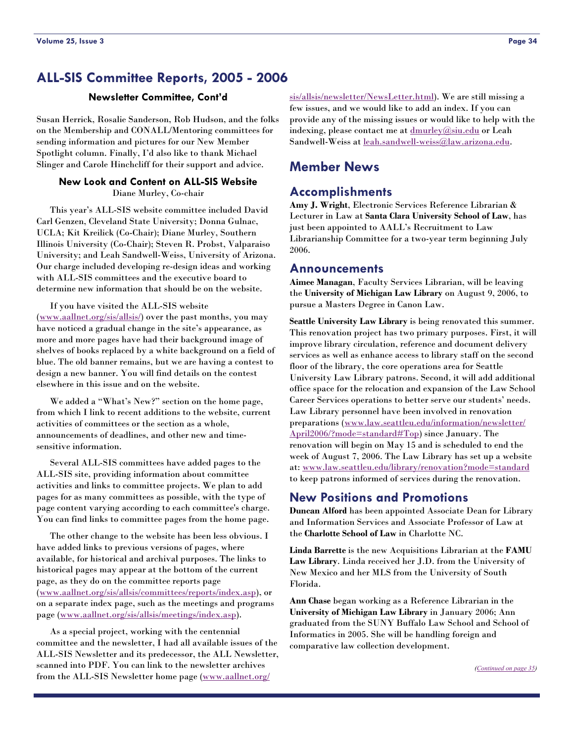## ALL-SIS Committee Reports, 2005 - 2006

### Newsletter Committee, Cont'd

Susan Herrick, Rosalie Sanderson, Rob Hudson, and the folks on the Membership and CONALL/Mentoring committees for sending information and pictures for our New Member Spotlight column. Finally, I'd also like to thank Michael Slinger and Carole Hinchcliff for their support and advice.

### New Look and Content on ALL-SIS Website

Diane Murley, Co-chair

This year's ALL-SIS website committee included David Carl Genzen, Cleveland State University; Donna Gulnac, UCLA; Kit Kreilick (Co-Chair); Diane Murley, Southern Illinois University (Co-Chair); Steven R. Probst, Valparaiso University; and Leah Sandwell-Weiss, University of Arizona. Our charge included developing re-design ideas and working with ALL-SIS committees and the executive board to determine new information that should be on the website.

If you have visited the ALL-SIS website (www.aallnet.org/sis/allsis/) over the past months, you may have noticed a gradual change in the site's appearance, as more and more pages have had their background image of shelves of books replaced by a white background on a field of blue. The old banner remains, but we are having a contest to design a new banner. You will find details on the contest elsewhere in this issue and on the website.

We added a "What's New?" section on the home page, from which I link to recent additions to the website, current activities of committees or the section as a whole, announcements of deadlines, and other new and time-sensitive information.

Several ALL-SIS committees have added pages to the ALL-SIS site, providing information about committee activities and links to committee projects. We plan to add pages for as many committees as possible, with the type of page content varying according to each committee's charge. You can find links to committee pages from the home page.

The other change to the website has been less obvious. I have added links to previous versions of pages, where available, for historical and archival purposes. The links to historical pages may appear at the bottom of the current page, as they do on the committee reports page (www.aallnet.org/sis/allsis/committees/reports/index.asp), or on a separate index page, such as the meetings and programs page (www.aallnet.org/sis/allsis/meetings/index.asp).

As a special project, working with the centennial committee and the newsletter, I had all available issues of the ALL-SIS Newsletter and its predecessor, the ALL Newsletter, scanned into PDF. You can link to the newsletter archives from the ALL-SIS Newsletter home page (www.aallnet.org/sis/allsis/newsletter/NewsLetter.html). We are still missing a few issues, and we would like to add an index. If you can provide any of the missing issues or would like to help with the indexing, please contact me at dmurley@siu.edu or Leah Sandwell-Weiss at leah.sandwell-weiss@law.arizona.edu.

## Member News

### Accomplishments

**Amy J. Wright**, Electronic Services Reference Librarian & Lecturer in Law at **Santa Clara University School of Law**, has just been appointed to AALL's Recruitment to Law Librarianship Committee for a two-year term beginning July 2006.

### Announcements

**Aimee Managan**, Faculty Services Librarian, will be leaving the **University of Michigan Law Library** on August 9, 2006, to pursue a Masters Degree in Canon Law.

**Seattle University Law Library** is being renovated this summer. This renovation project has two primary purposes. First, it will improve library circulation, reference and document delivery services as well as enhance access to library staff on the second floor of the library, the core operations area for Seattle University Law Library patrons. Second, it will add additional office space for the relocation and expansion of the Law School Career Services operations to better serve our students' needs. Law Library personnel have been involved in renovation preparations (www.law.seattleu.edu/information/newsletter/April2006/?mode=standard#Top) since January. The renovation will begin on May 15 and is scheduled to end the week of August 7, 2006. The Law Library has set up a website at: www.law.seattleu.edu/library/renovation?mode=standard to keep patrons informed of services during the renovation.

### New Positions and Promotions

**Duncan Alford** has been appointed Associate Dean for Library and Information Services and Associate Professor of Law at the **Charlotte School of Law** in Charlotte NC.

**Linda Barrette** is the new Acquisitions Librarian at the **FAMU Law Library**. Linda received her J.D. from the University of New Mexico and her MLS from the University of South Florida.

**Ann Chase** began working as a Reference Librarian in the **University of Michigan Law Library** in January 2006; Ann graduated from the SUNY Buffalo Law School and School of Informatics in 2005. She will be handling foreign and comparative law collection development.

*(Continued on page 35)*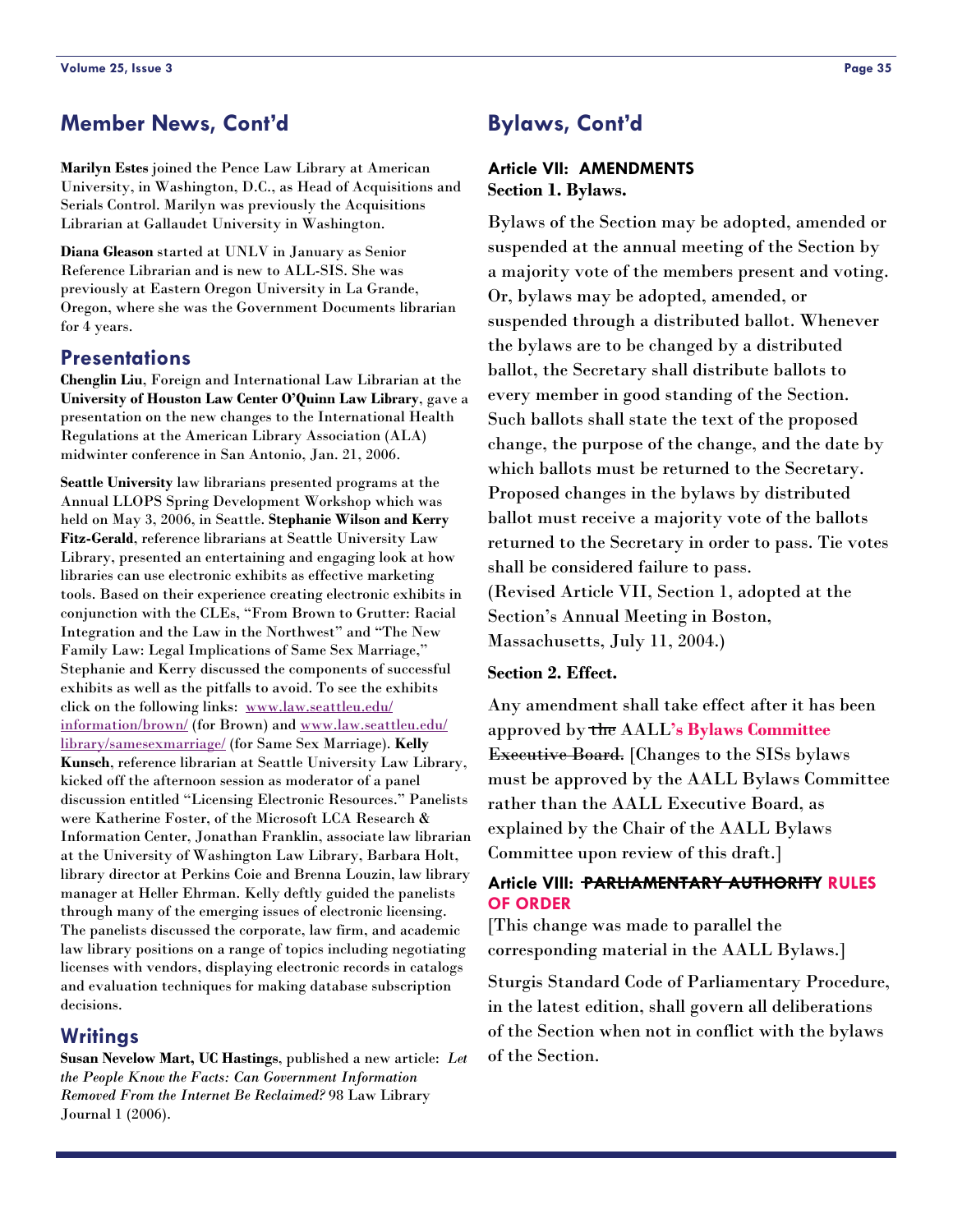## Member News, Cont'd

**Marilyn Estes** joined the Pence Law Library at American University, in Washington, D.C., as Head of Acquisitions and Serials Control. Marilyn was previously the Acquisitions Librarian at Gallaudet University in Washington.

**Diana Gleason** started at UNLV in January as Senior Reference Librarian and is new to ALL-SIS. She was previously at Eastern Oregon University in La Grande, Oregon, where she was the Government Documents librarian for 4 years.

### Presentations

**Chenglin Liu**, Foreign and International Law Librarian at the **University of Houston Law Center O'Quinn Law Library**, gave a presentation on the new changes to the International Health Regulations at the American Library Association (ALA) midwinter conference in San Antonio, Jan. 21, 2006.

**Seattle University** law librarians presented programs at the Annual LLOPS Spring Development Workshop which was held on May 3, 2006, in Seattle. **Stephanie Wilson and Kerry Fitz-Gerald**, reference librarians at Seattle University Law Library, presented an entertaining and engaging look at how libraries can use electronic exhibits as effective marketing tools. Based on their experience creating electronic exhibits in conjunction with the CLEs, "From Brown to Grutter: Racial Integration and the Law in the Northwest" and "The New Family Law: Legal Implications of Same Sex Marriage," Stephanie and Kerry discussed the components of successful exhibits as well as the pitfalls to avoid. To see the exhibits click on the following links: www.law.seattleu.edu/information/brown/ (for Brown) and www.law.seattleu.edu/library/samesexmarriage/ (for Same Sex Marriage). **Kelly Kunsch**, reference librarian at Seattle University Law Library, kicked off the afternoon session as moderator of a panel discussion entitled "Licensing Electronic Resources." Panelists were Katherine Foster, of the Microsoft LCA Research & Information Center, Jonathan Franklin, associate law librarian at the University of Washington Law Library, Barbara Holt, library director at Perkins Coie and Brenna Louzin, law library manager at Heller Ehrman. Kelly deftly guided the panelists through many of the emerging issues of electronic licensing. The panelists discussed the corporate, law firm, and academic law library positions on a range of topics including negotiating licenses with vendors, displaying electronic records in catalogs and evaluation techniques for making database subscription decisions.

### Writings

**Susan Nevelow Mart, UC Hastings**, published a new article: *Let the People Know the Facts: Can Government Information Removed From the Internet Be Reclaimed?* 98 Law Library Journal 1 (2006).

## Bylaws, Cont'd

### Article VII: AMENDMENTS

**Section 1. Bylaws.**

Bylaws of the Section may be adopted, amended or suspended at the annual meeting of the Section by a majority vote of the members present and voting. Or, bylaws may be adopted, amended, or suspended through a distributed ballot. Whenever the bylaws are to be changed by a distributed ballot, the Secretary shall distribute ballots to every member in good standing of the Section. Such ballots shall state the text of the proposed change, the purpose of the change, and the date by which ballots must be returned to the Secretary. Proposed changes in the bylaws by distributed ballot must receive a majority vote of the ballots returned to the Secretary in order to pass. Tie votes shall be considered failure to pass.
(Revised Article VII, Section 1, adopted at the Section's Annual Meeting in Boston, Massachusetts, July 11, 2004.)

**Section 2. Effect.**

Any amendment shall take effect after it has been approved by ~~the~~ AALL**'s Bylaws Committee** ~~Executive Board.~~ [Changes to the SISs bylaws must be approved by the AALL Bylaws Committee rather than the AALL Executive Board, as explained by the Chair of the AALL Bylaws Committee upon review of this draft.]

### Article VIII: ~~PARLIAMENTARY AUTHORITY~~ RULES OF ORDER

[This change was made to parallel the corresponding material in the AALL Bylaws.]

Sturgis Standard Code of Parliamentary Procedure, in the latest edition, shall govern all deliberations of the Section when not in conflict with the bylaws of the Section.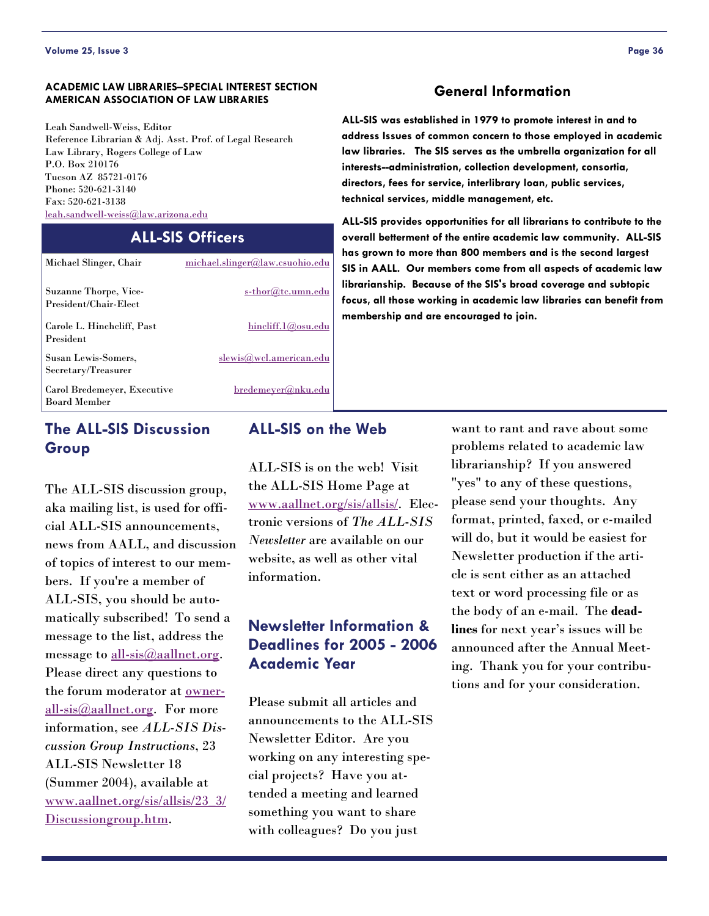**ACADEMIC LAW LIBRARIES—SPECIAL INTEREST SECTION**
**AMERICAN ASSOCIATION OF LAW LIBRARIES**

Leah Sandwell-Weiss, Editor
Reference Librarian & Adj. Asst. Prof. of Legal Research
Law Library, Rogers College of Law
P.O. Box 210176
Tucson AZ 85721-0176
Phone: 520-621-3140
Fax: 520-621-3138
leah.sandwell-weiss@law.arizona.edu

## ALL-SIS Officers

| | |
|---|---|
| Michael Slinger, Chair | michael.slinger@law.csuohio.edu |
| Suzanne Thorpe, Vice-President/Chair-Elect | s-thor@tc.umn.edu |
| Carole L. Hinchcliff, Past President | hincliff.1@osu.edu |
| Susan Lewis-Somers, Secretary/Treasurer | slewis@wcl.american.edu |
| Carol Bredemeyer, Executive Board Member | bredemeyer@nku.edu |

## General Information

**ALL-SIS was established in 1979 to promote interest in and to address Issues of common concern to those employed in academic law libraries. The SIS serves as the umbrella organization for all interests--administration, collection development, consortia, directors, fees for service, interlibrary loan, public services, technical services, middle management, etc.**

**ALL-SIS provides opportunities for all librarians to contribute to the overall betterment of the entire academic law community. ALL-SIS has grown to more than 800 members and is the second largest SIS in AALL. Our members come from all aspects of academic law librarianship. Because of the SIS's broad coverage and subtopic focus, all those working in academic law libraries can benefit from membership and are encouraged to join.**

## The ALL-SIS Discussion Group

The ALL-SIS discussion group, aka mailing list, is used for official ALL-SIS announcements, news from AALL, and discussion of topics of interest to our members. If you're a member of ALL-SIS, you should be automatically subscribed! To send a message to the list, address the message to all-sis@aallnet.org. Please direct any questions to the forum moderator at owner-all-sis@aallnet.org. For more information, see *ALL-SIS Discussion Group Instructions*, 23 ALL-SIS Newsletter 18 (Summer 2004), available at www.aallnet.org/sis/allsis/23_3/Discussiongroup.htm.

## ALL-SIS on the Web

ALL-SIS is on the web! Visit the ALL-SIS Home Page at www.aallnet.org/sis/allsis/. Electronic versions of *The ALL-SIS Newsletter* are available on our website, as well as other vital information.

## Newsletter Information & Deadlines for 2005 - 2006 Academic Year

Please submit all articles and announcements to the ALL-SIS Newsletter Editor. Are you working on any interesting special projects? Have you attended a meeting and learned something you want to share with colleagues? Do you just want to rant and rave about some problems related to academic law librarianship? If you answered "yes" to any of these questions, please send your thoughts. Any format, printed, faxed, or e-mailed will do, but it would be easiest for Newsletter production if the article is sent either as an attached text or word processing file or as the body of an e-mail. The **deadlines** for next year's issues will be announced after the Annual Meeting. Thank you for your contributions and for your consideration.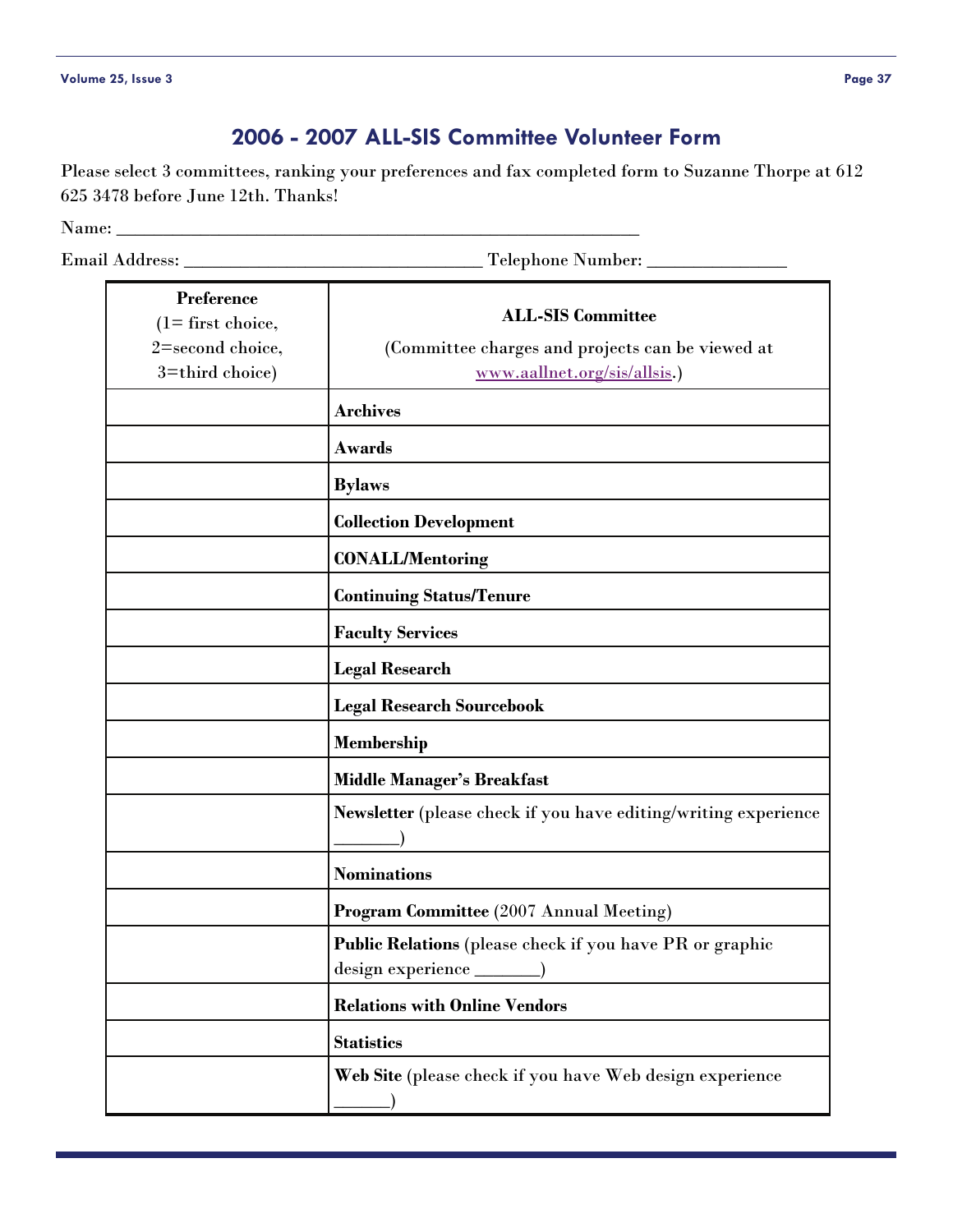## 2006 - 2007 ALL-SIS Committee Volunteer Form

Please select 3 committees, ranking your preferences and fax completed form to Suzanne Thorpe at 612 625 3478 before June 12th. Thanks!

Name: ____________________________________________________________

Email Address: __________________________________ Telephone Number: ________________

| Preference (1= first choice, 2=second choice, 3=third choice) | **ALL-SIS Committee** (Committee charges and projects can be viewed at www.aallnet.org/sis/allsis.) |
|---|---|
| | **Archives** |
| | **Awards** |
| | **Bylaws** |
| | **Collection Development** |
| | **CONALL/Mentoring** |
| | **Continuing Status/Tenure** |
| | **Faculty Services** |
| | **Legal Research** |
| | **Legal Research Sourcebook** |
| | **Membership** |
| | **Middle Manager's Breakfast** |
| | **Newsletter** (please check if you have editing/writing experience _______) |
| | **Nominations** |
| | **Program Committee** (2007 Annual Meeting) |
| | **Public Relations** (please check if you have PR or graphic design experience _______) |
| | **Relations with Online Vendors** |
| | **Statistics** |
| | **Web Site** (please check if you have Web design experience ______) |